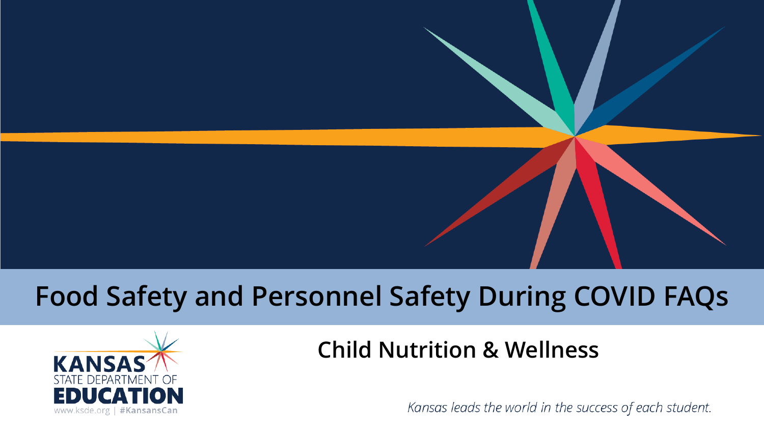# Food Safety and Personnel Safety During COVID FAQs

## Child Nutrition & Wellness

KANSAS STATE DEPARTMENT OF EDUCATION

www.ksde.org | #KansansCan

*Kansas leads the world in the success of each student.*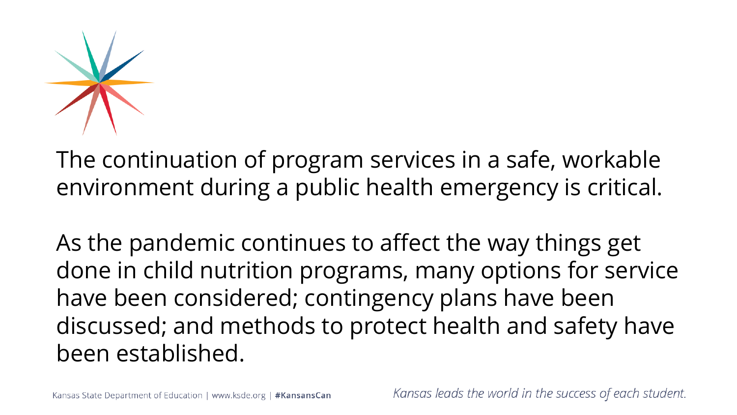The continuation of program services in a safe, workable environment during a public health emergency is critical.

As the pandemic continues to affect the way things get done in child nutrition programs, many options for service have been considered; contingency plans have been discussed; and methods to protect health and safety have been established.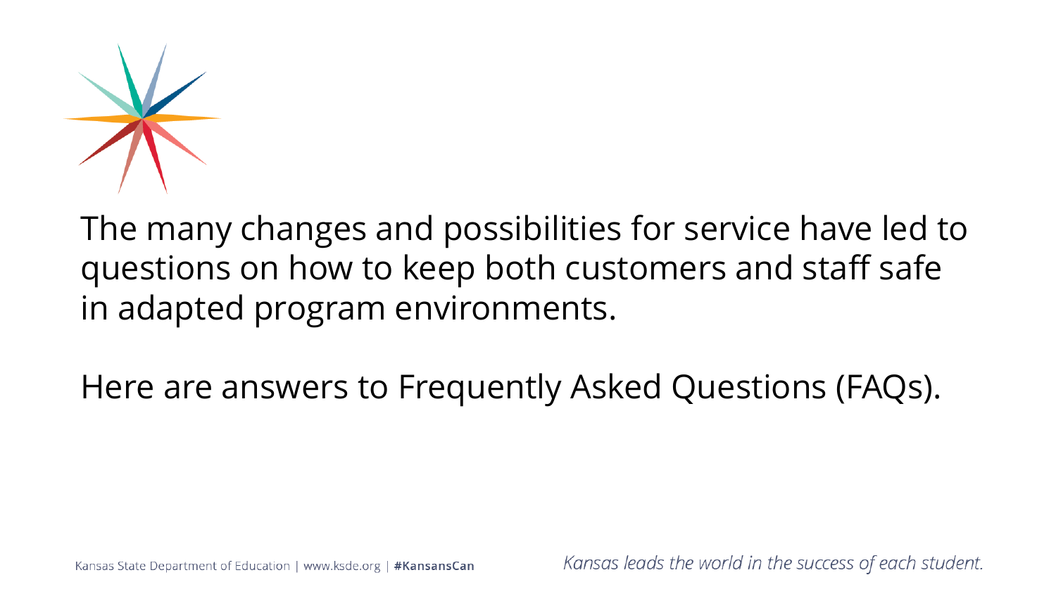The many changes and possibilities for service have led to questions on how to keep both customers and staff safe in adapted program environments.

Here are answers to Frequently Asked Questions (FAQs).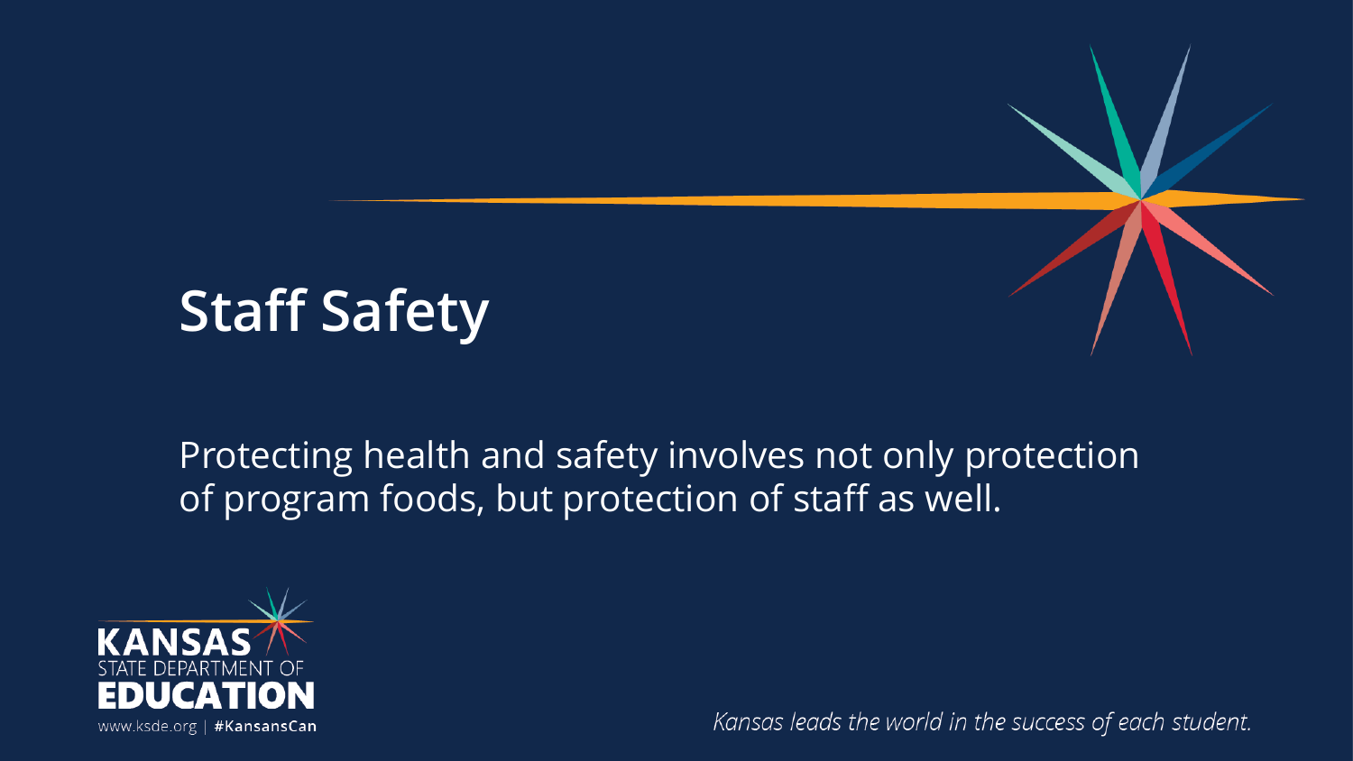# Staff Safety

Protecting health and safety involves not only protection of program foods, but protection of staff as well.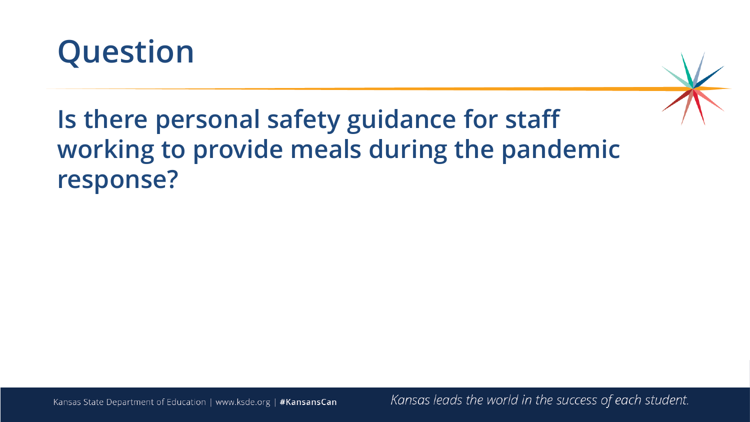# Question

**Is there personal safety guidance for staff working to provide meals during the pandemic response?**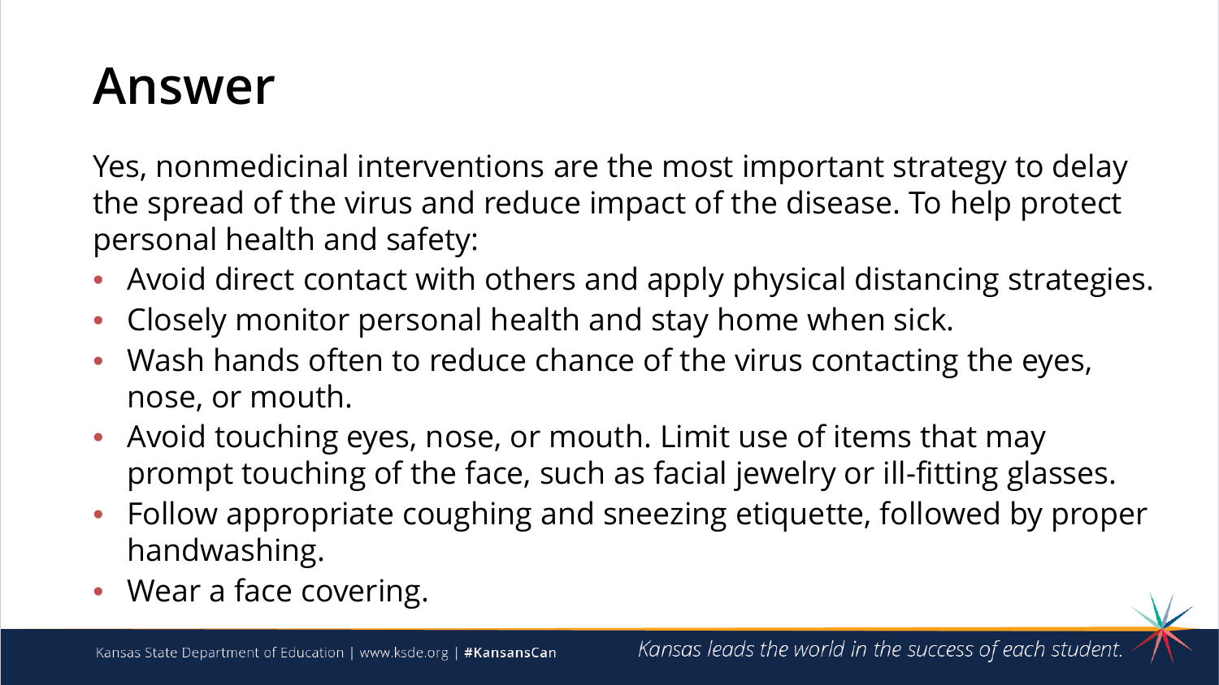# Answer

Yes, nonmedicinal interventions are the most important strategy to delay the spread of the virus and reduce impact of the disease. To help protect personal health and safety:

- Avoid direct contact with others and apply physical distancing strategies.
- Closely monitor personal health and stay home when sick.
- Wash hands often to reduce chance of the virus contacting the eyes, nose, or mouth.
- Avoid touching eyes, nose, or mouth. Limit use of items that may prompt touching of the face, such as facial jewelry or ill-fitting glasses.
- Follow appropriate coughing and sneezing etiquette, followed by proper handwashing.
- Wear a face covering.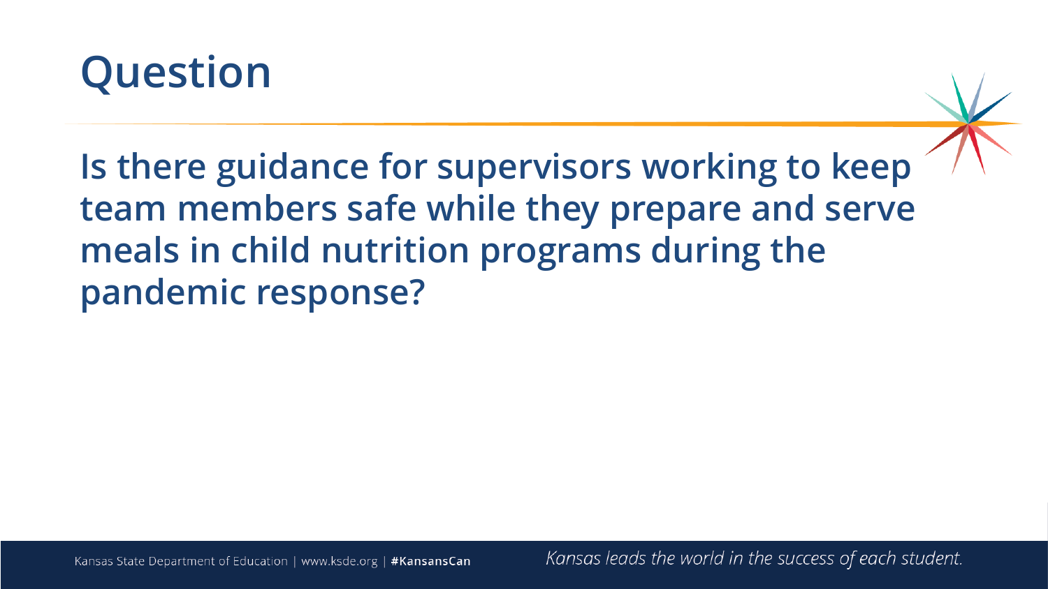# Question

**Is there guidance for supervisors working to keep team members safe while they prepare and serve meals in child nutrition programs during the pandemic response?**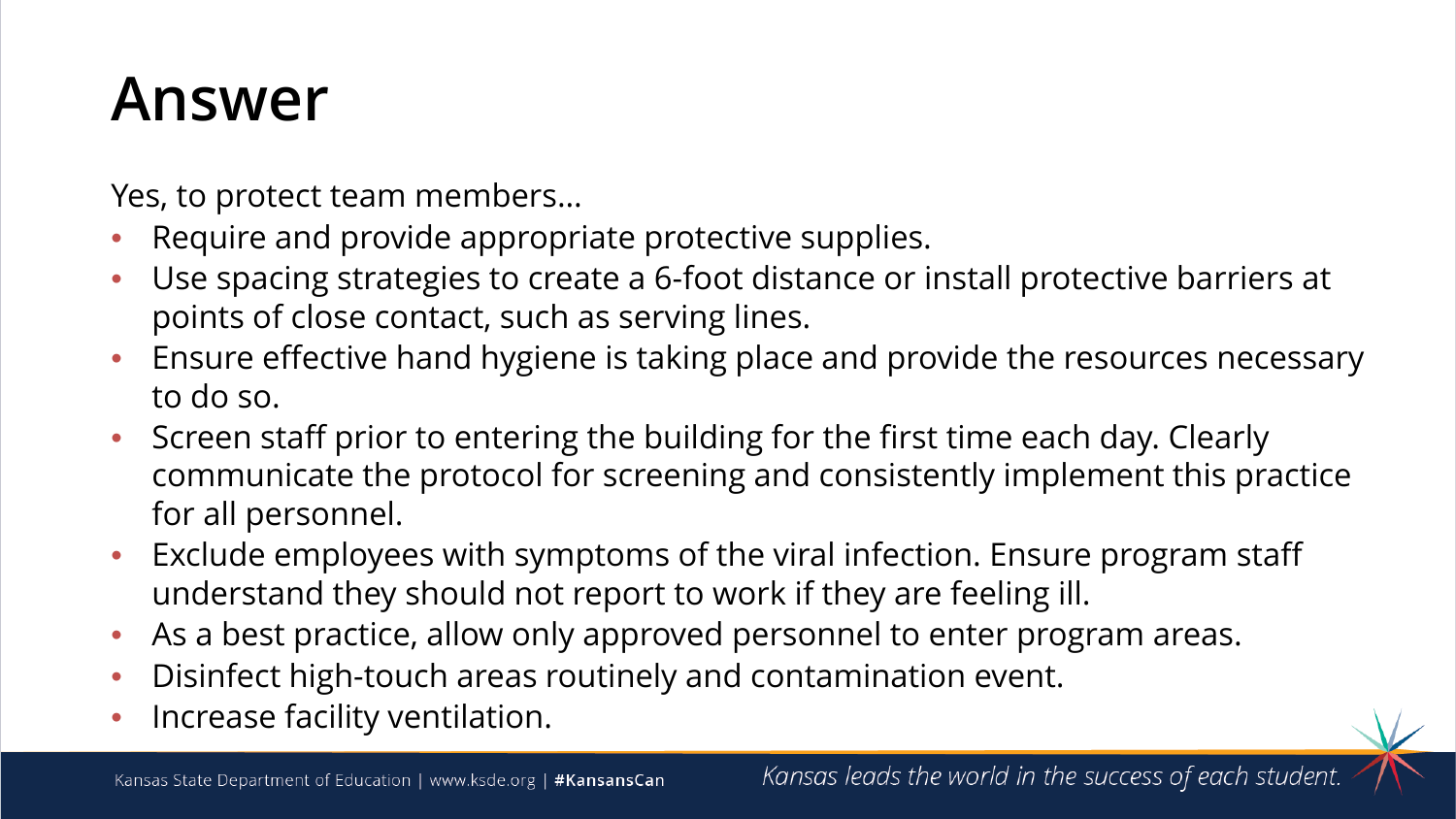# Answer

Yes, to protect team members…

- Require and provide appropriate protective supplies.
- Use spacing strategies to create a 6-foot distance or install protective barriers at points of close contact, such as serving lines.
- Ensure effective hand hygiene is taking place and provide the resources necessary to do so.
- Screen staff prior to entering the building for the first time each day. Clearly communicate the protocol for screening and consistently implement this practice for all personnel.
- Exclude employees with symptoms of the viral infection. Ensure program staff understand they should not report to work if they are feeling ill.
- As a best practice, allow only approved personnel to enter program areas.
- Disinfect high-touch areas routinely and contamination event.
- Increase facility ventilation.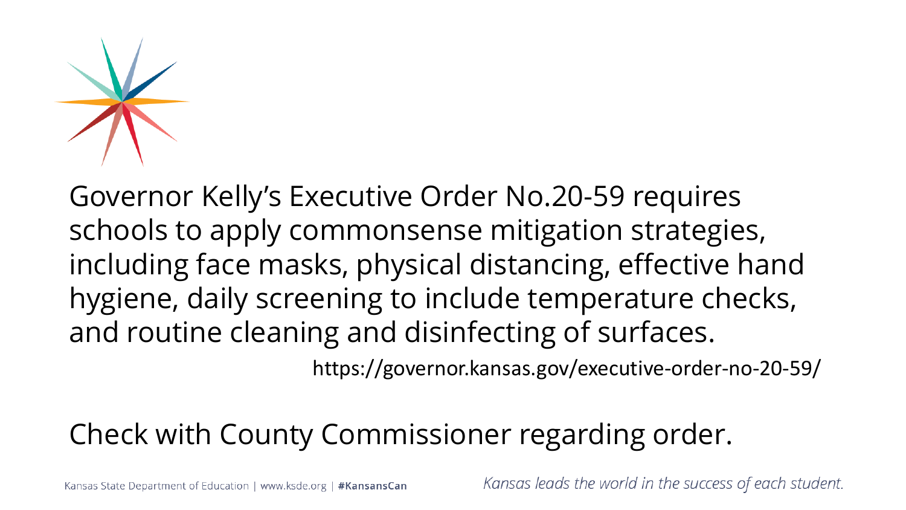Governor Kelly's Executive Order No.20-59 requires schools to apply commonsense mitigation strategies, including face masks, physical distancing, effective hand hygiene, daily screening to include temperature checks, and routine cleaning and disinfecting of surfaces.

https://governor.kansas.gov/executive-order-no-20-59/

Check with County Commissioner regarding order.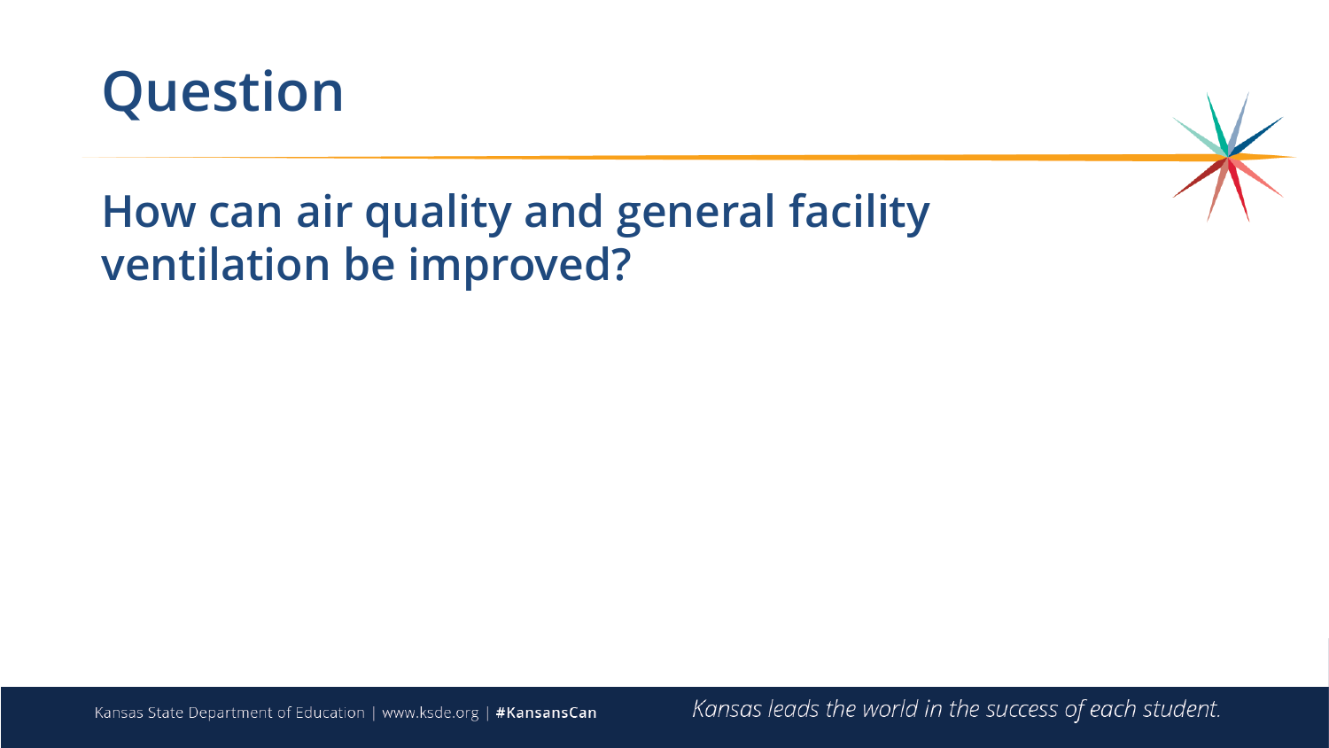# Question

## How can air quality and general facility ventilation be improved?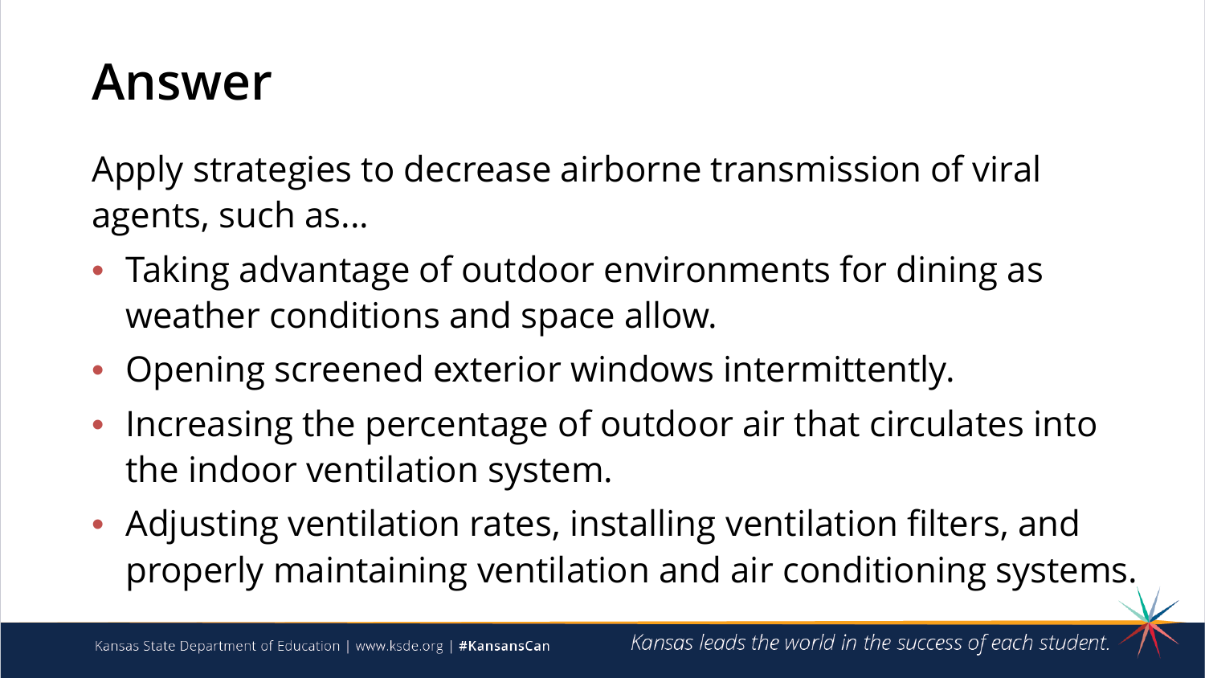# Answer

Apply strategies to decrease airborne transmission of viral agents, such as…

- Taking advantage of outdoor environments for dining as weather conditions and space allow.
- Opening screened exterior windows intermittently.
- Increasing the percentage of outdoor air that circulates into the indoor ventilation system.
- Adjusting ventilation rates, installing ventilation filters, and properly maintaining ventilation and air conditioning systems.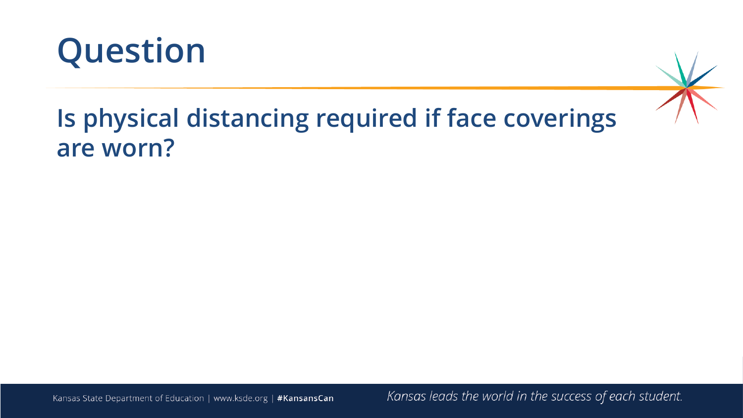# Question

## Is physical distancing required if face coverings are worn?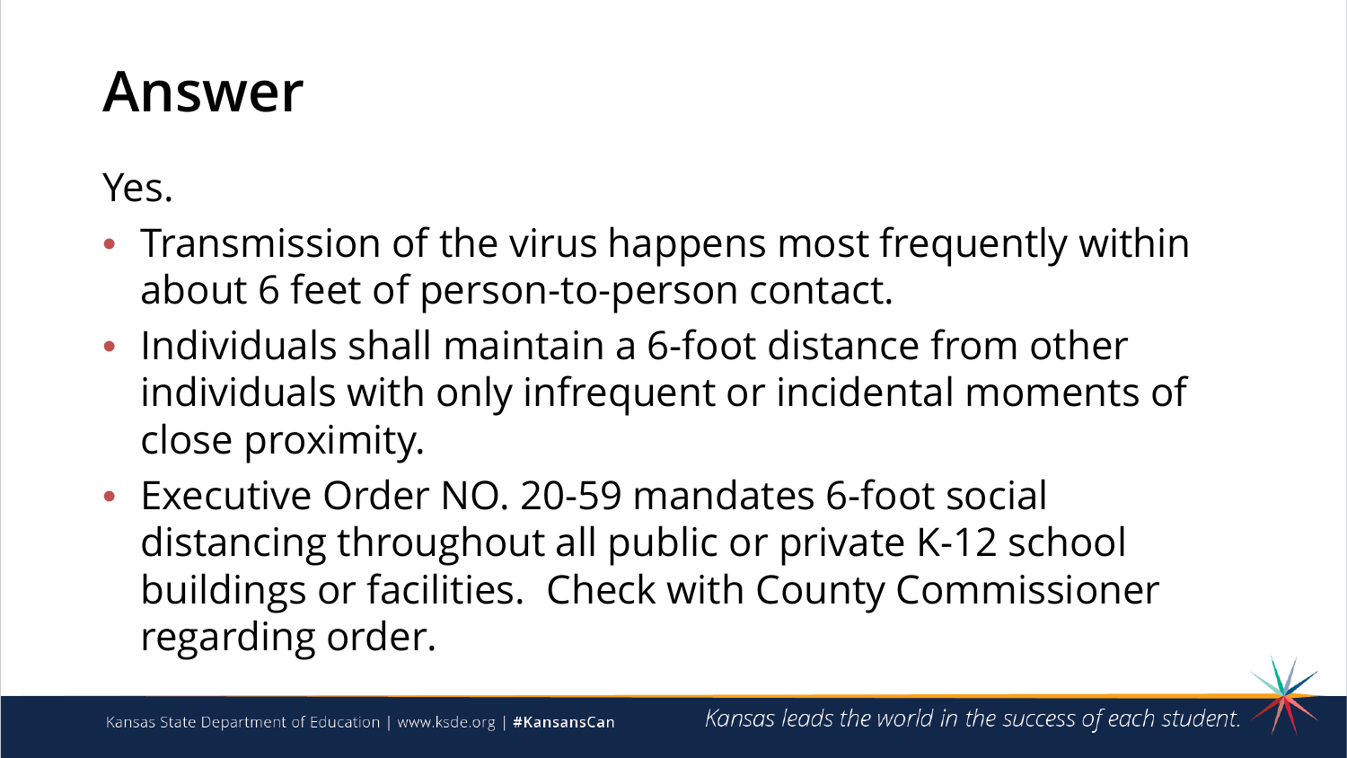# Answer

Yes.

- Transmission of the virus happens most frequently within about 6 feet of person-to-person contact.
- Individuals shall maintain a 6-foot distance from other individuals with only infrequent or incidental moments of close proximity.
- Executive Order NO. 20-59 mandates 6-foot social distancing throughout all public or private K-12 school buildings or facilities. Check with County Commissioner regarding order.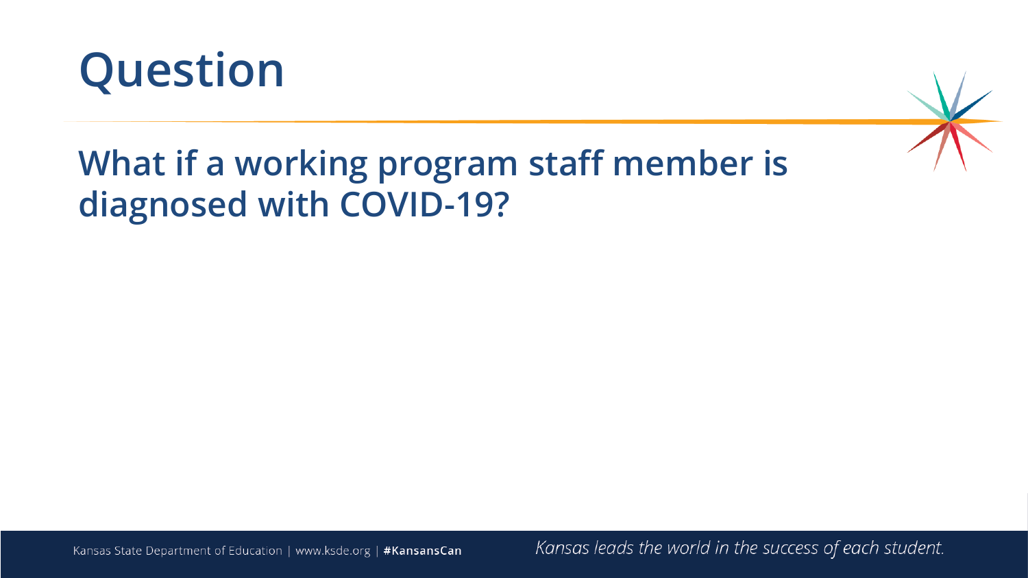# Question

## What if a working program staff member is diagnosed with COVID-19?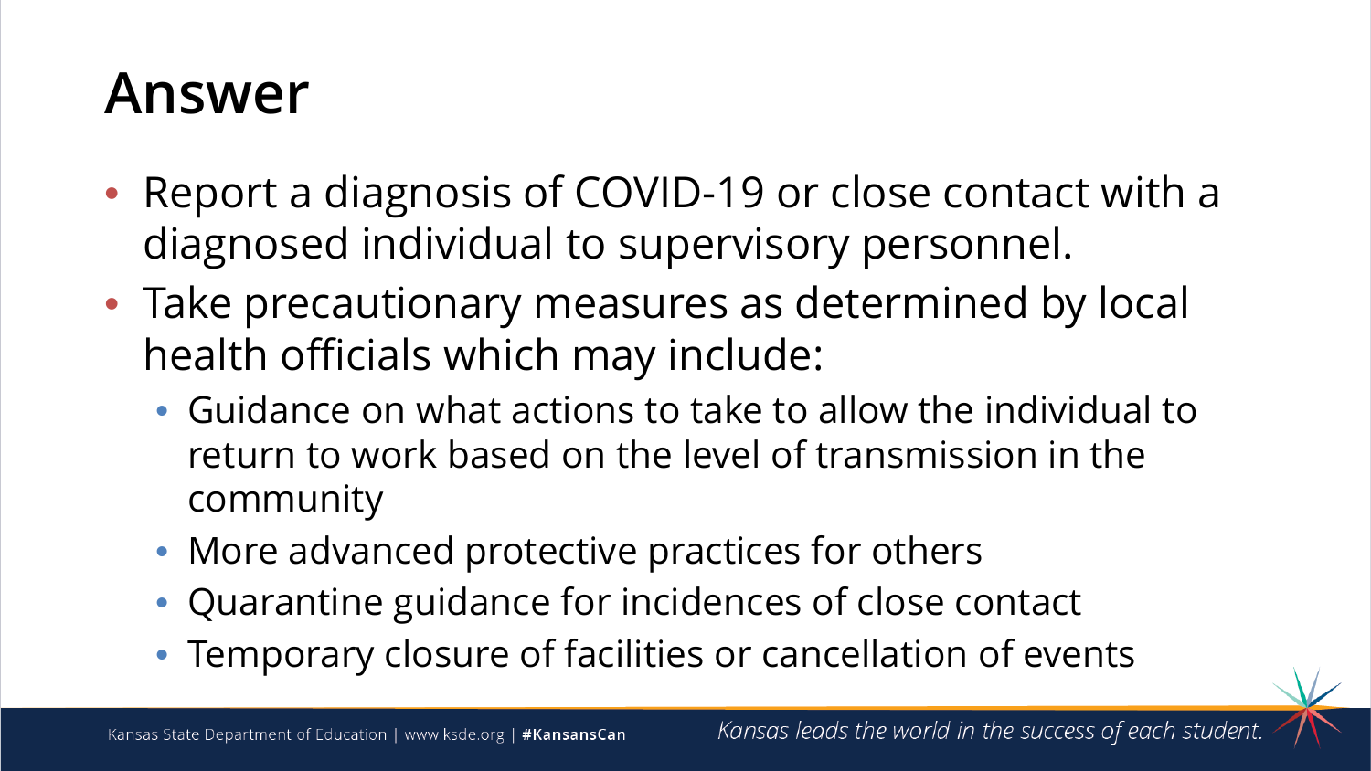# Answer

- Report a diagnosis of COVID-19 or close contact with a diagnosed individual to supervisory personnel.
- Take precautionary measures as determined by local health officials which may include:
  - Guidance on what actions to take to allow the individual to return to work based on the level of transmission in the community
  - More advanced protective practices for others
  - Quarantine guidance for incidences of close contact
  - Temporary closure of facilities or cancellation of events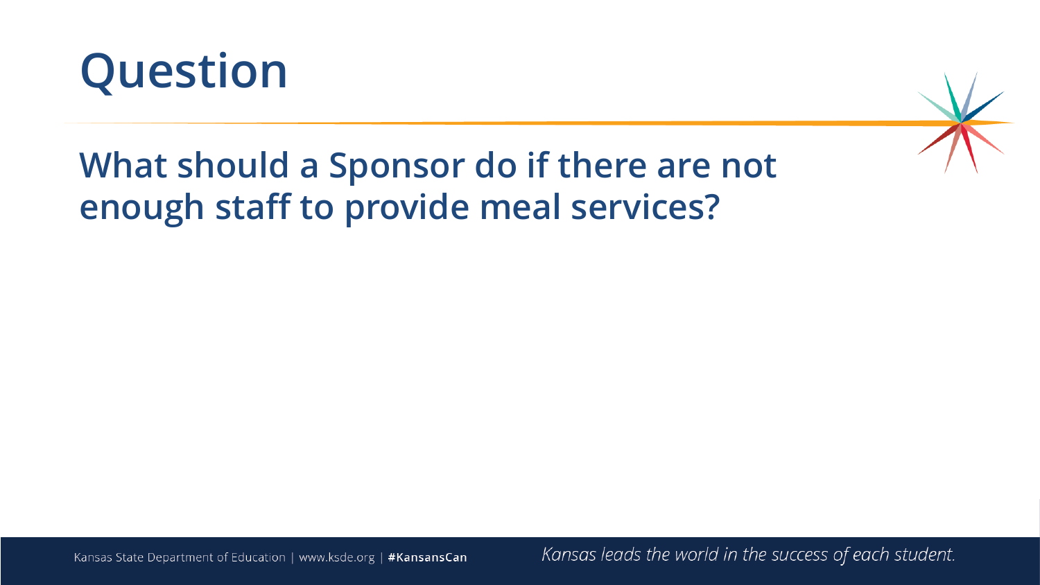# Question

## What should a Sponsor do if there are not enough staff to provide meal services?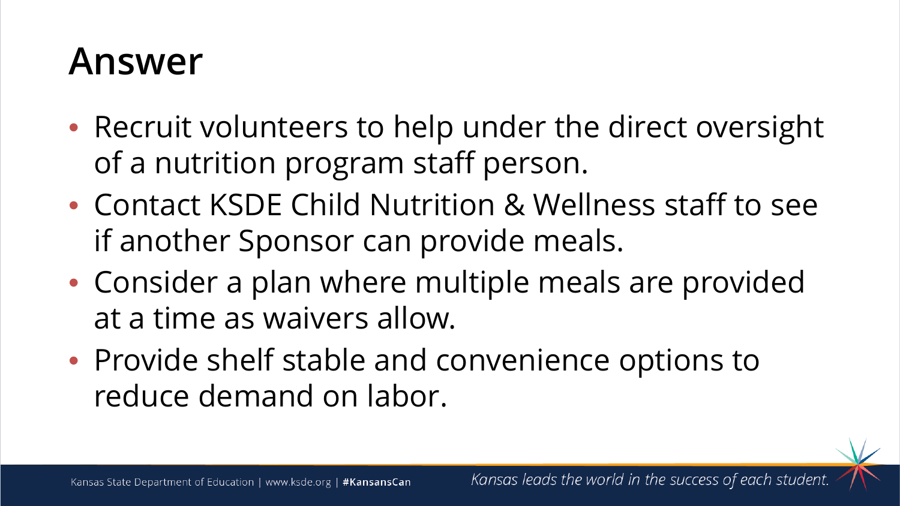# Answer

- Recruit volunteers to help under the direct oversight of a nutrition program staff person.
- Contact KSDE Child Nutrition & Wellness staff to see if another Sponsor can provide meals.
- Consider a plan where multiple meals are provided at a time as waivers allow.
- Provide shelf stable and convenience options to reduce demand on labor.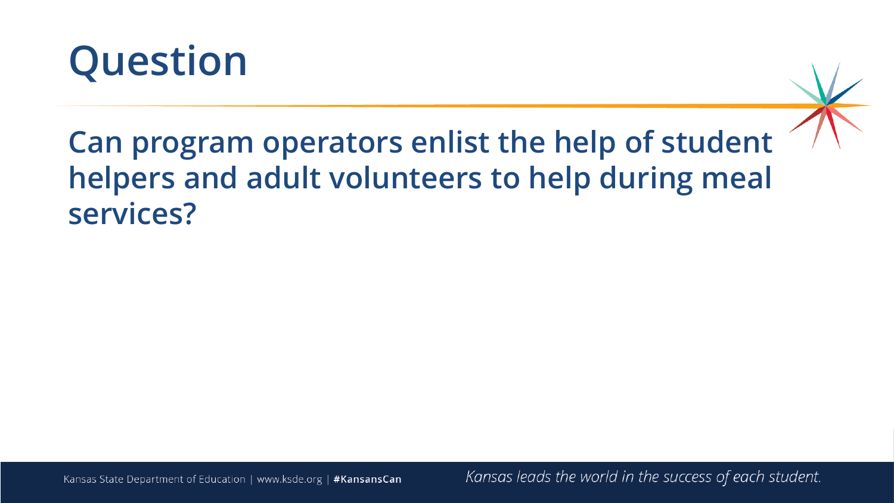# Question

## Can program operators enlist the help of student helpers and adult volunteers to help during meal services?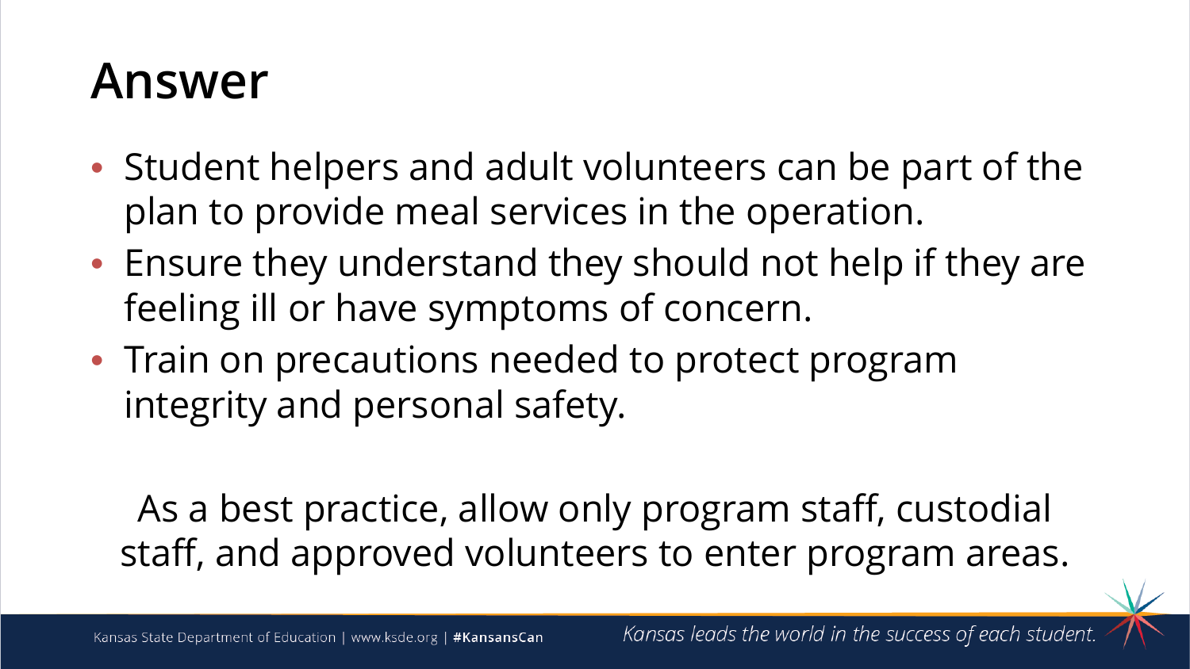# Answer

- Student helpers and adult volunteers can be part of the plan to provide meal services in the operation.
- Ensure they understand they should not help if they are feeling ill or have symptoms of concern.
- Train on precautions needed to protect program integrity and personal safety.

As a best practice, allow only program staff, custodial staff, and approved volunteers to enter program areas.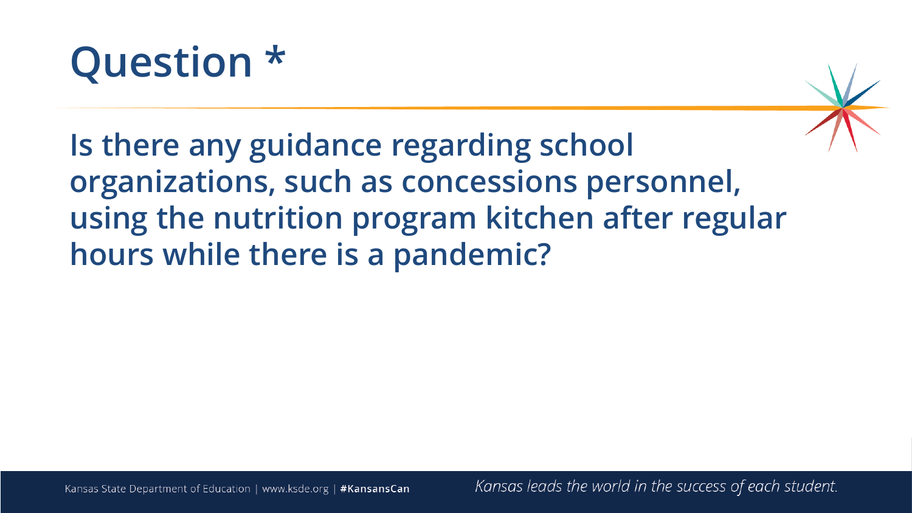# Question *

**Is there any guidance regarding school organizations, such as concessions personnel, using the nutrition program kitchen after regular hours while there is a pandemic?**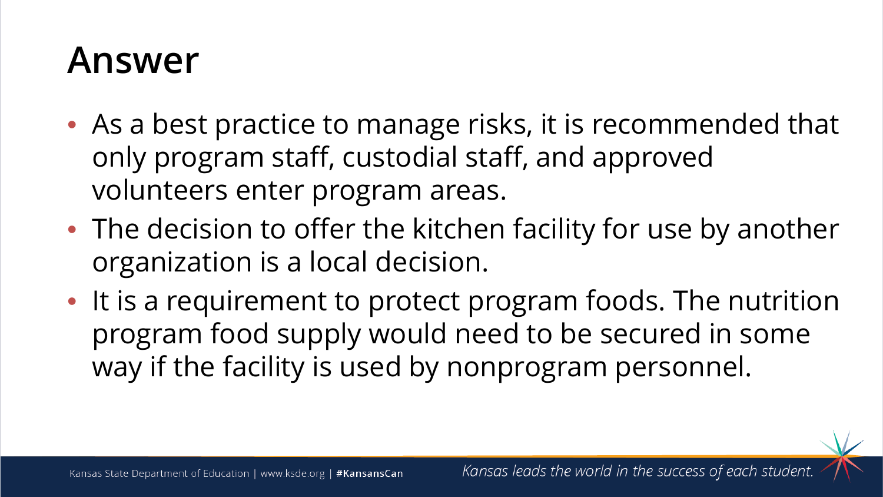# Answer

- As a best practice to manage risks, it is recommended that only program staff, custodial staff, and approved volunteers enter program areas.
- The decision to offer the kitchen facility for use by another organization is a local decision.
- It is a requirement to protect program foods. The nutrition program food supply would need to be secured in some way if the facility is used by nonprogram personnel.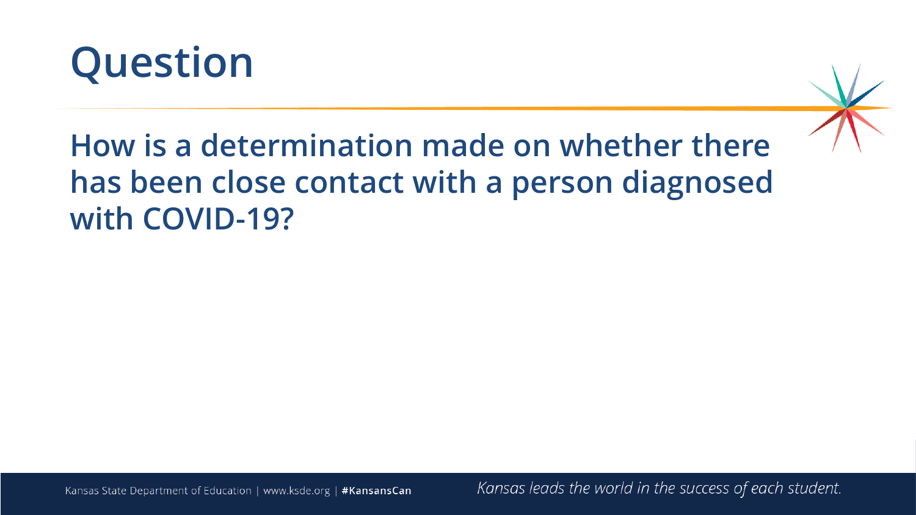# Question

## How is a determination made on whether there has been close contact with a person diagnosed with COVID-19?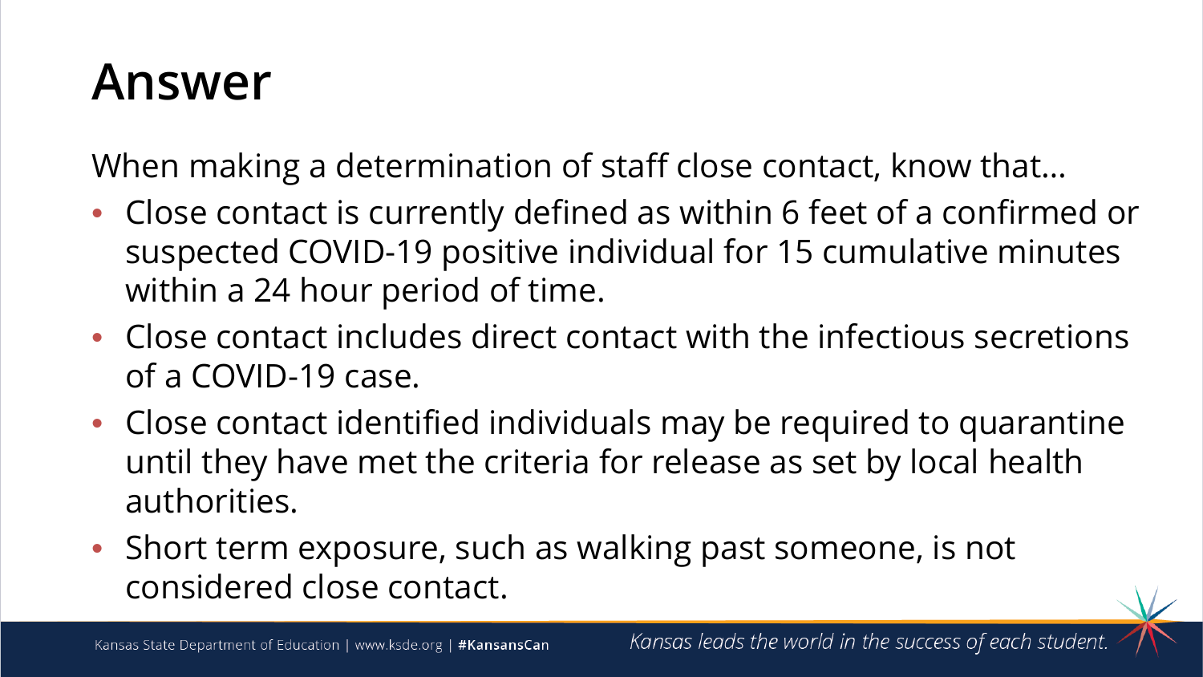# Answer

When making a determination of staff close contact, know that…

- Close contact is currently defined as within 6 feet of a confirmed or suspected COVID-19 positive individual for 15 cumulative minutes within a 24 hour period of time.
- Close contact includes direct contact with the infectious secretions of a COVID-19 case.
- Close contact identified individuals may be required to quarantine until they have met the criteria for release as set by local health authorities.
- Short term exposure, such as walking past someone, is not considered close contact.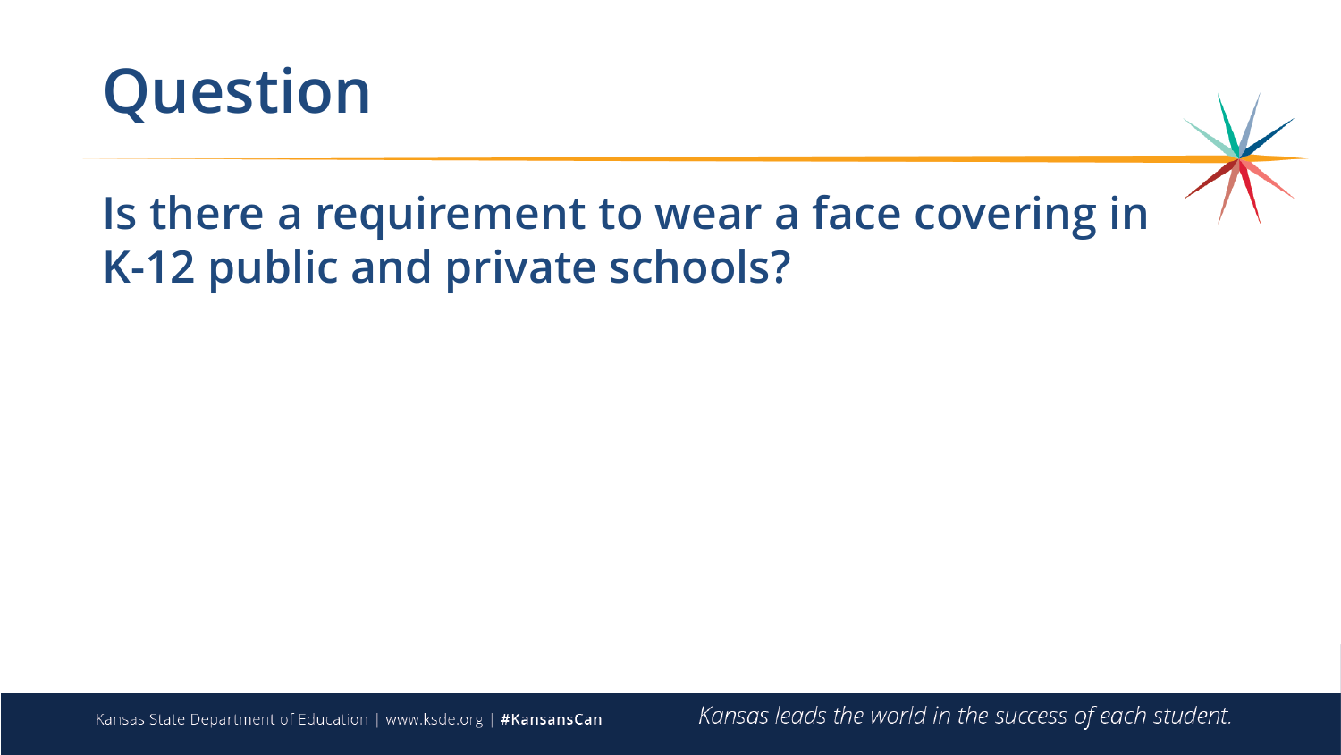# Question

## Is there a requirement to wear a face covering in K-12 public and private schools?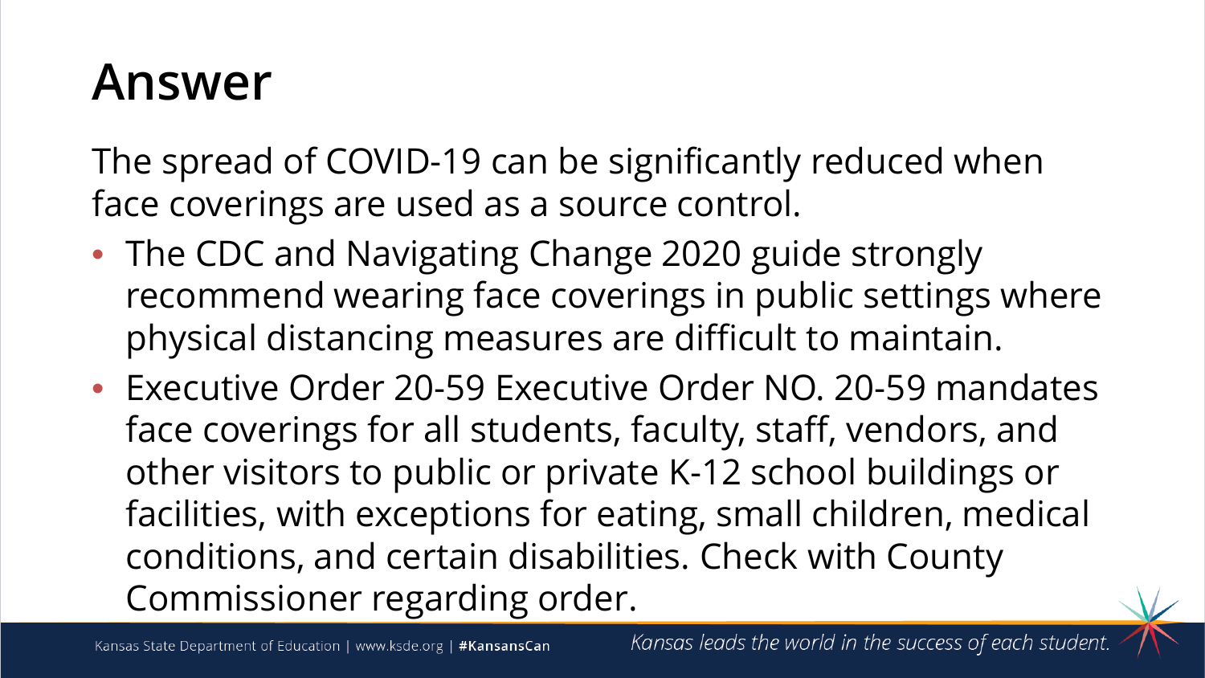# Answer

The spread of COVID-19 can be significantly reduced when face coverings are used as a source control.

- The CDC and Navigating Change 2020 guide strongly recommend wearing face coverings in public settings where physical distancing measures are difficult to maintain.
- Executive Order 20-59 Executive Order NO. 20-59 mandates face coverings for all students, faculty, staff, vendors, and other visitors to public or private K-12 school buildings or facilities, with exceptions for eating, small children, medical conditions, and certain disabilities. Check with County Commissioner regarding order.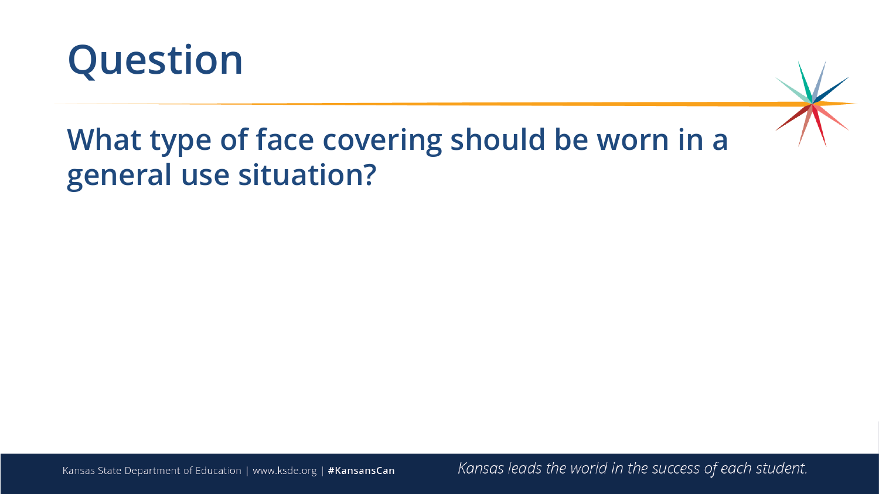# Question

## What type of face covering should be worn in a general use situation?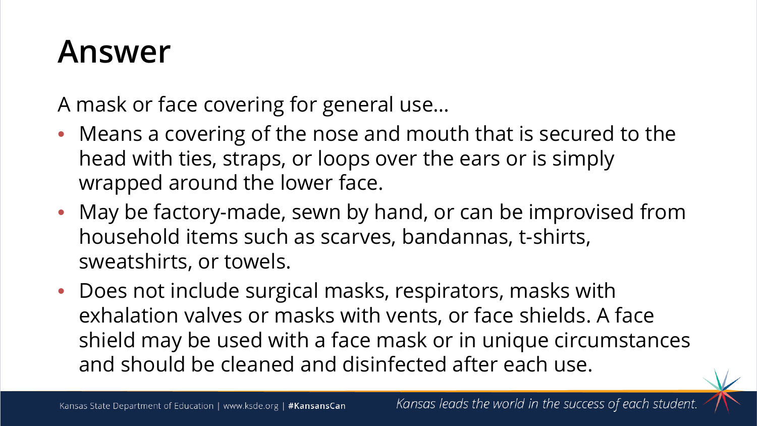# Answer

A mask or face covering for general use…

- Means a covering of the nose and mouth that is secured to the head with ties, straps, or loops over the ears or is simply wrapped around the lower face.
- May be factory-made, sewn by hand, or can be improvised from household items such as scarves, bandannas, t-shirts, sweatshirts, or towels.
- Does not include surgical masks, respirators, masks with exhalation valves or masks with vents, or face shields. A face shield may be used with a face mask or in unique circumstances and should be cleaned and disinfected after each use.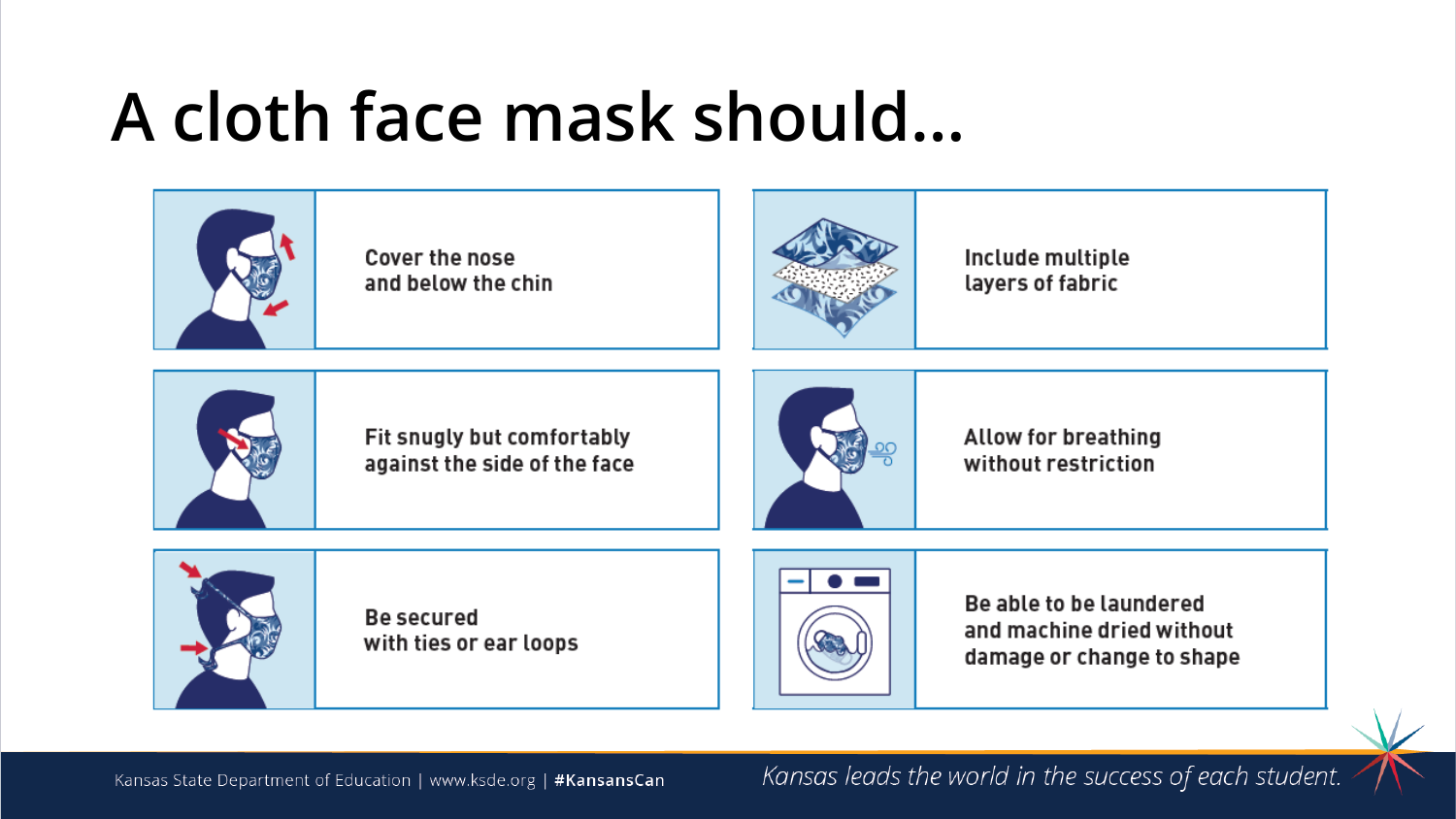# A cloth face mask should…

- Cover the nose and below the chin
- Include multiple layers of fabric
- Fit snugly but comfortably against the side of the face
- Allow for breathing without restriction
- Be secured with ties or ear loops
- Be able to be laundered and machine dried without damage or change to shape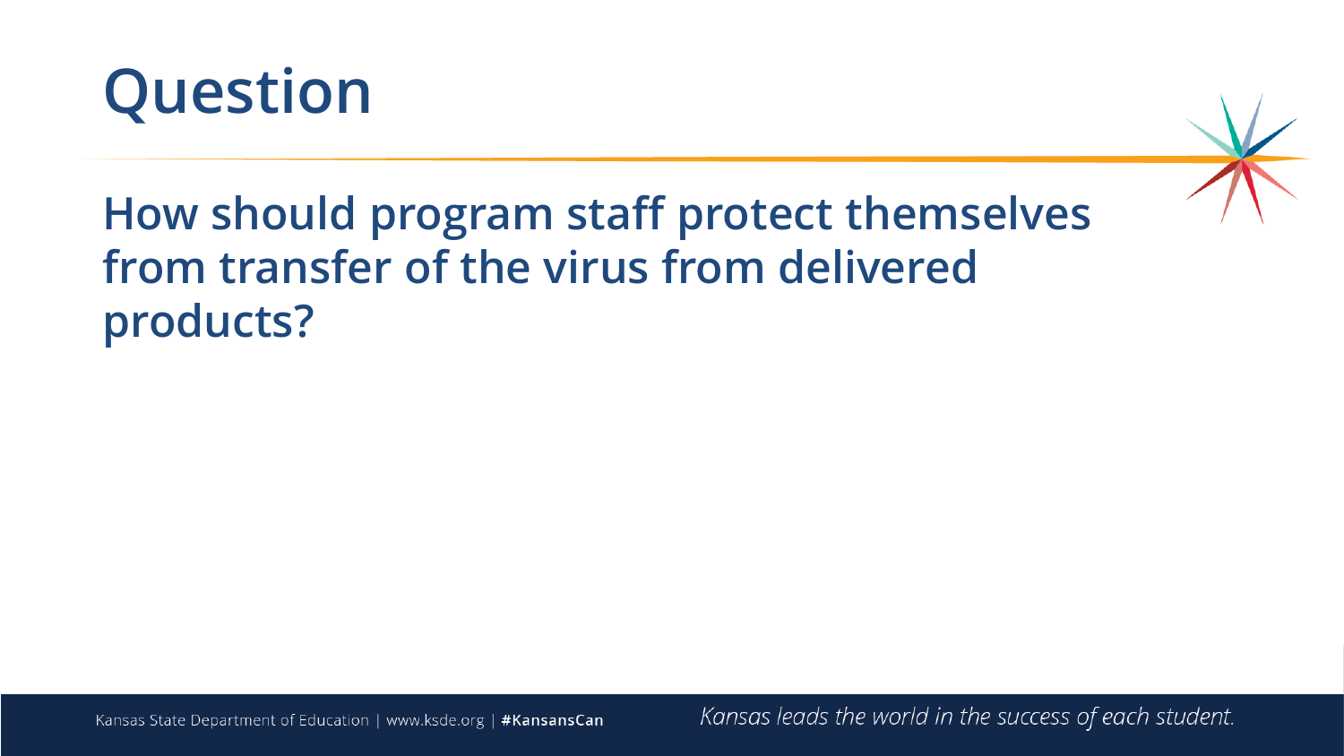# Question

**How should program staff protect themselves from transfer of the virus from delivered products?**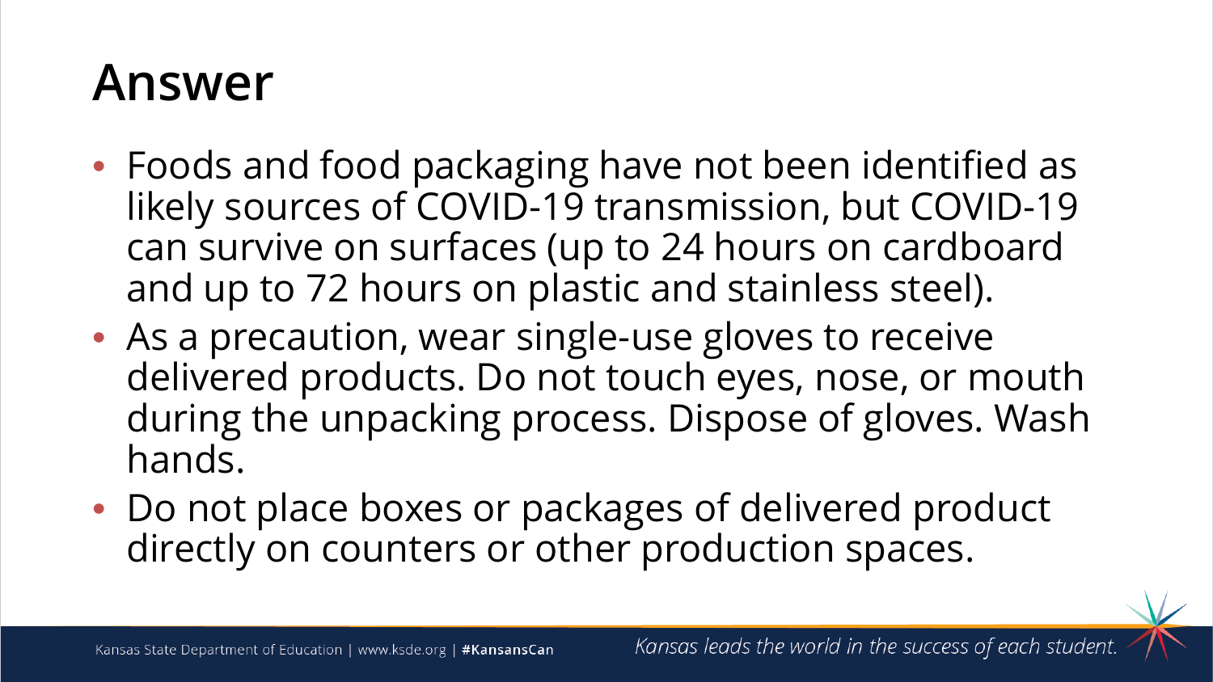# Answer

- Foods and food packaging have not been identified as likely sources of COVID-19 transmission, but COVID-19 can survive on surfaces (up to 24 hours on cardboard and up to 72 hours on plastic and stainless steel).
- As a precaution, wear single-use gloves to receive delivered products. Do not touch eyes, nose, or mouth during the unpacking process. Dispose of gloves. Wash hands.
- Do not place boxes or packages of delivered product directly on counters or other production spaces.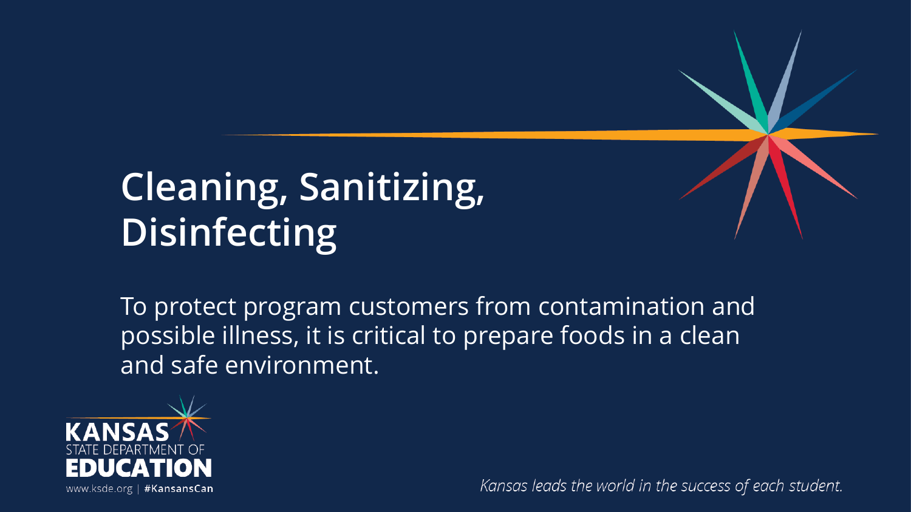# Cleaning, Sanitizing, Disinfecting

To protect program customers from contamination and possible illness, it is critical to prepare foods in a clean and safe environment.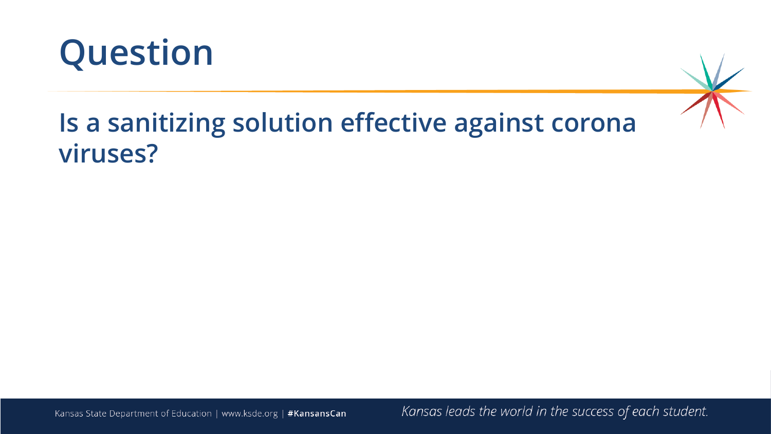# Question

## Is a sanitizing solution effective against corona viruses?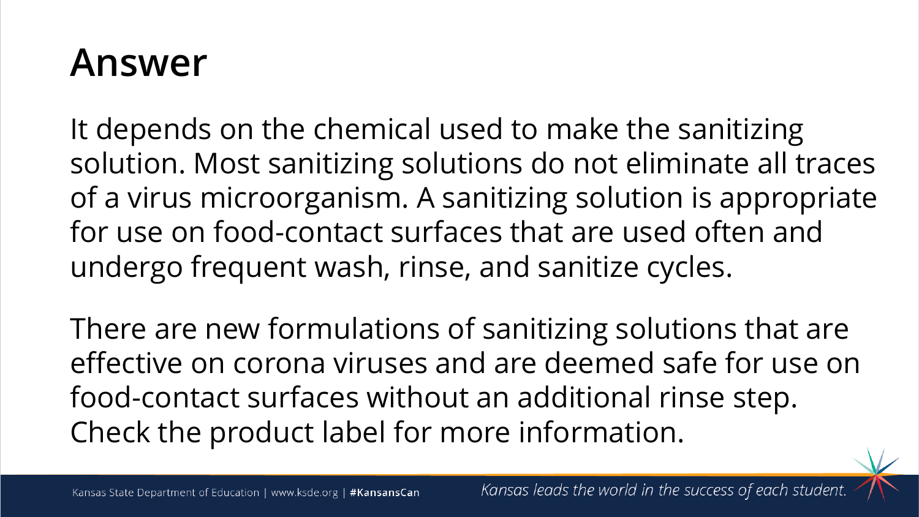# Answer

It depends on the chemical used to make the sanitizing solution. Most sanitizing solutions do not eliminate all traces of a virus microorganism. A sanitizing solution is appropriate for use on food-contact surfaces that are used often and undergo frequent wash, rinse, and sanitize cycles.

There are new formulations of sanitizing solutions that are effective on corona viruses and are deemed safe for use on food-contact surfaces without an additional rinse step. Check the product label for more information.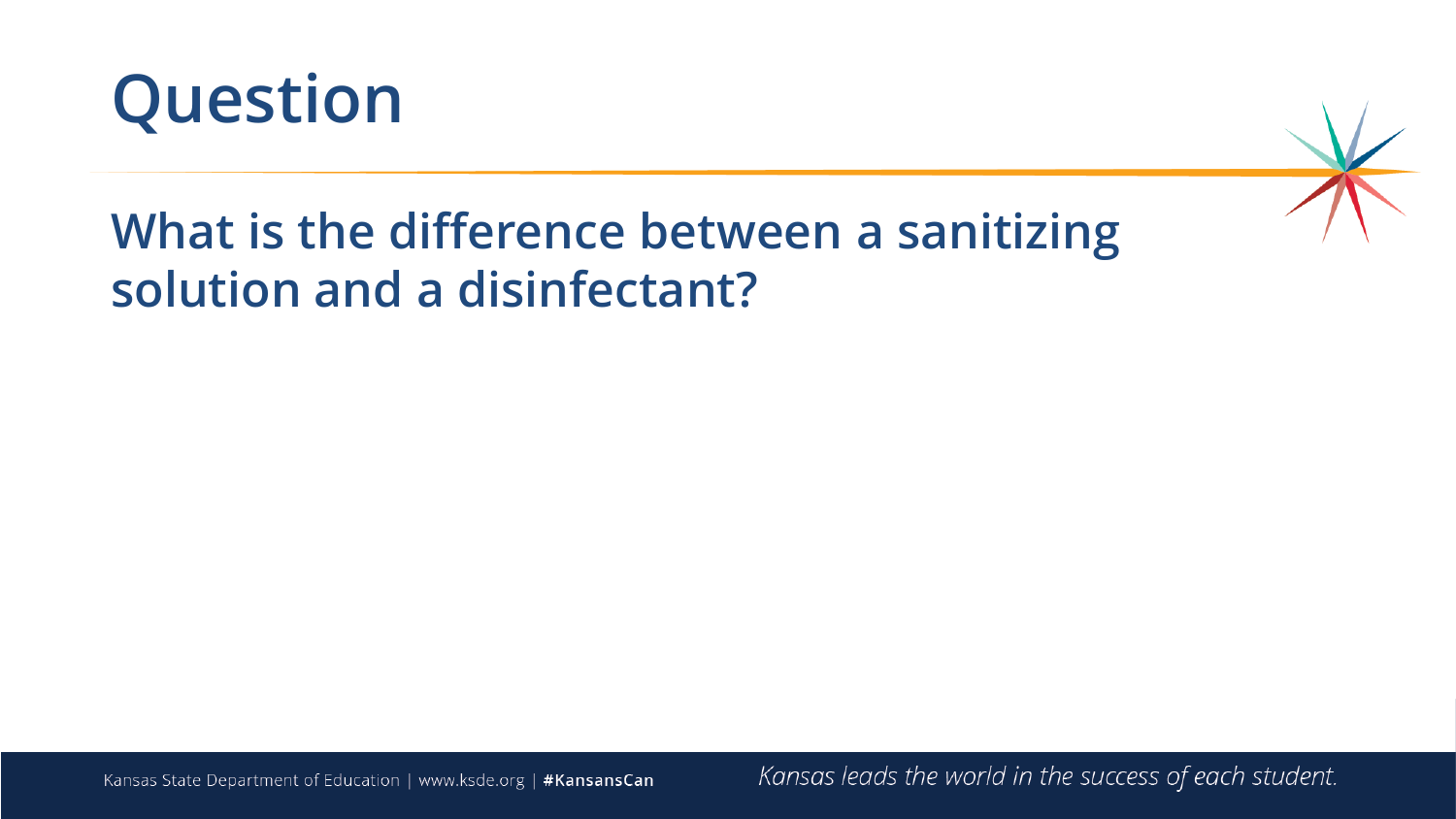# Question

## What is the difference between a sanitizing solution and a disinfectant?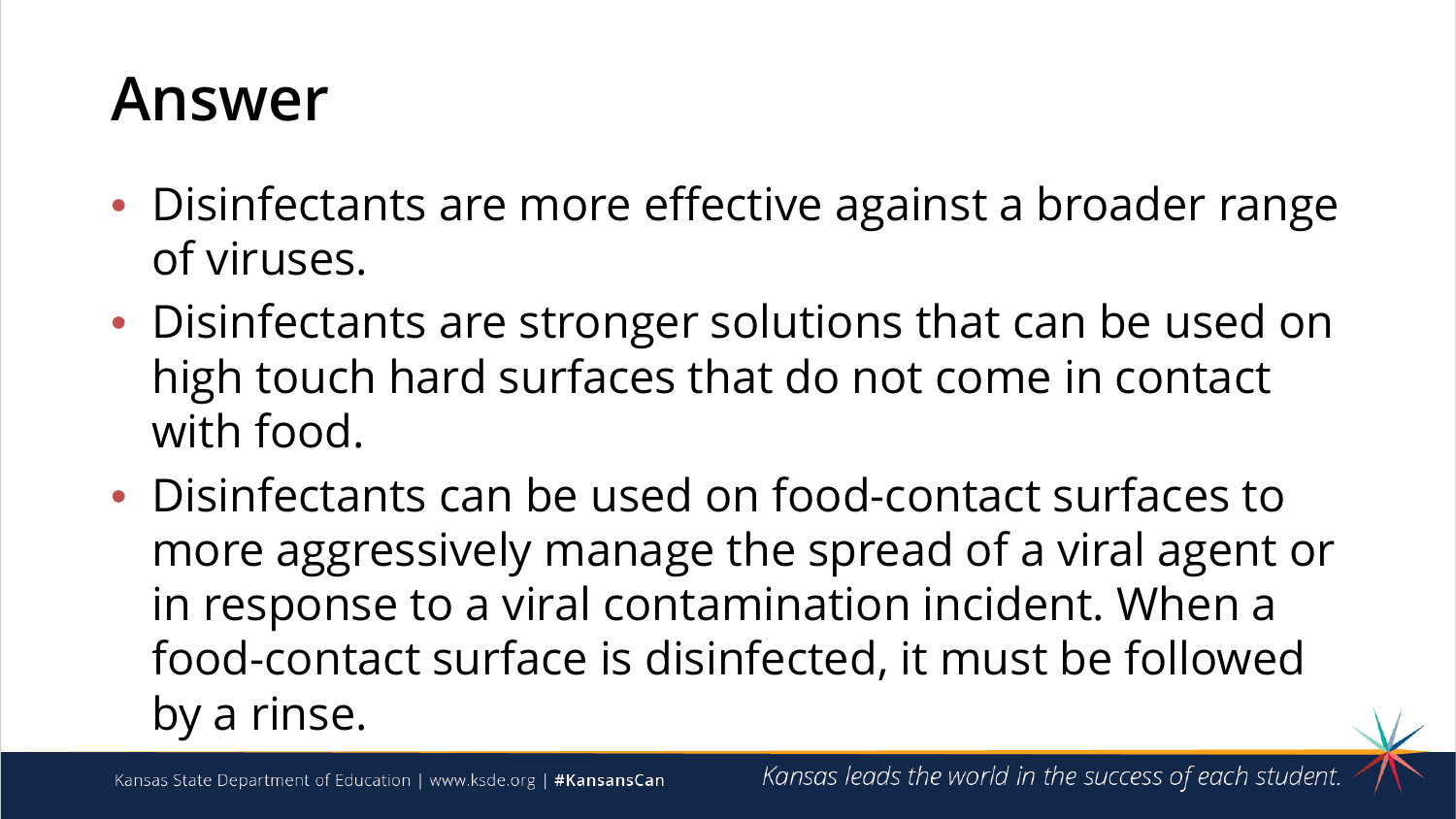# Answer

- Disinfectants are more effective against a broader range of viruses.
- Disinfectants are stronger solutions that can be used on high touch hard surfaces that do not come in contact with food.
- Disinfectants can be used on food-contact surfaces to more aggressively manage the spread of a viral agent or in response to a viral contamination incident. When a food-contact surface is disinfected, it must be followed by a rinse.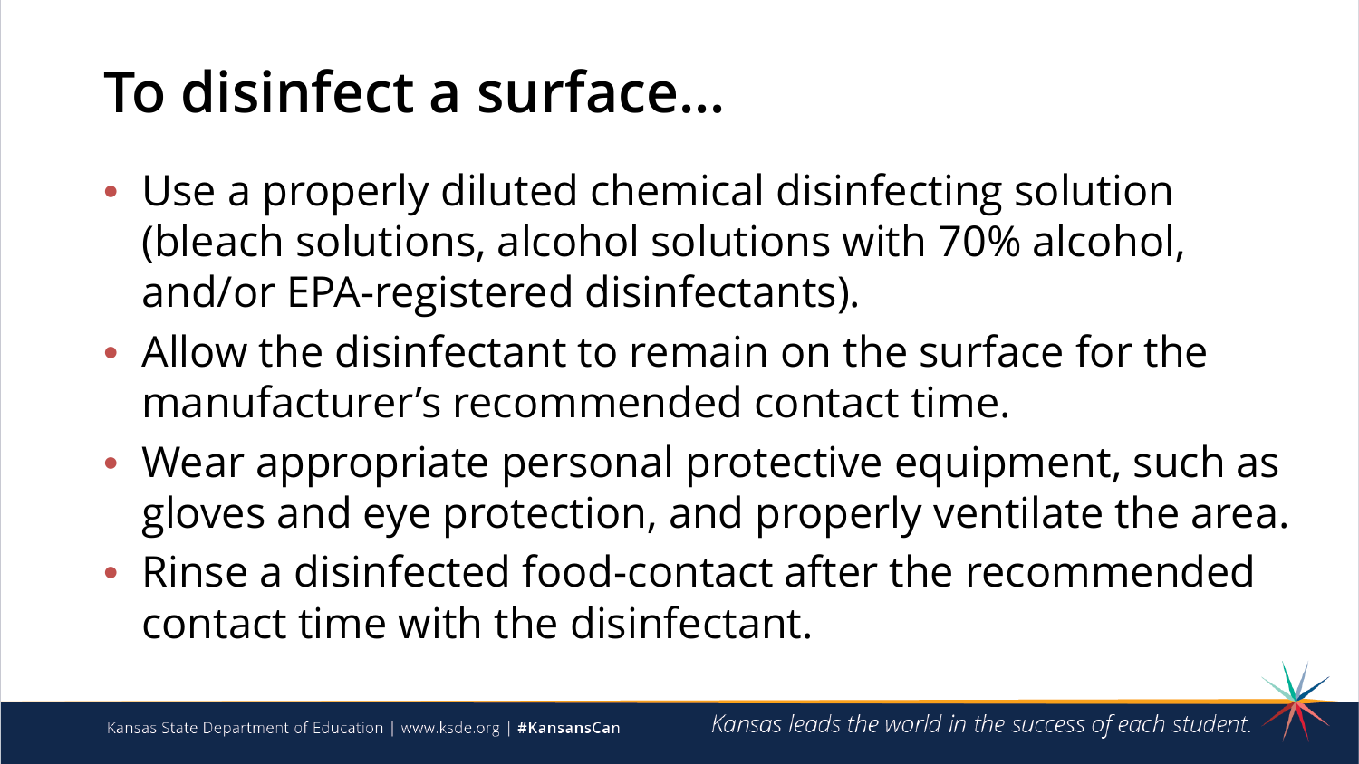# To disinfect a surface…

- Use a properly diluted chemical disinfecting solution (bleach solutions, alcohol solutions with 70% alcohol, and/or EPA-registered disinfectants).
- Allow the disinfectant to remain on the surface for the manufacturer's recommended contact time.
- Wear appropriate personal protective equipment, such as gloves and eye protection, and properly ventilate the area.
- Rinse a disinfected food-contact after the recommended contact time with the disinfectant.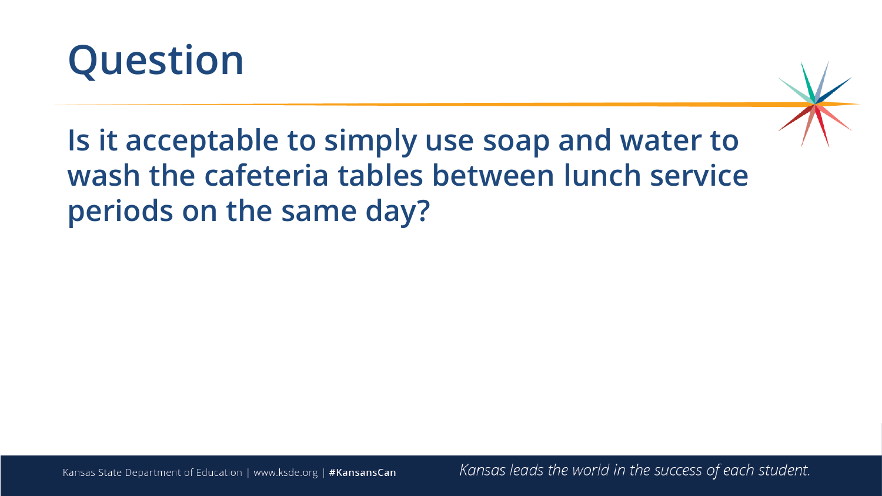# Question

**Is it acceptable to simply use soap and water to wash the cafeteria tables between lunch service periods on the same day?**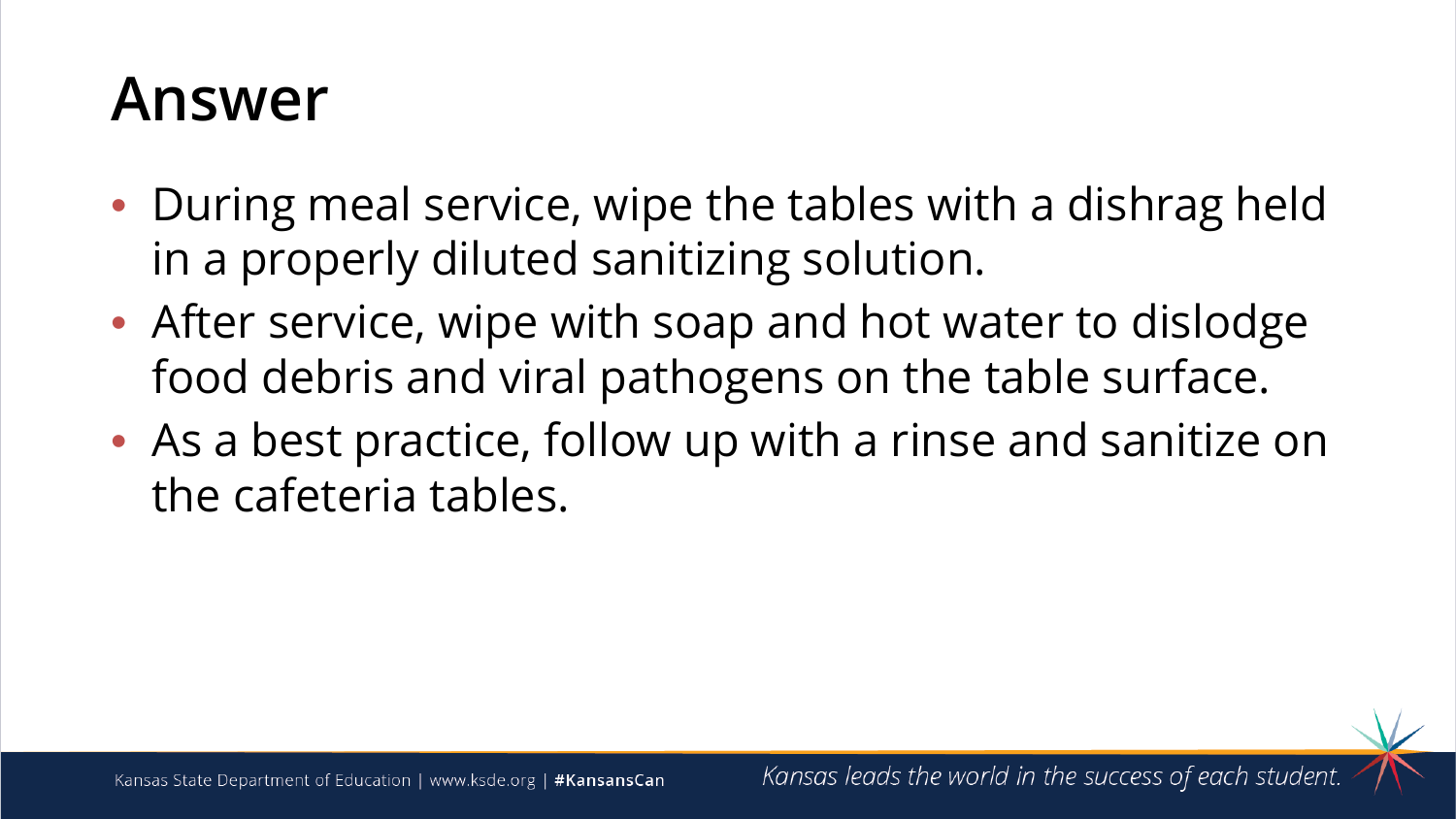# Answer

- During meal service, wipe the tables with a dishrag held in a properly diluted sanitizing solution.
- After service, wipe with soap and hot water to dislodge food debris and viral pathogens on the table surface.
- As a best practice, follow up with a rinse and sanitize on the cafeteria tables.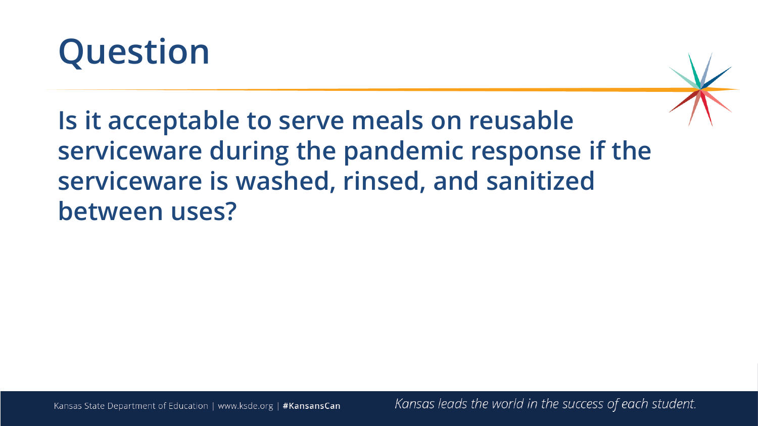# Question

**Is it acceptable to serve meals on reusable serviceware during the pandemic response if the serviceware is washed, rinsed, and sanitized between uses?**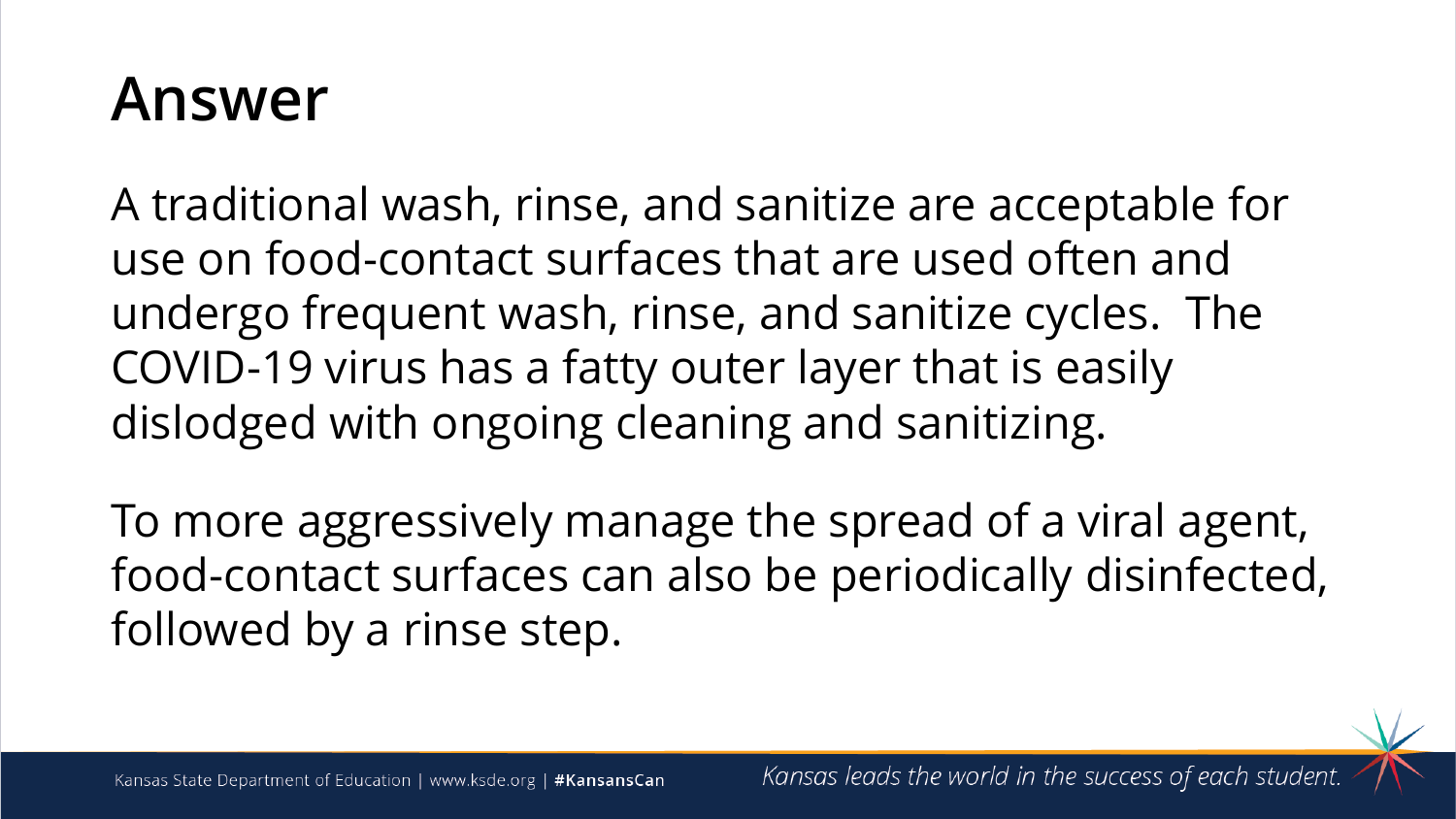# Answer

A traditional wash, rinse, and sanitize are acceptable for use on food-contact surfaces that are used often and undergo frequent wash, rinse, and sanitize cycles. The COVID-19 virus has a fatty outer layer that is easily dislodged with ongoing cleaning and sanitizing.

To more aggressively manage the spread of a viral agent, food-contact surfaces can also be periodically disinfected, followed by a rinse step.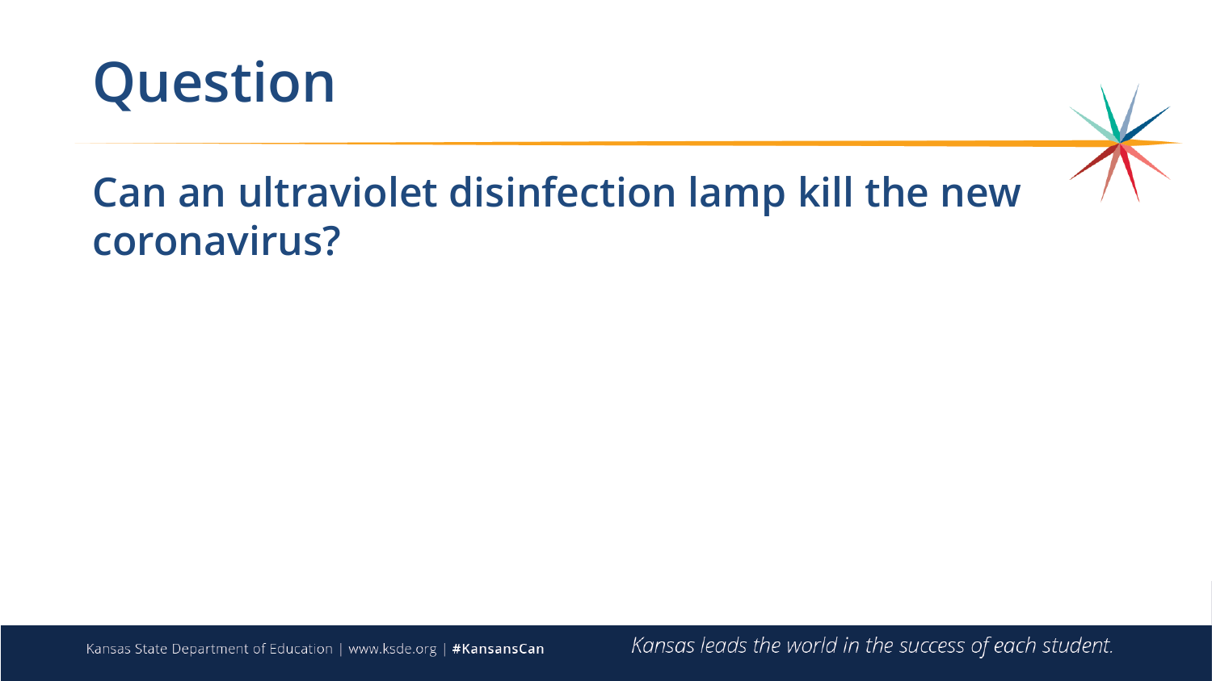# Question

## Can an ultraviolet disinfection lamp kill the new coronavirus?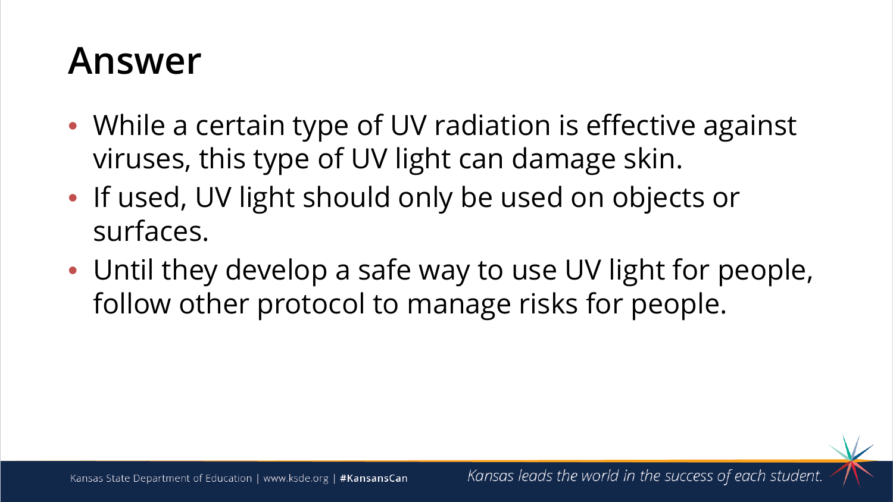# Answer

- While a certain type of UV radiation is effective against viruses, this type of UV light can damage skin.
- If used, UV light should only be used on objects or surfaces.
- Until they develop a safe way to use UV light for people, follow other protocol to manage risks for people.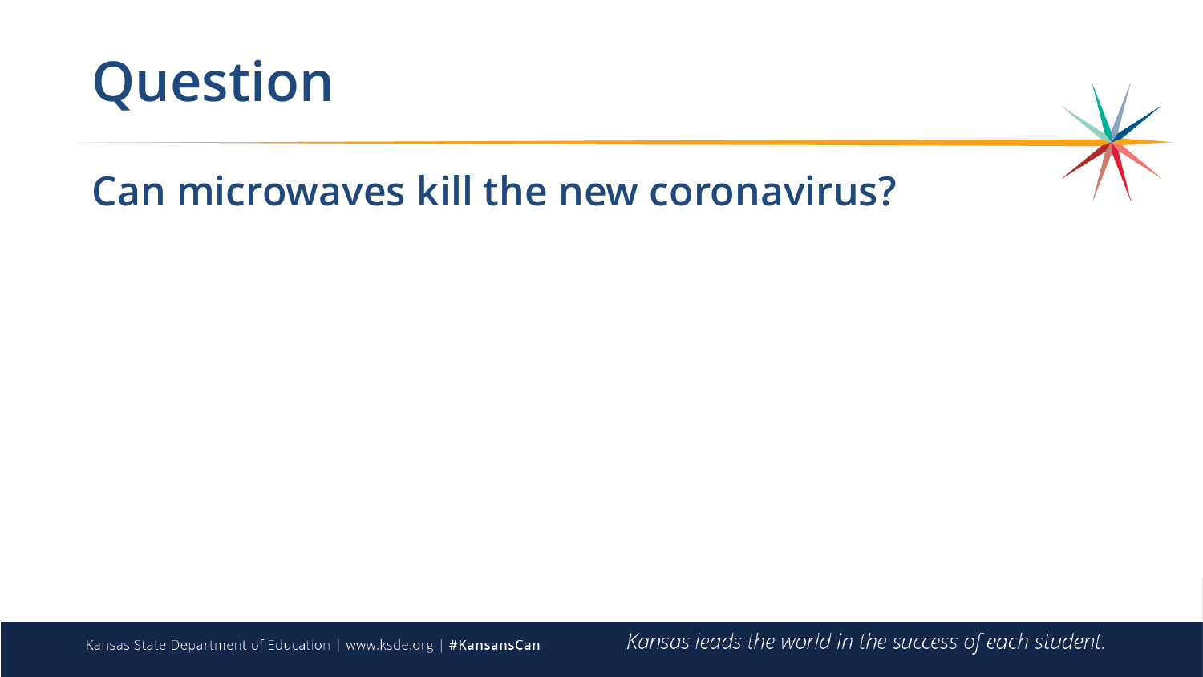# Question

## Can microwaves kill the new coronavirus?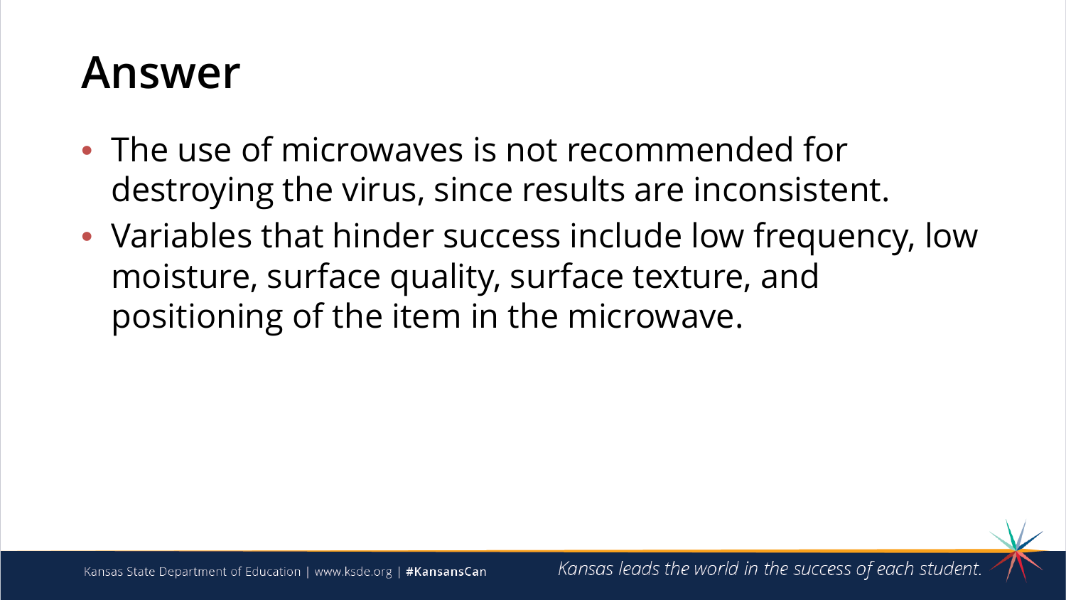# Answer

- The use of microwaves is not recommended for destroying the virus, since results are inconsistent.
- Variables that hinder success include low frequency, low moisture, surface quality, surface texture, and positioning of the item in the microwave.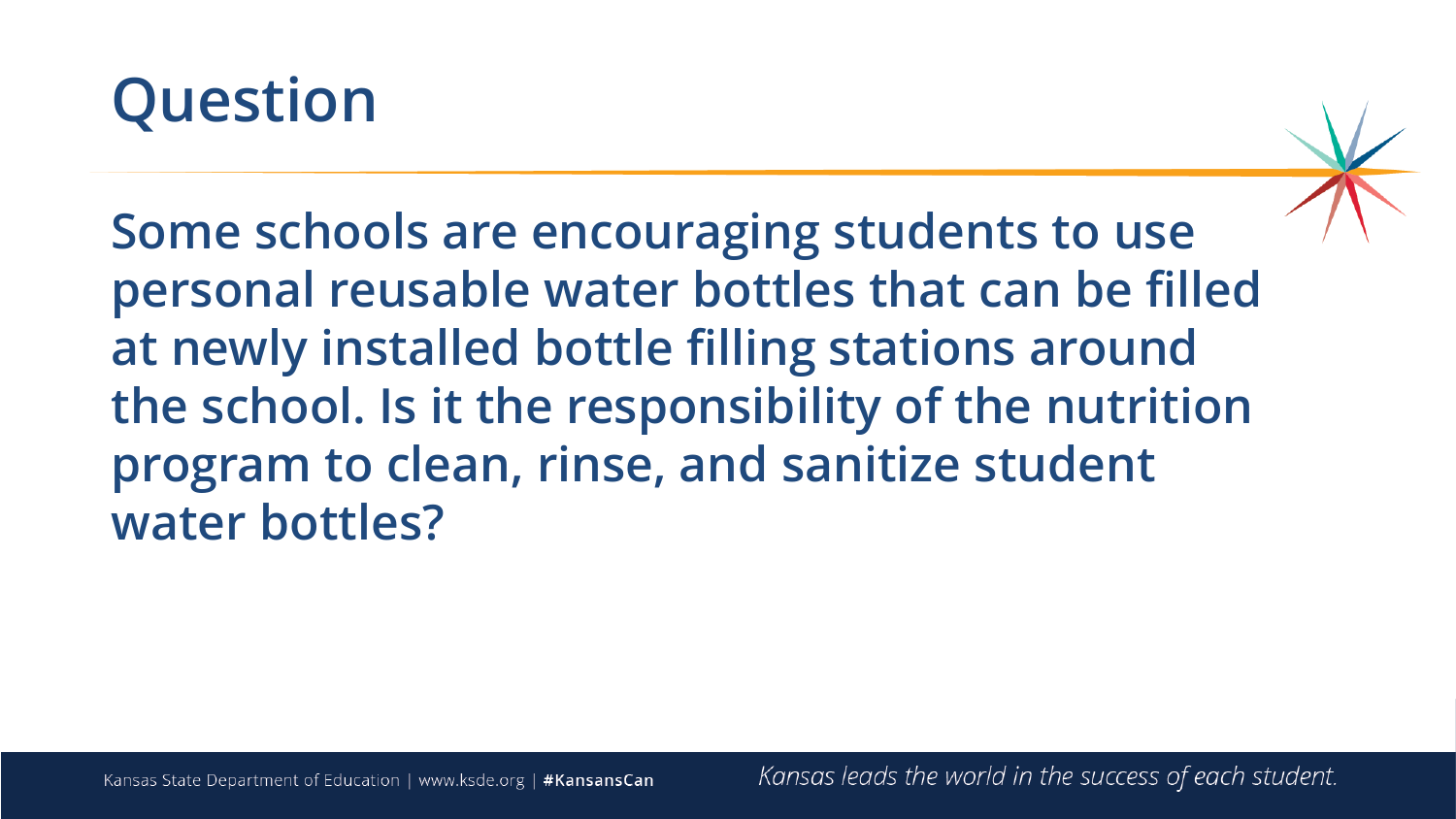# Question

**Some schools are encouraging students to use personal reusable water bottles that can be filled at newly installed bottle filling stations around the school. Is it the responsibility of the nutrition program to clean, rinse, and sanitize student water bottles?**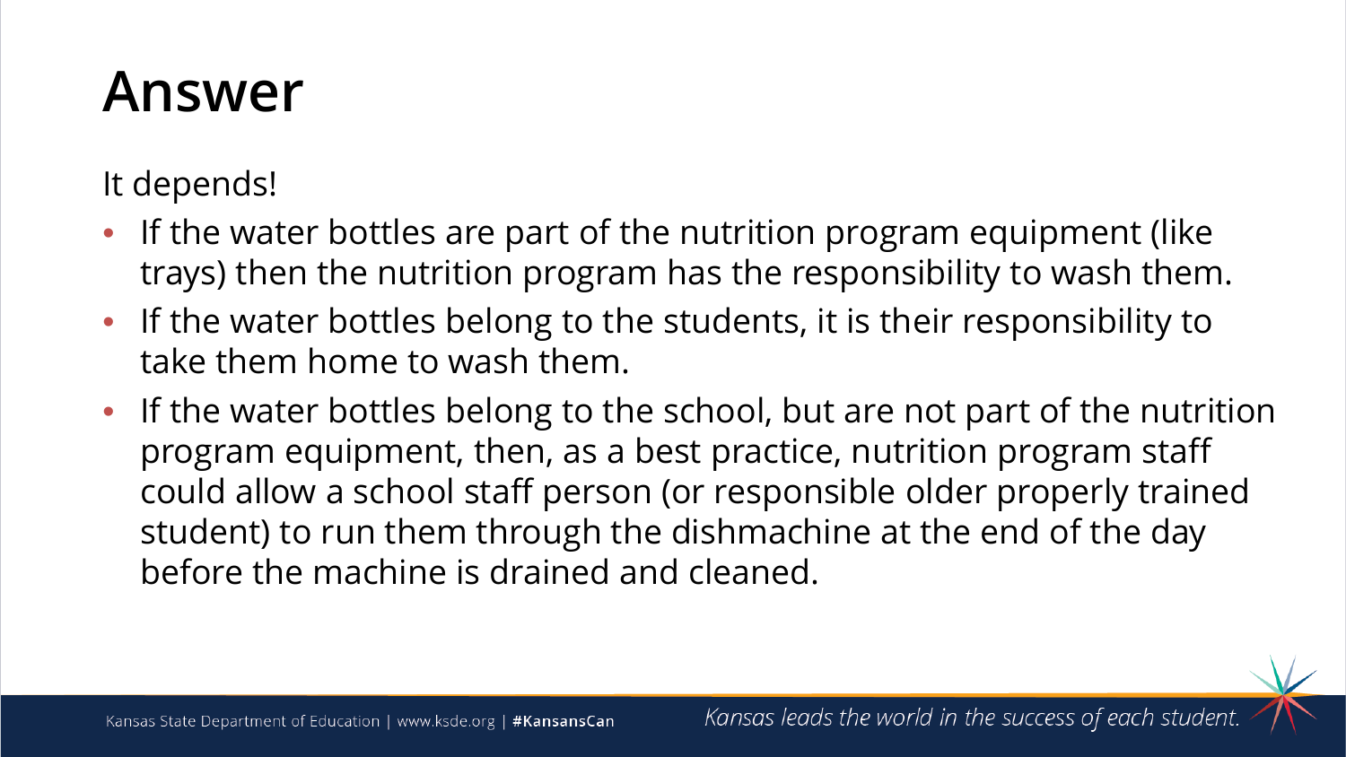# Answer

It depends!

- If the water bottles are part of the nutrition program equipment (like trays) then the nutrition program has the responsibility to wash them.
- If the water bottles belong to the students, it is their responsibility to take them home to wash them.
- If the water bottles belong to the school, but are not part of the nutrition program equipment, then, as a best practice, nutrition program staff could allow a school staff person (or responsible older properly trained student) to run them through the dishmachine at the end of the day before the machine is drained and cleaned.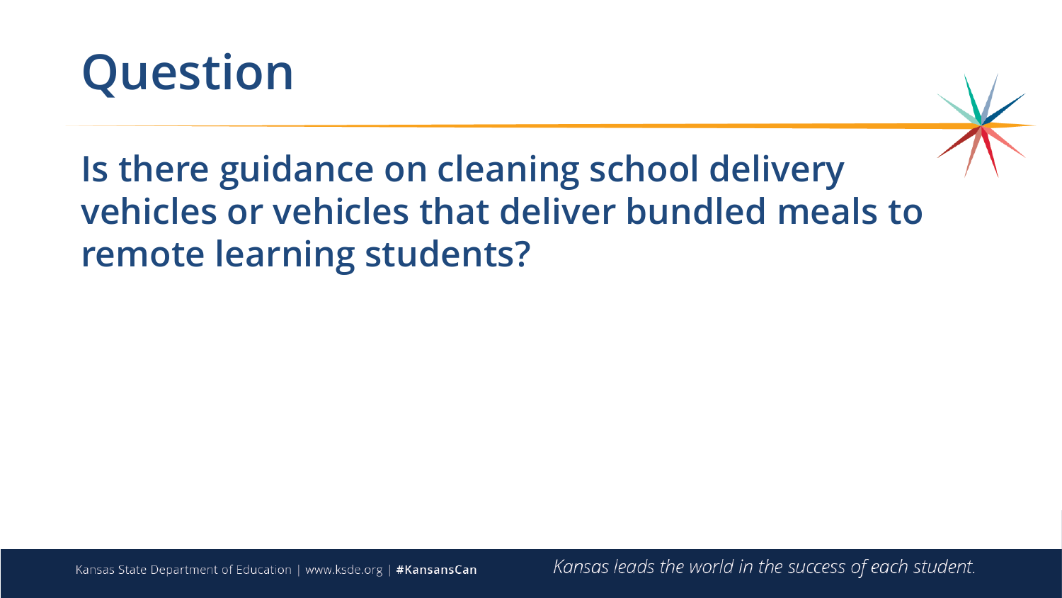# Question

**Is there guidance on cleaning school delivery vehicles or vehicles that deliver bundled meals to remote learning students?**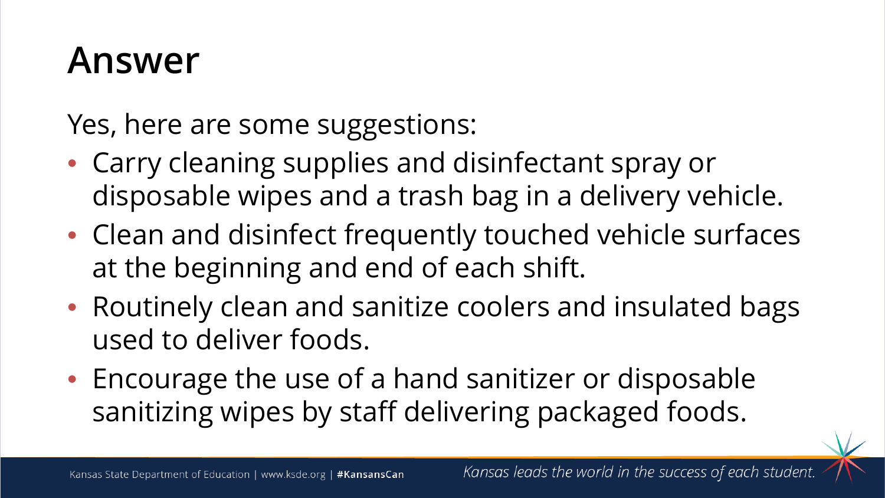# Answer

Yes, here are some suggestions:

- Carry cleaning supplies and disinfectant spray or disposable wipes and a trash bag in a delivery vehicle.
- Clean and disinfect frequently touched vehicle surfaces at the beginning and end of each shift.
- Routinely clean and sanitize coolers and insulated bags used to deliver foods.
- Encourage the use of a hand sanitizer or disposable sanitizing wipes by staff delivering packaged foods.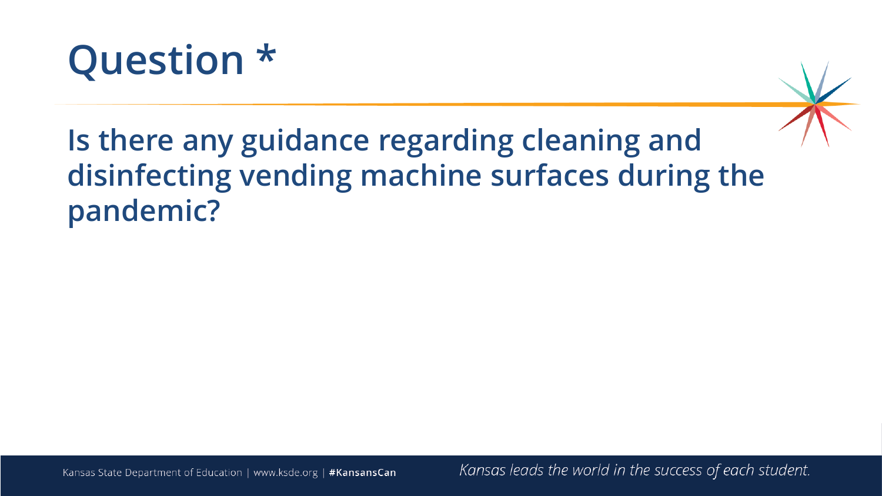# Question *

**Is there any guidance regarding cleaning and disinfecting vending machine surfaces during the pandemic?**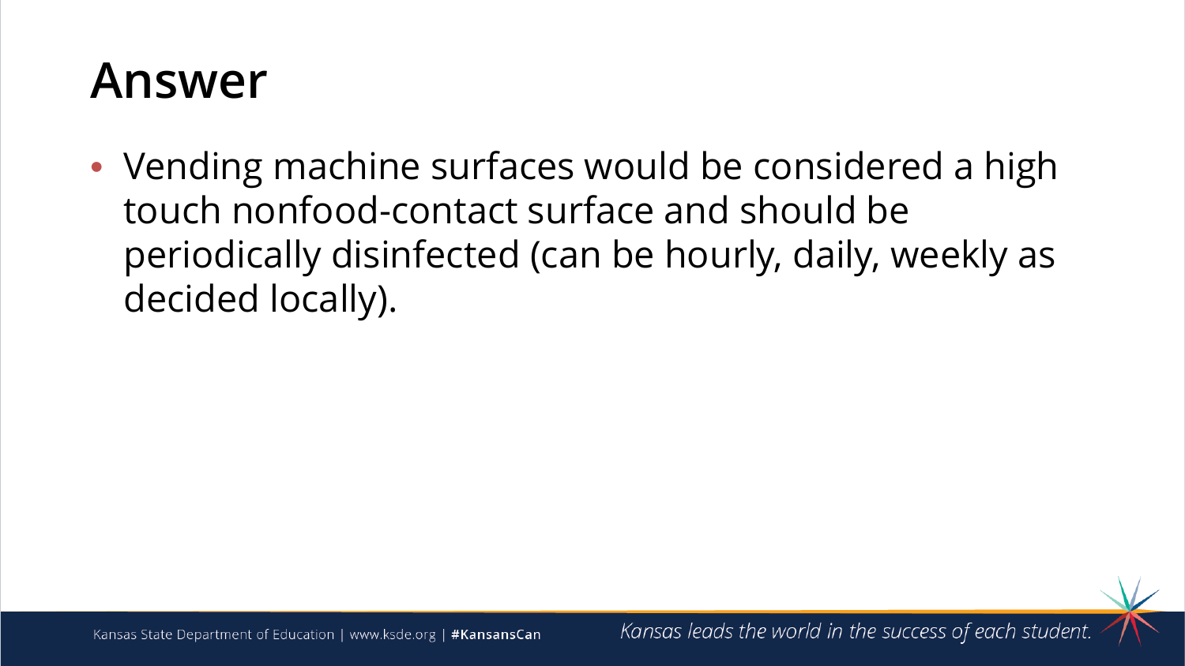# Answer

- Vending machine surfaces would be considered a high touch nonfood-contact surface and should be periodically disinfected (can be hourly, daily, weekly as decided locally).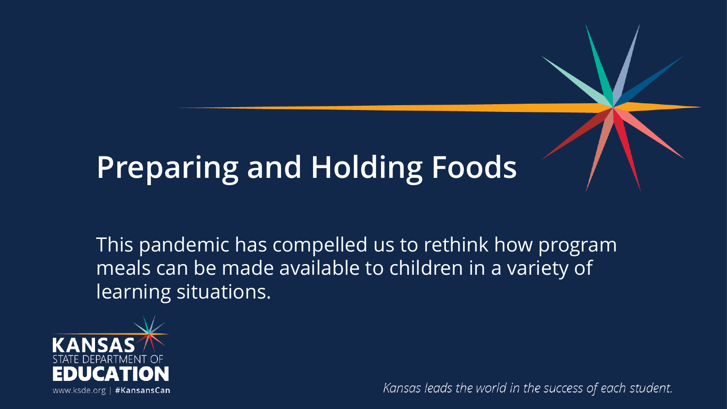# Preparing and Holding Foods

This pandemic has compelled us to rethink how program meals can be made available to children in a variety of learning situations.

KANSAS STATE DEPARTMENT OF EDUCATION

www.ksde.org | #KansansCan

*Kansas leads the world in the success of each student.*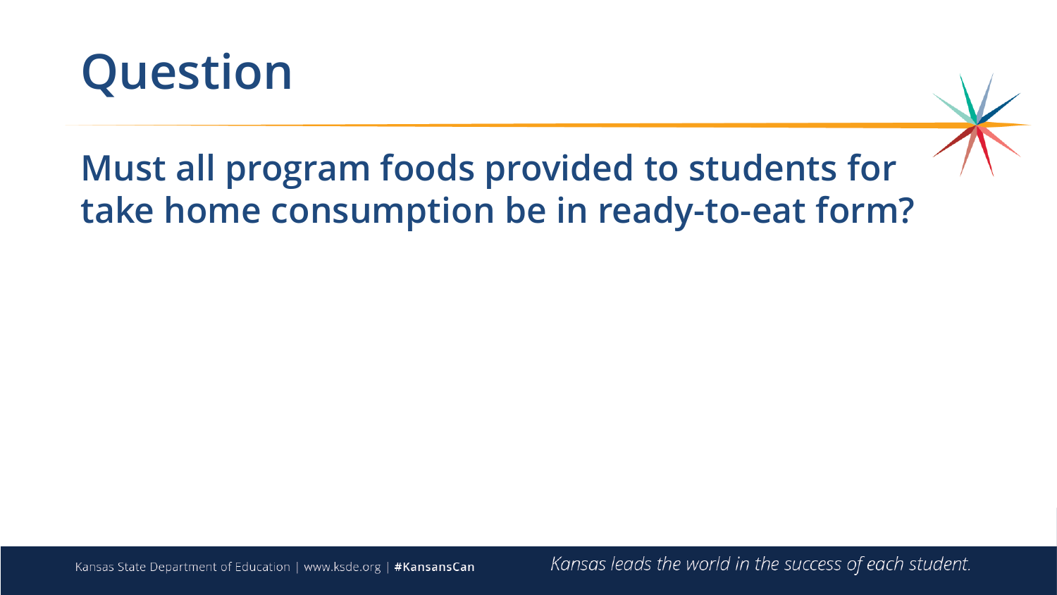# Question

## Must all program foods provided to students for take home consumption be in ready-to-eat form?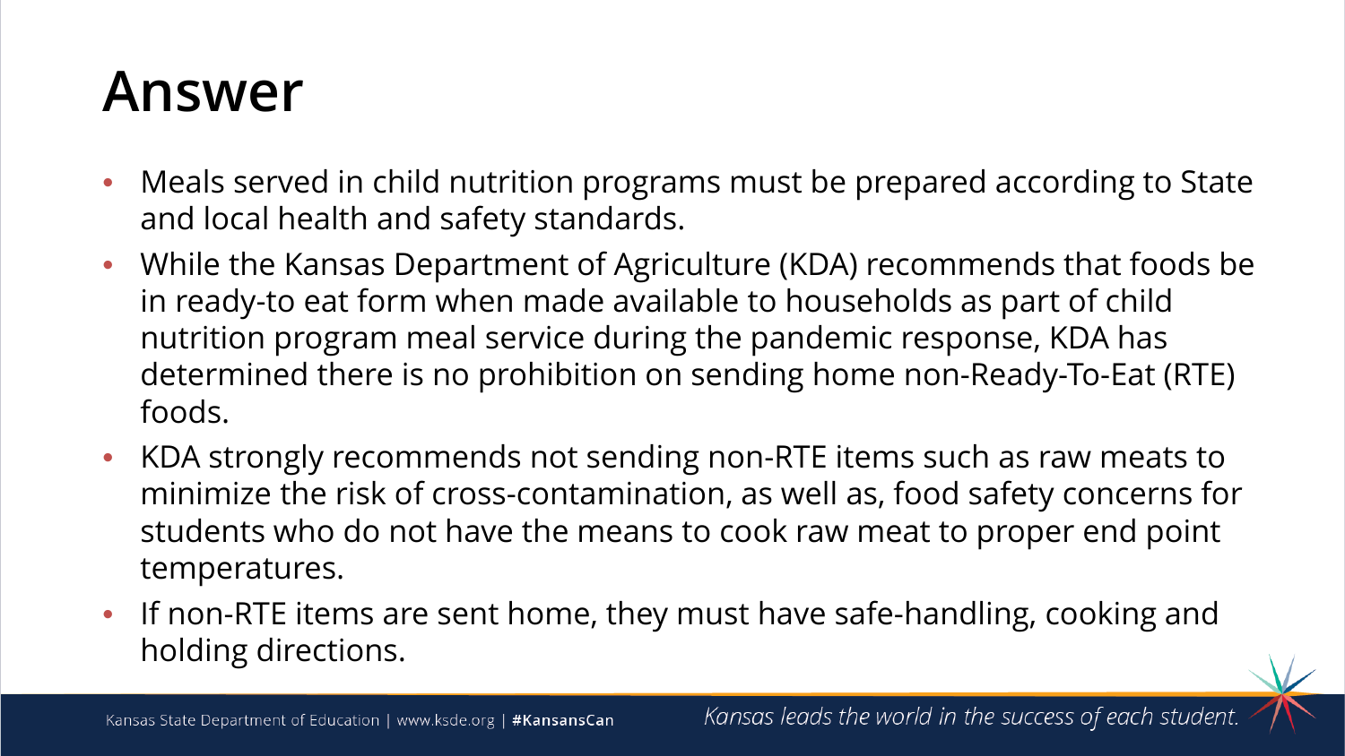# Answer

- Meals served in child nutrition programs must be prepared according to State and local health and safety standards.
- While the Kansas Department of Agriculture (KDA) recommends that foods be in ready-to eat form when made available to households as part of child nutrition program meal service during the pandemic response, KDA has determined there is no prohibition on sending home non-Ready-To-Eat (RTE) foods.
- KDA strongly recommends not sending non-RTE items such as raw meats to minimize the risk of cross-contamination, as well as, food safety concerns for students who do not have the means to cook raw meat to proper end point temperatures.
- If non-RTE items are sent home, they must have safe-handling, cooking and holding directions.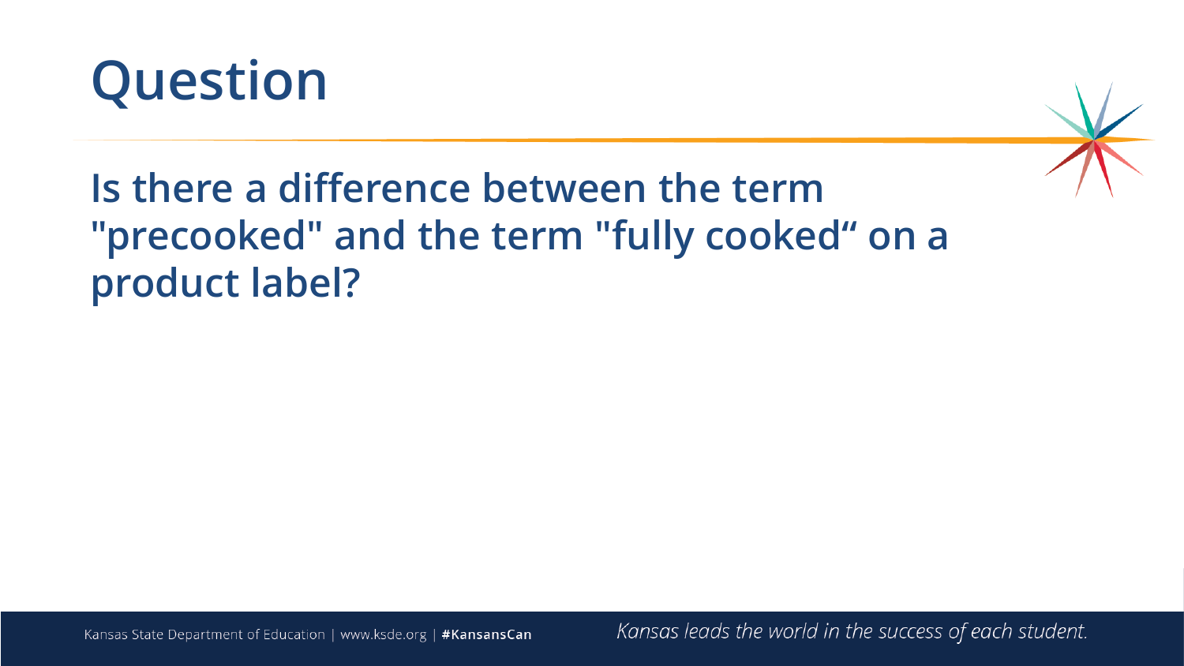# Question

## Is there a difference between the term "precooked" and the term "fully cooked" on a product label?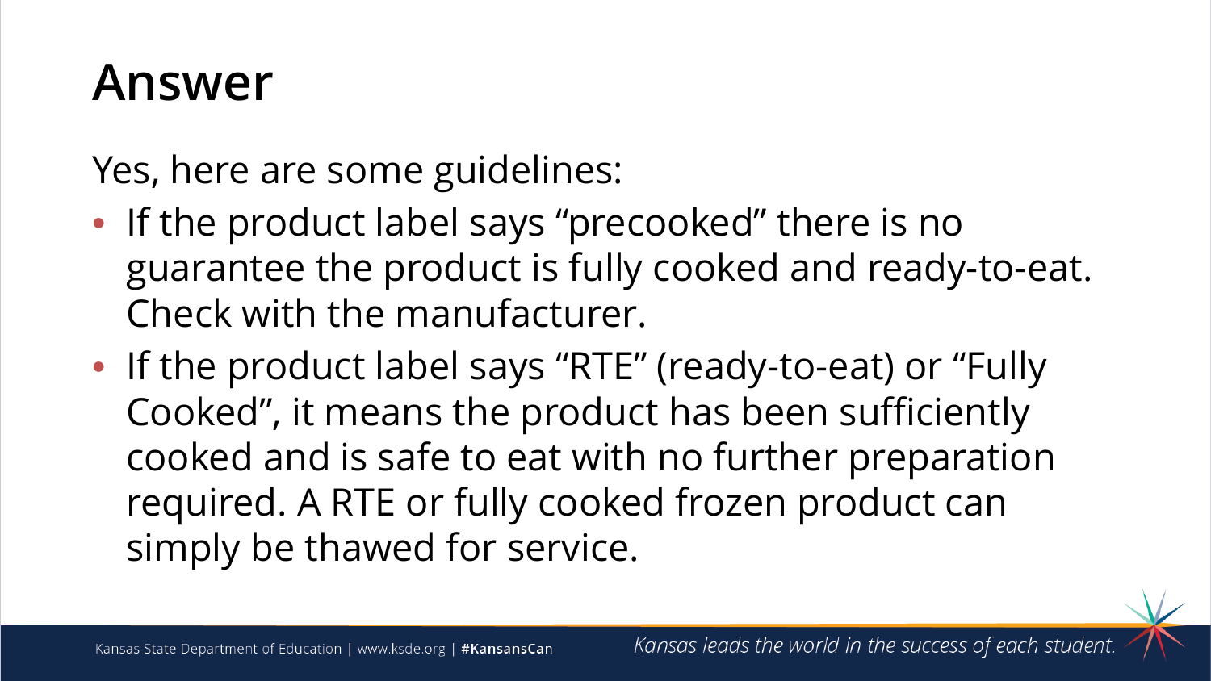# Answer

Yes, here are some guidelines:

- If the product label says “precooked” there is no guarantee the product is fully cooked and ready-to-eat. Check with the manufacturer.
- If the product label says “RTE” (ready-to-eat) or “Fully Cooked”, it means the product has been sufficiently cooked and is safe to eat with no further preparation required. A RTE or fully cooked frozen product can simply be thawed for service.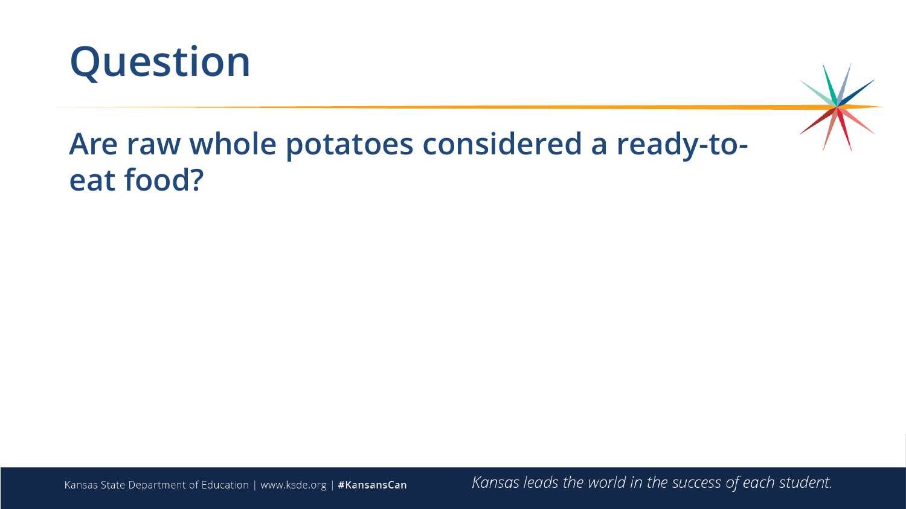# Question

## Are raw whole potatoes considered a ready-to-eat food?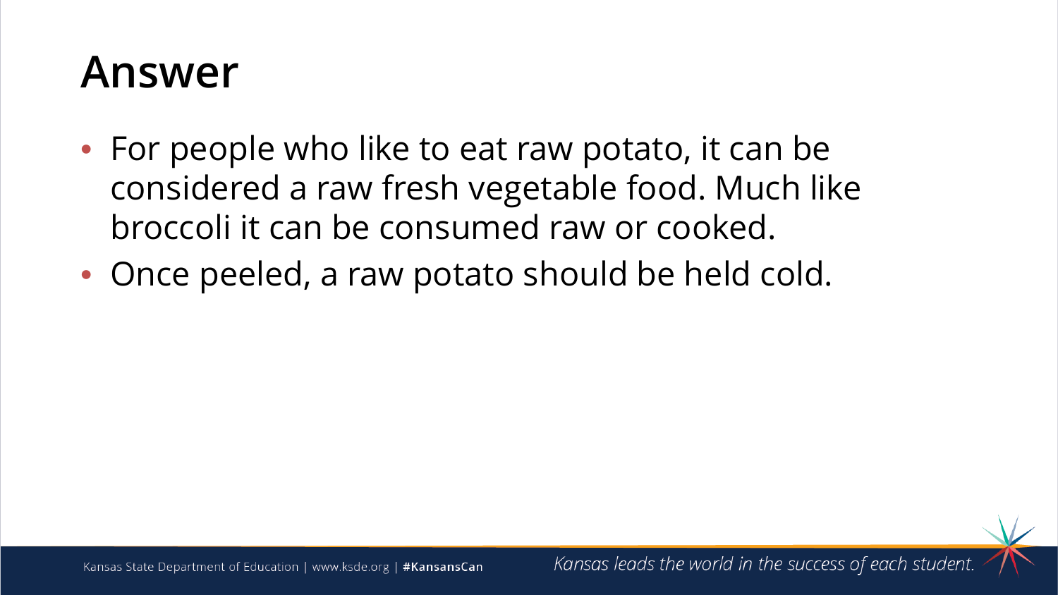# Answer

- For people who like to eat raw potato, it can be considered a raw fresh vegetable food. Much like broccoli it can be consumed raw or cooked.
- Once peeled, a raw potato should be held cold.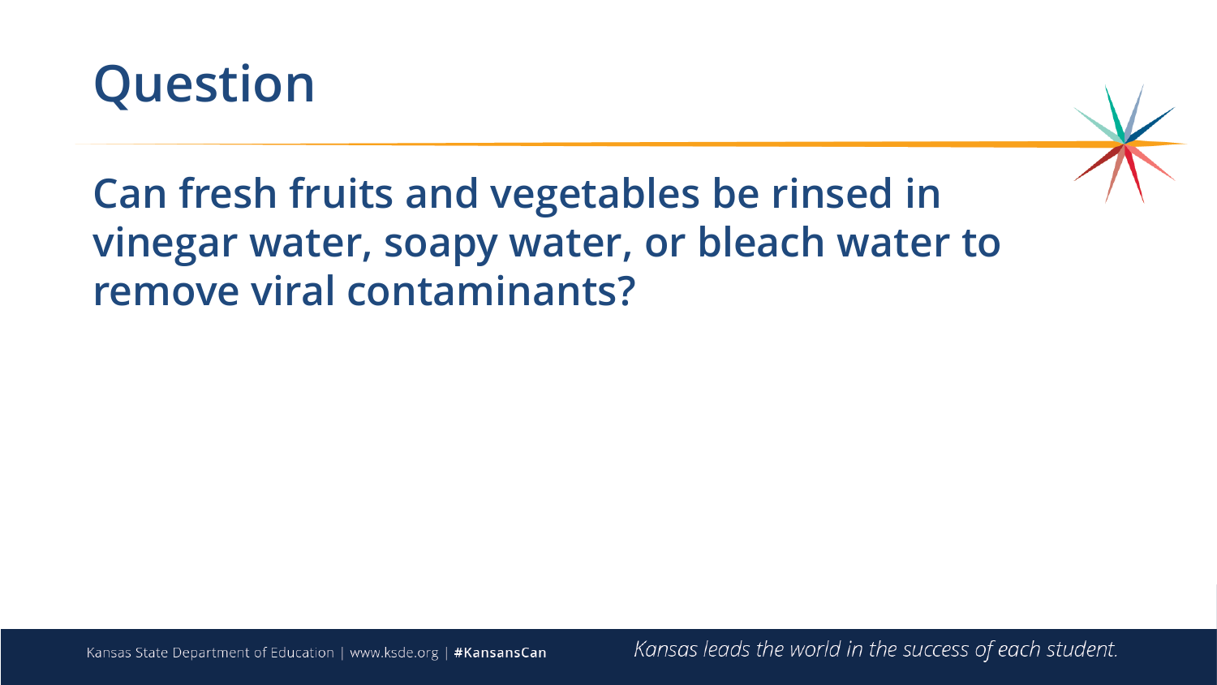# Question

**Can fresh fruits and vegetables be rinsed in vinegar water, soapy water, or bleach water to remove viral contaminants?**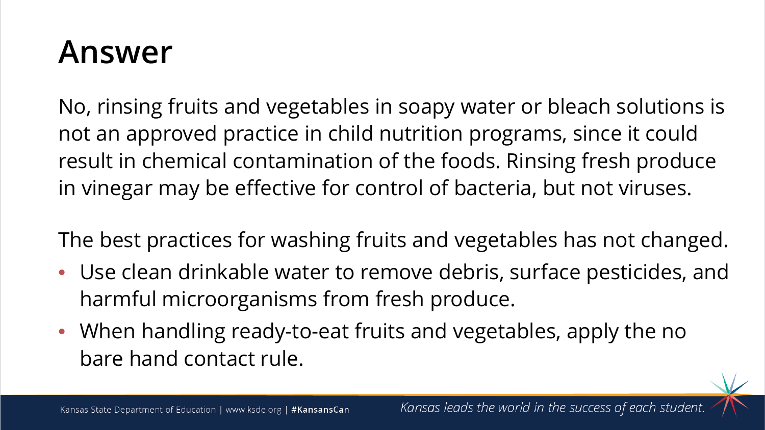# Answer

No, rinsing fruits and vegetables in soapy water or bleach solutions is not an approved practice in child nutrition programs, since it could result in chemical contamination of the foods. Rinsing fresh produce in vinegar may be effective for control of bacteria, but not viruses.

The best practices for washing fruits and vegetables has not changed.

- Use clean drinkable water to remove debris, surface pesticides, and harmful microorganisms from fresh produce.
- When handling ready-to-eat fruits and vegetables, apply the no bare hand contact rule.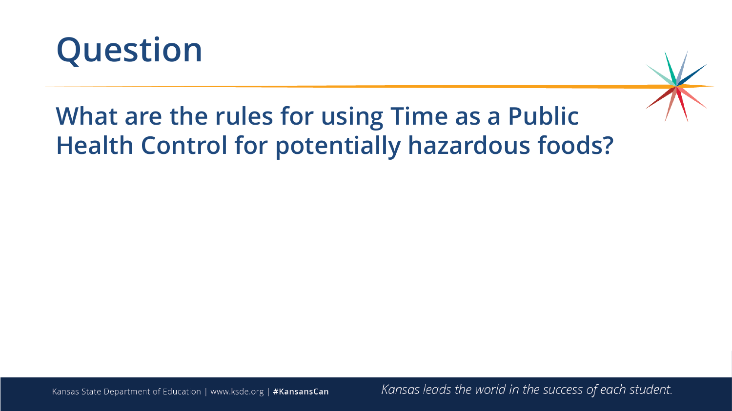# Question

## What are the rules for using Time as a Public Health Control for potentially hazardous foods?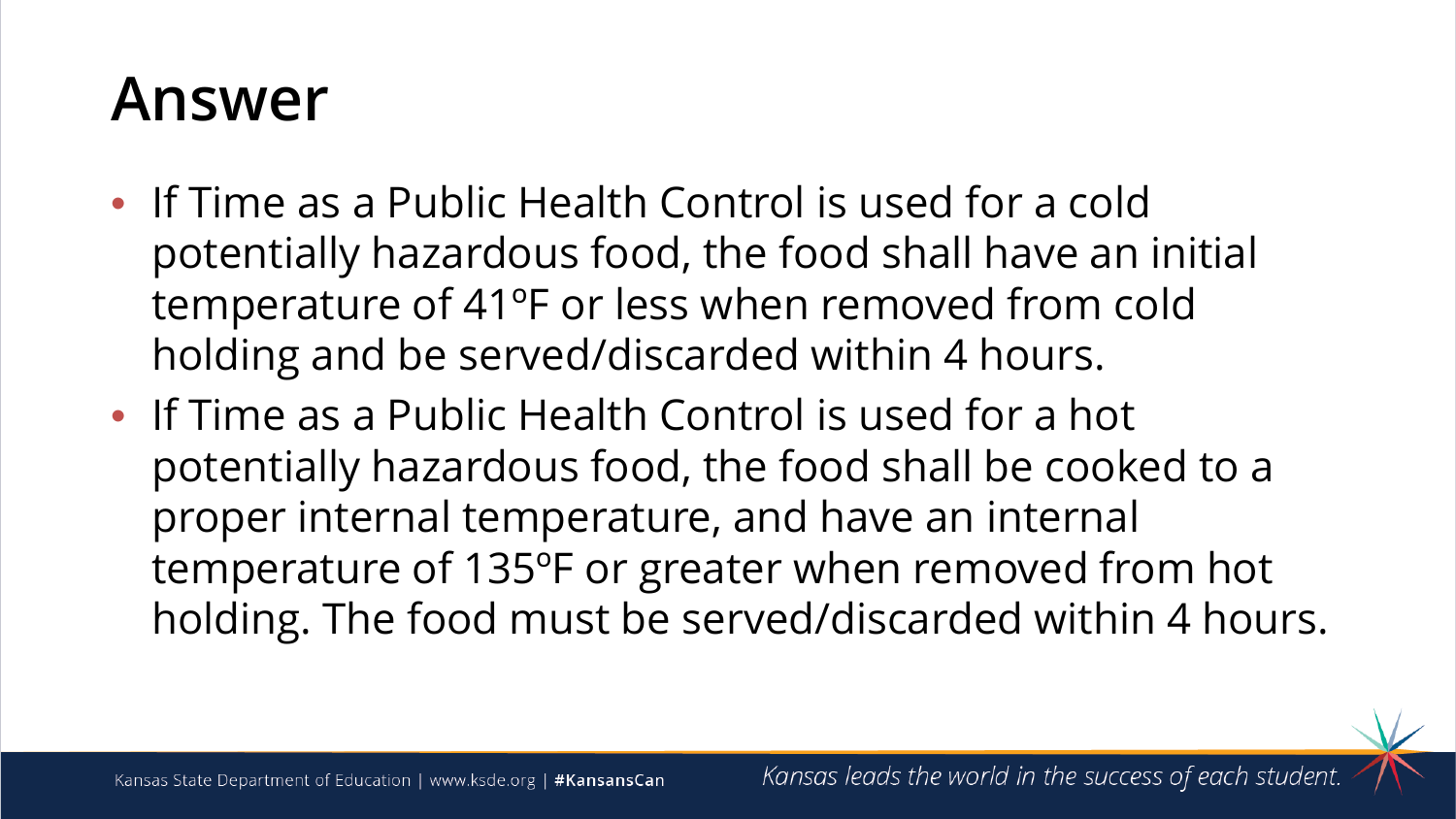# Answer

- If Time as a Public Health Control is used for a cold potentially hazardous food, the food shall have an initial temperature of 41ºF or less when removed from cold holding and be served/discarded within 4 hours.
- If Time as a Public Health Control is used for a hot potentially hazardous food, the food shall be cooked to a proper internal temperature, and have an internal temperature of 135ºF or greater when removed from hot holding. The food must be served/discarded within 4 hours.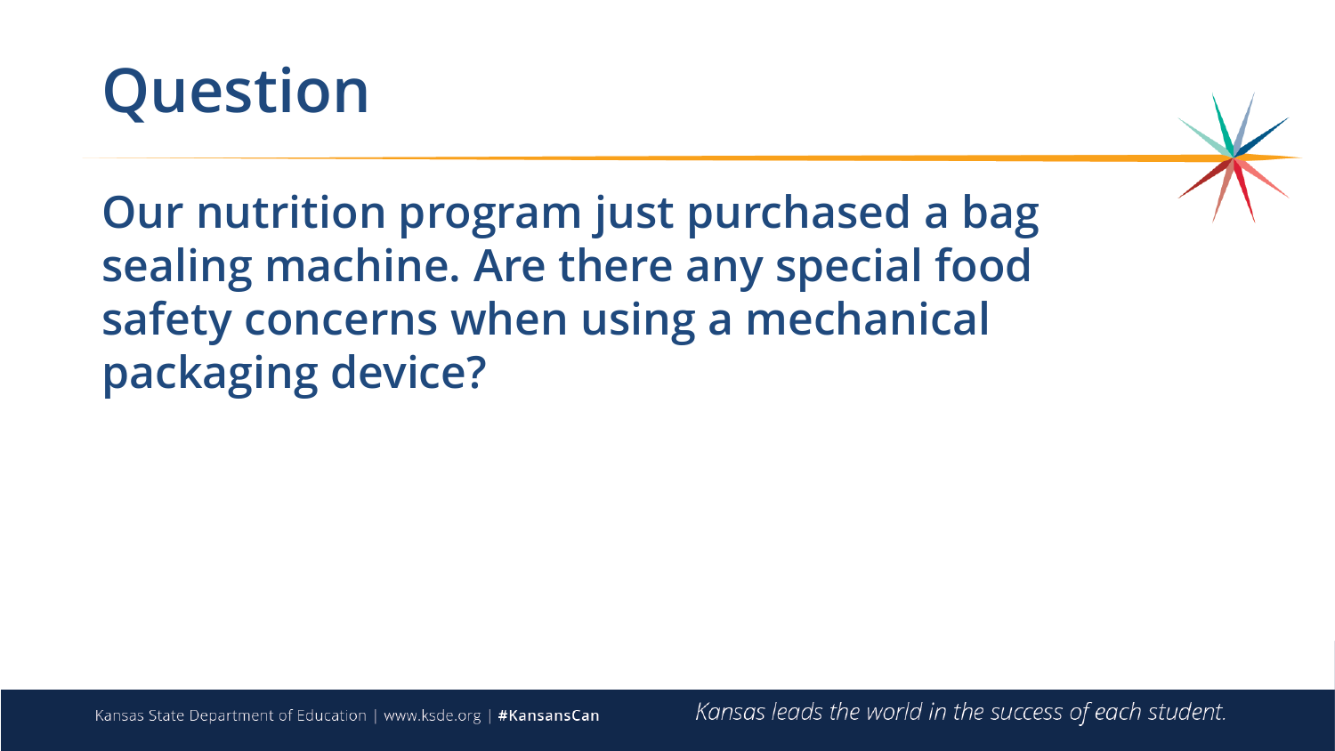# Question

**Our nutrition program just purchased a bag sealing machine. Are there any special food safety concerns when using a mechanical packaging device?**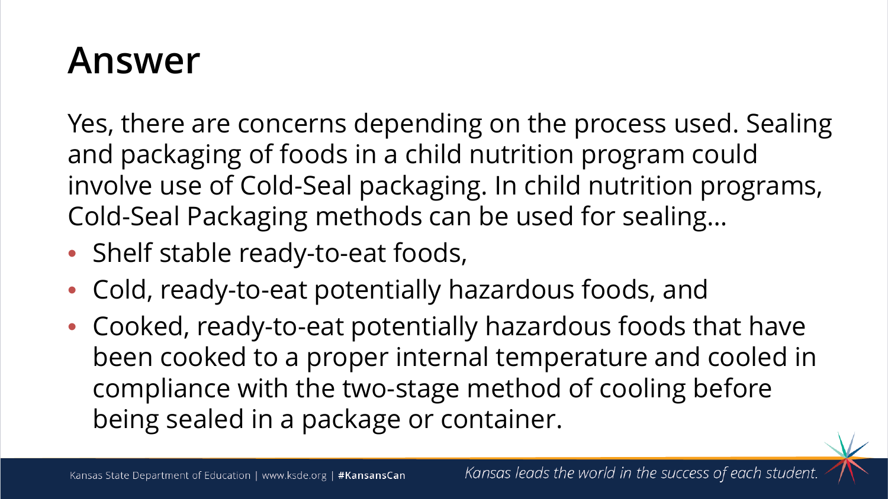# Answer

Yes, there are concerns depending on the process used. Sealing and packaging of foods in a child nutrition program could involve use of Cold-Seal packaging. In child nutrition programs, Cold-Seal Packaging methods can be used for sealing…

- Shelf stable ready-to-eat foods,
- Cold, ready-to-eat potentially hazardous foods, and
- Cooked, ready-to-eat potentially hazardous foods that have been cooked to a proper internal temperature and cooled in compliance with the two-stage method of cooling before being sealed in a package or container.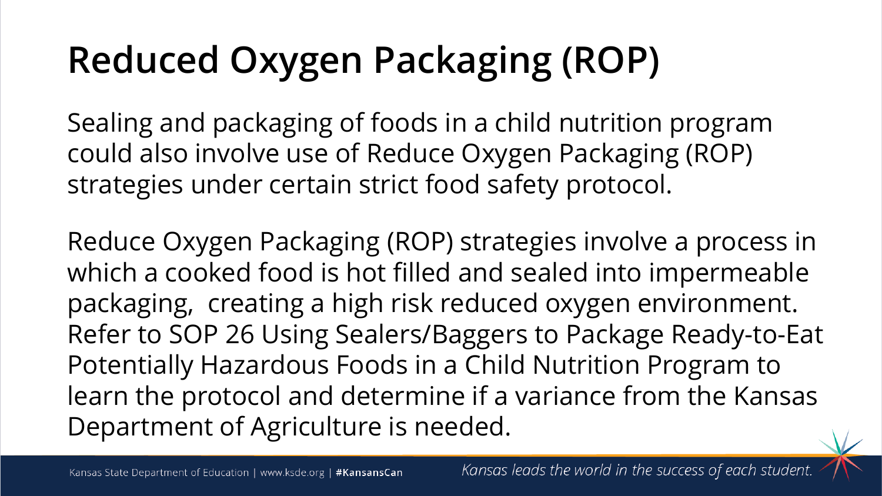# Reduced Oxygen Packaging (ROP)

Sealing and packaging of foods in a child nutrition program could also involve use of Reduce Oxygen Packaging (ROP) strategies under certain strict food safety protocol.

Reduce Oxygen Packaging (ROP) strategies involve a process in which a cooked food is hot filled and sealed into impermeable packaging, creating a high risk reduced oxygen environment. Refer to SOP 26 Using Sealers/Baggers to Package Ready-to-Eat Potentially Hazardous Foods in a Child Nutrition Program to learn the protocol and determine if a variance from the Kansas Department of Agriculture is needed.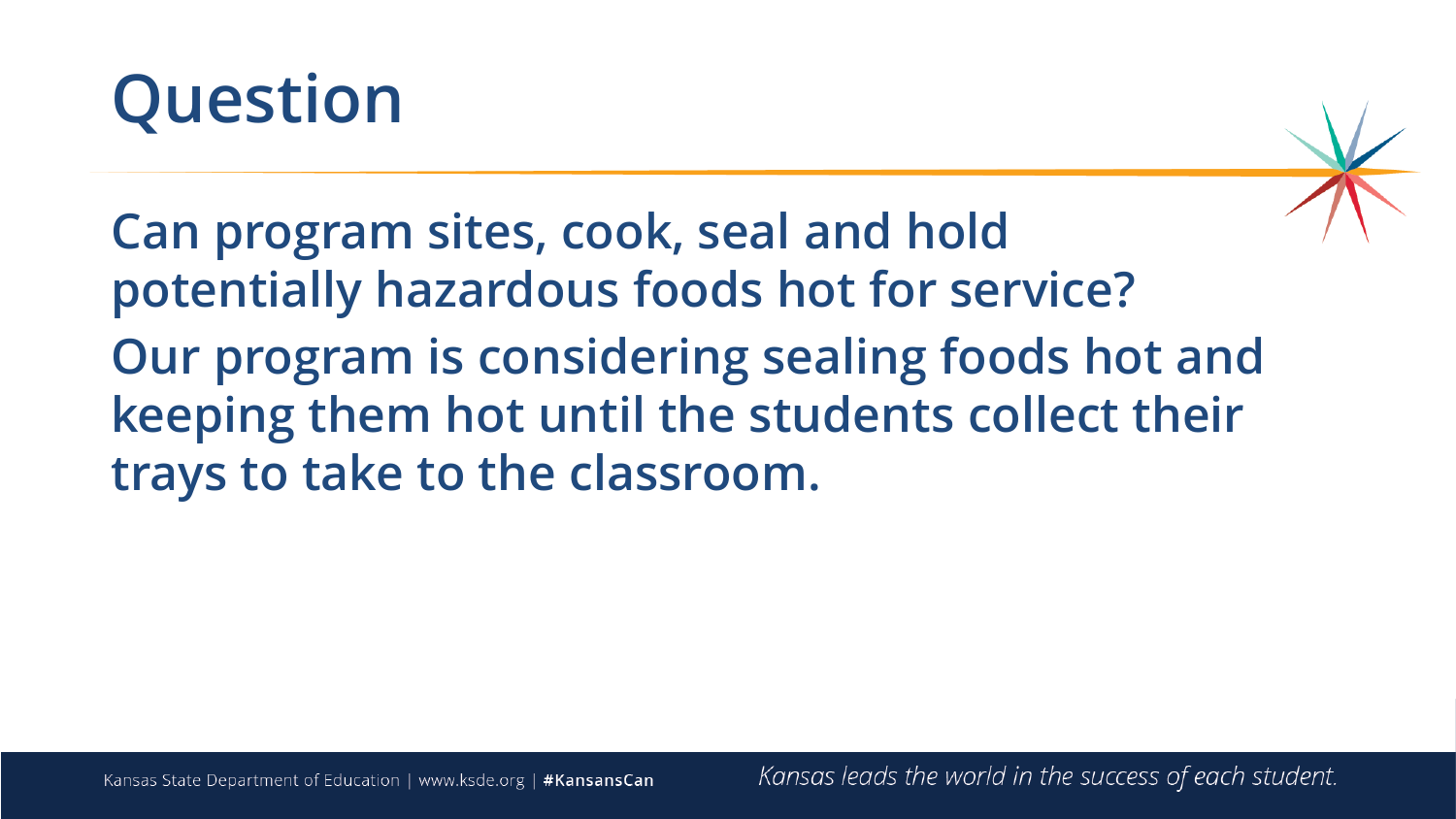# Question

**Can program sites, cook, seal and hold potentially hazardous foods hot for service?**

**Our program is considering sealing foods hot and keeping them hot until the students collect their trays to take to the classroom.**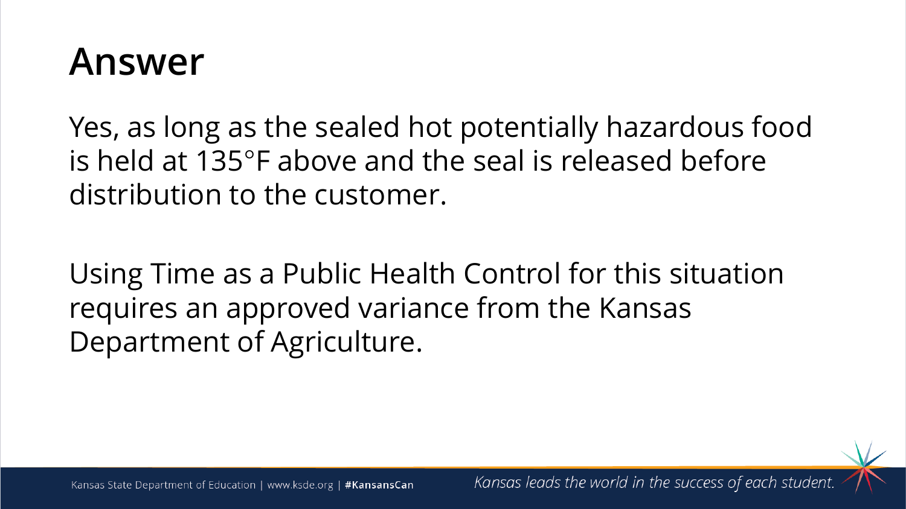# Answer

Yes, as long as the sealed hot potentially hazardous food is held at 135°F above and the seal is released before distribution to the customer.

Using Time as a Public Health Control for this situation requires an approved variance from the Kansas Department of Agriculture.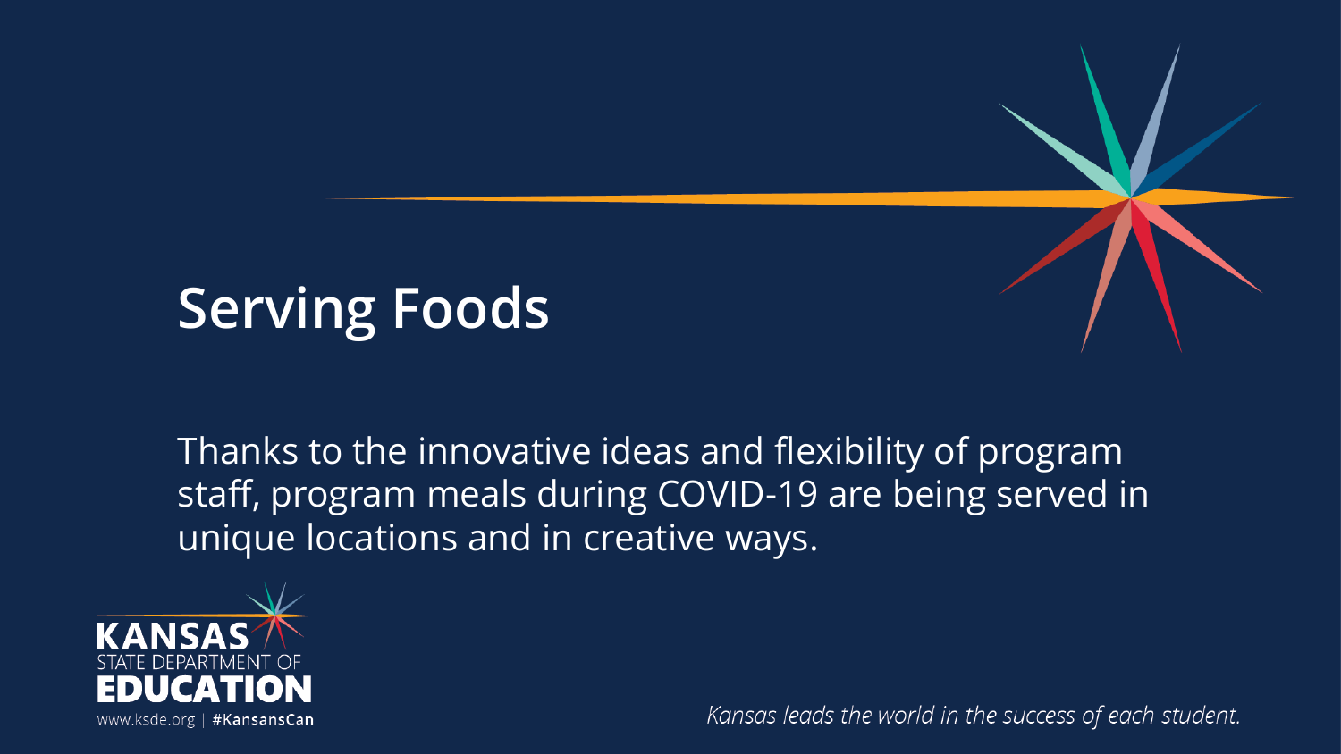# Serving Foods

Thanks to the innovative ideas and flexibility of program staff, program meals during COVID-19 are being served in unique locations and in creative ways.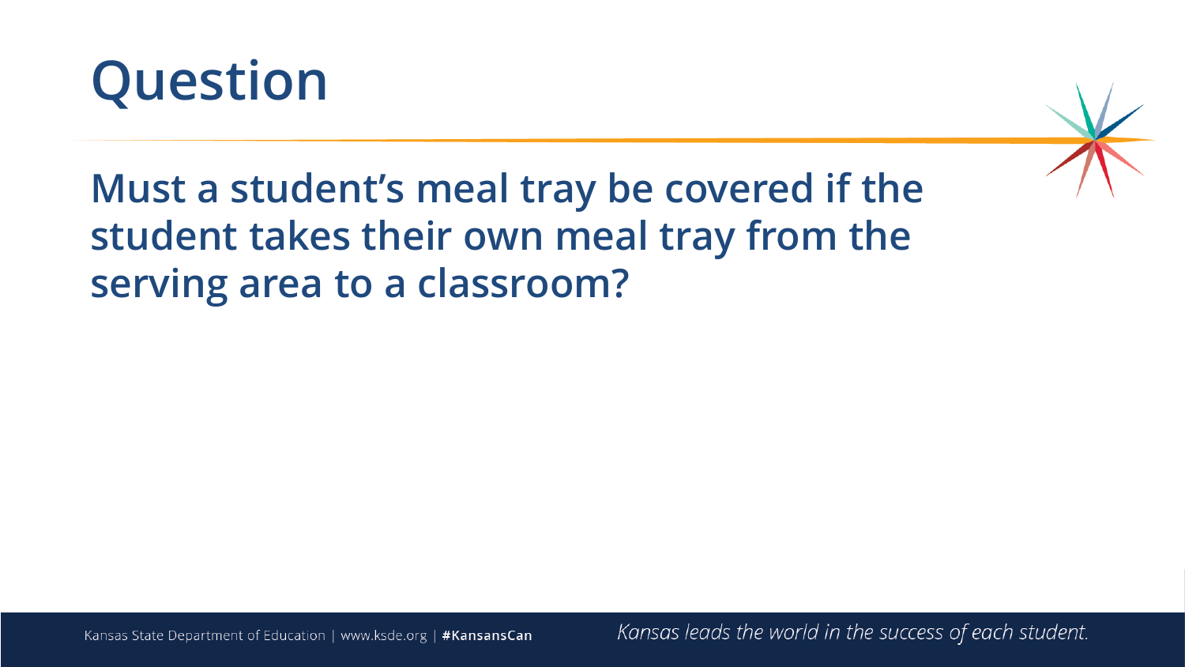# Question

**Must a student's meal tray be covered if the student takes their own meal tray from the serving area to a classroom?**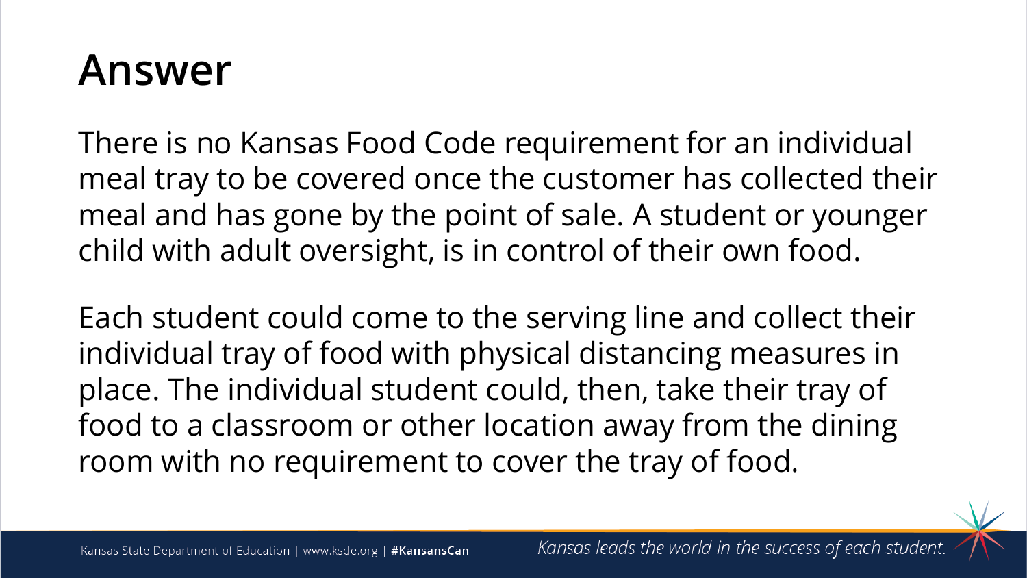# Answer

There is no Kansas Food Code requirement for an individual meal tray to be covered once the customer has collected their meal and has gone by the point of sale. A student or younger child with adult oversight, is in control of their own food.

Each student could come to the serving line and collect their individual tray of food with physical distancing measures in place. The individual student could, then, take their tray of food to a classroom or other location away from the dining room with no requirement to cover the tray of food.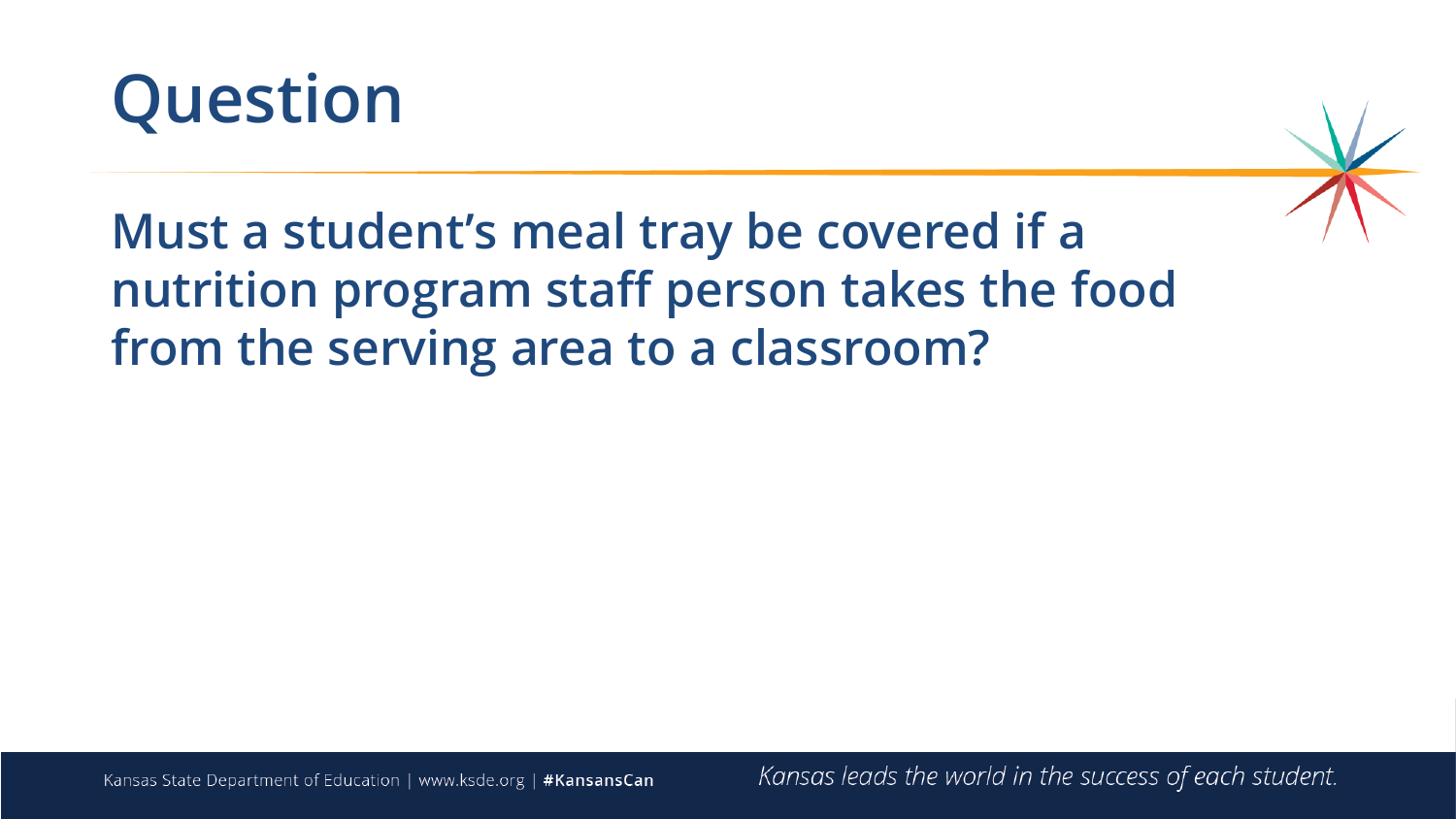# Question

**Must a student's meal tray be covered if a nutrition program staff person takes the food from the serving area to a classroom?**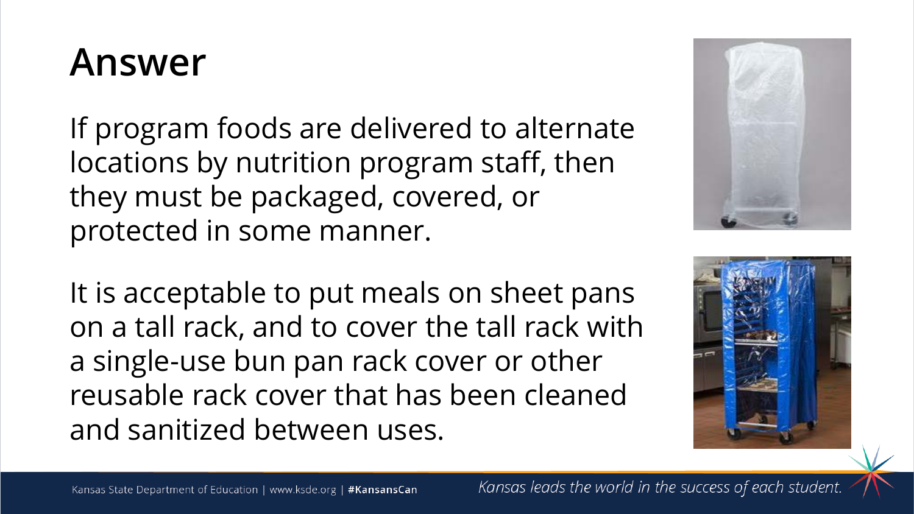# Answer

If program foods are delivered to alternate locations by nutrition program staff, then they must be packaged, covered, or protected in some manner.

It is acceptable to put meals on sheet pans on a tall rack, and to cover the tall rack with a single-use bun pan rack cover or other reusable rack cover that has been cleaned and sanitized between uses.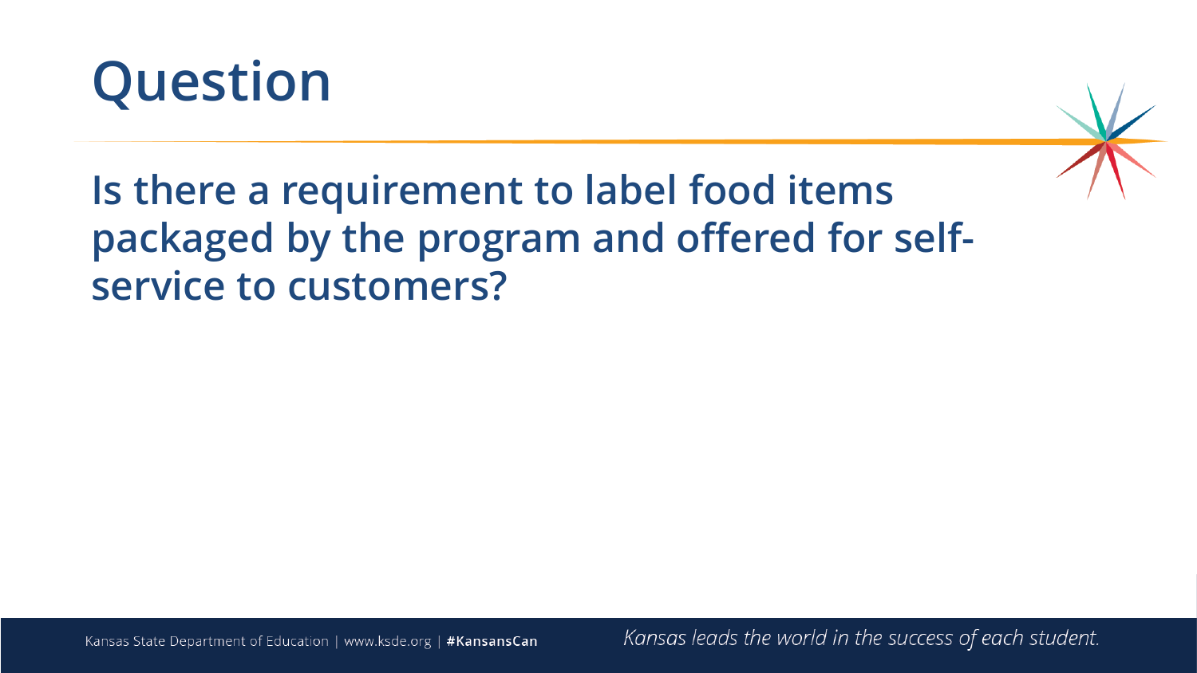# Question

**Is there a requirement to label food items packaged by the program and offered for self-service to customers?**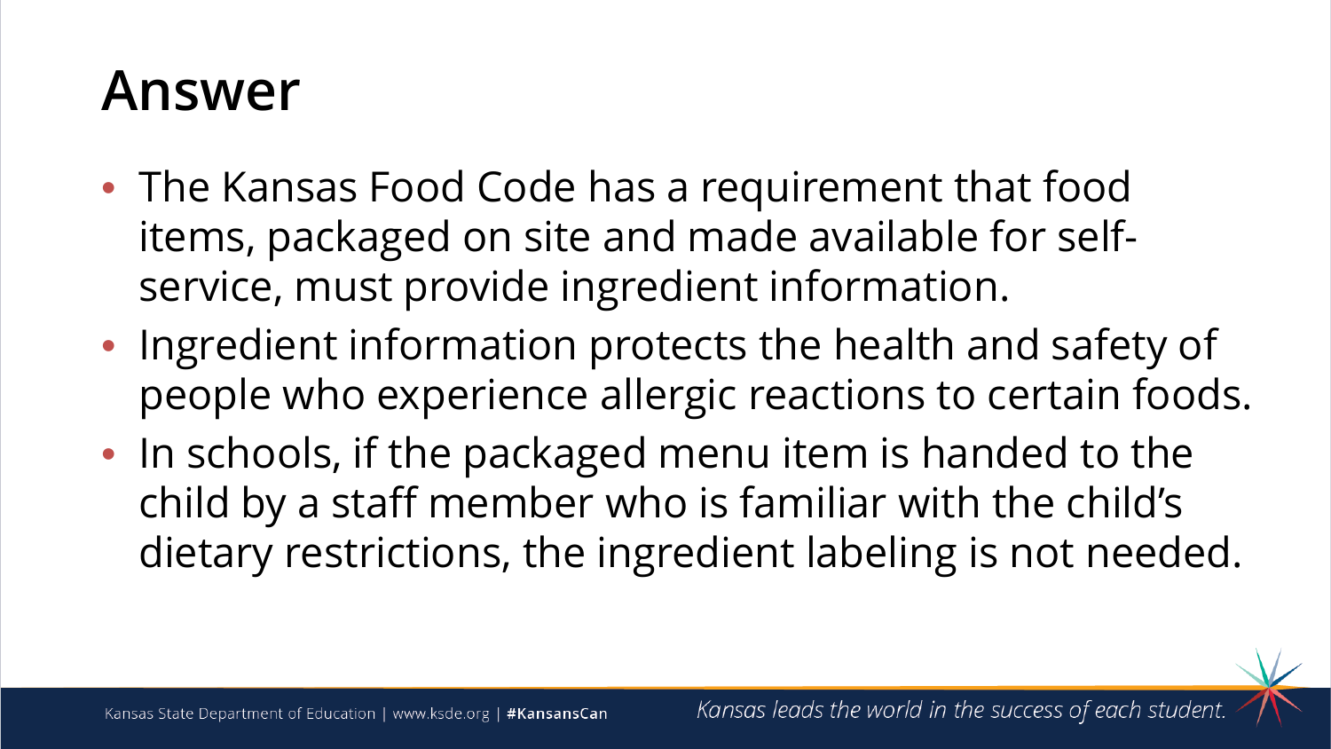# Answer

- The Kansas Food Code has a requirement that food items, packaged on site and made available for self-service, must provide ingredient information.
- Ingredient information protects the health and safety of people who experience allergic reactions to certain foods.
- In schools, if the packaged menu item is handed to the child by a staff member who is familiar with the child's dietary restrictions, the ingredient labeling is not needed.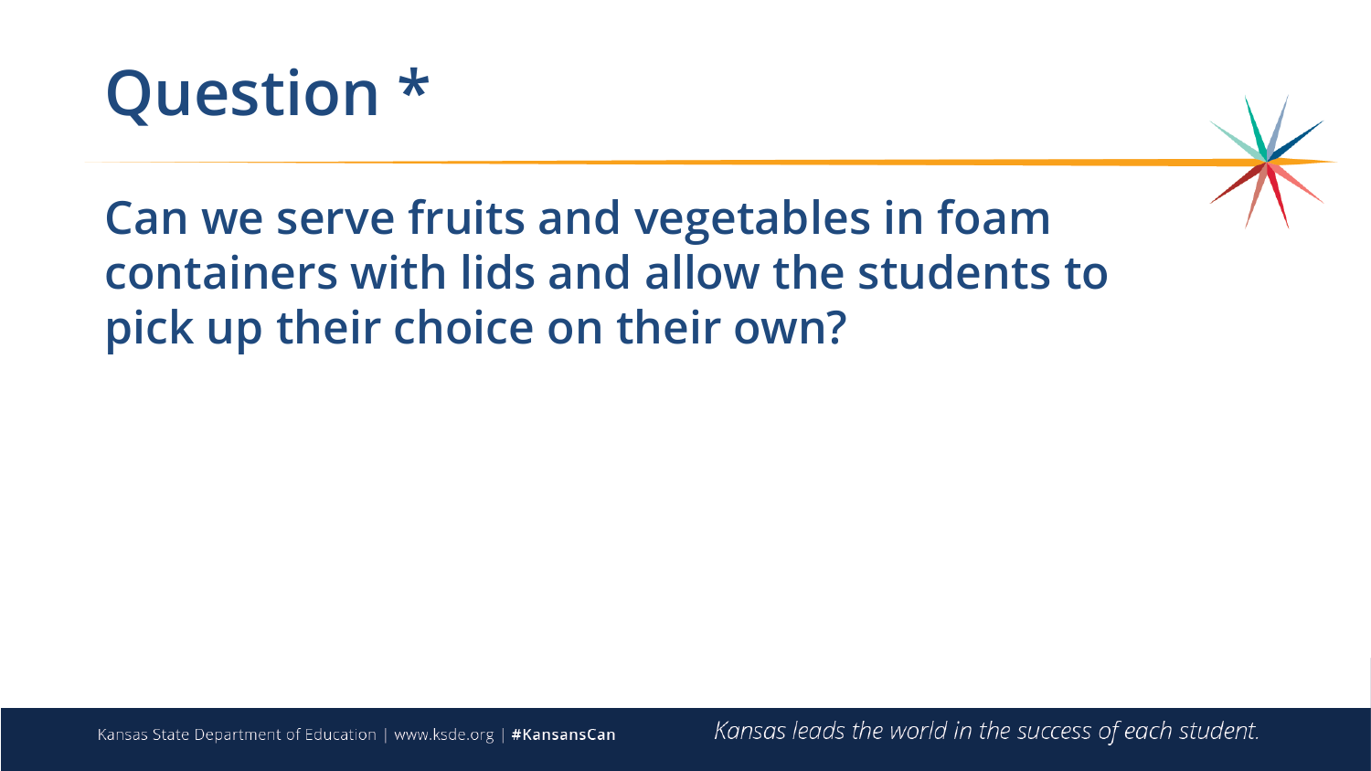# Question *

**Can we serve fruits and vegetables in foam containers with lids and allow the students to pick up their choice on their own?**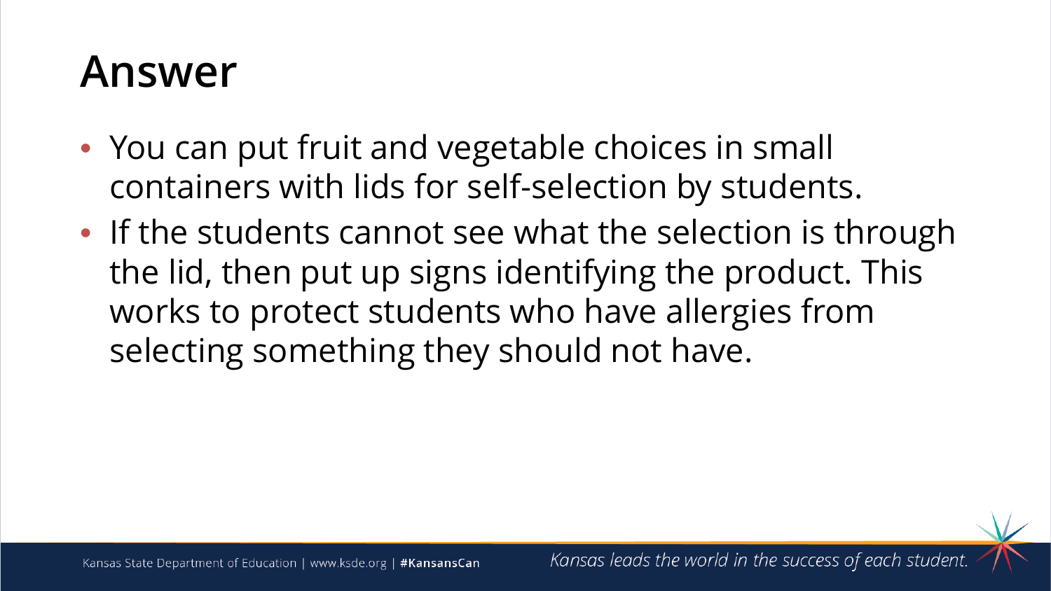# Answer

- You can put fruit and vegetable choices in small containers with lids for self-selection by students.
- If the students cannot see what the selection is through the lid, then put up signs identifying the product. This works to protect students who have allergies from selecting something they should not have.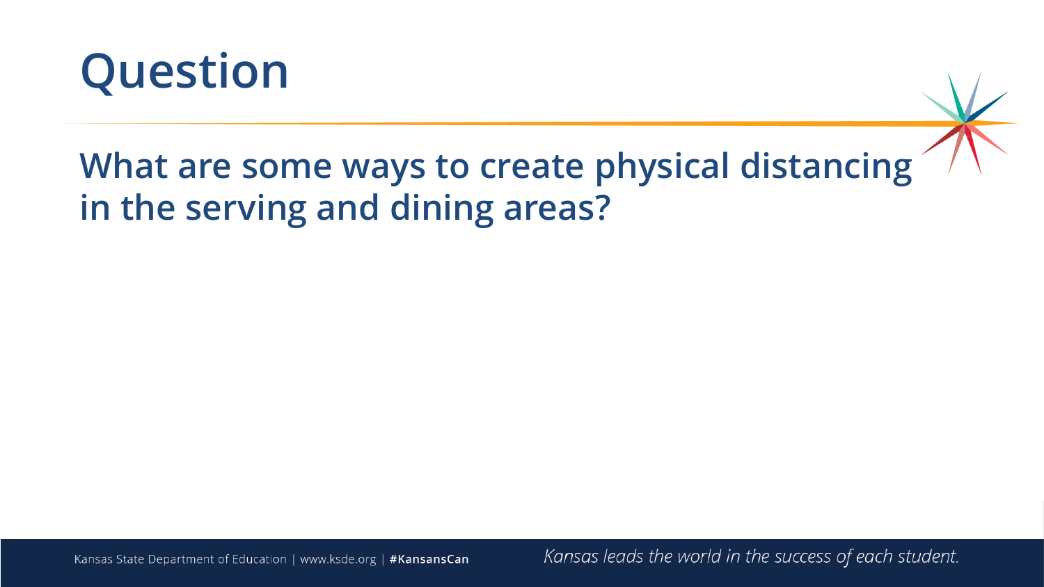# Question

## What are some ways to create physical distancing in the serving and dining areas?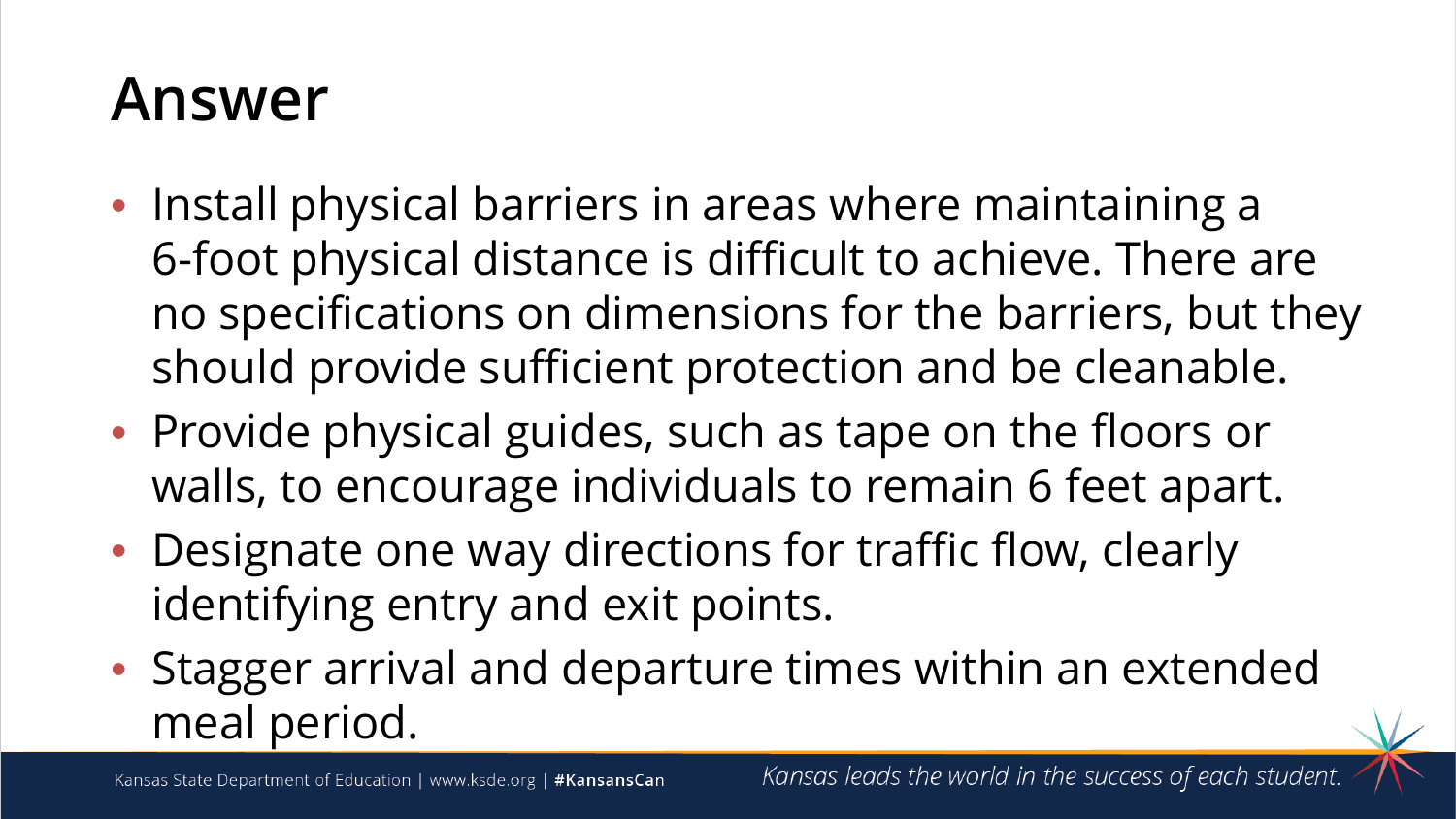# Answer

- Install physical barriers in areas where maintaining a 6-foot physical distance is difficult to achieve. There are no specifications on dimensions for the barriers, but they should provide sufficient protection and be cleanable.
- Provide physical guides, such as tape on the floors or walls, to encourage individuals to remain 6 feet apart.
- Designate one way directions for traffic flow, clearly identifying entry and exit points.
- Stagger arrival and departure times within an extended meal period.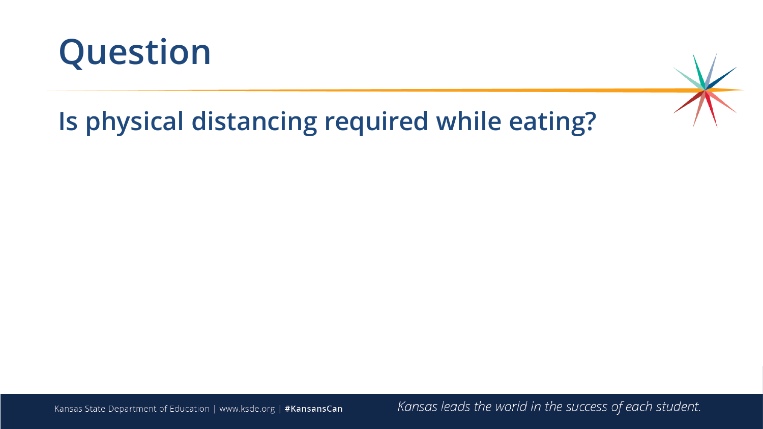# Question

## Is physical distancing required while eating?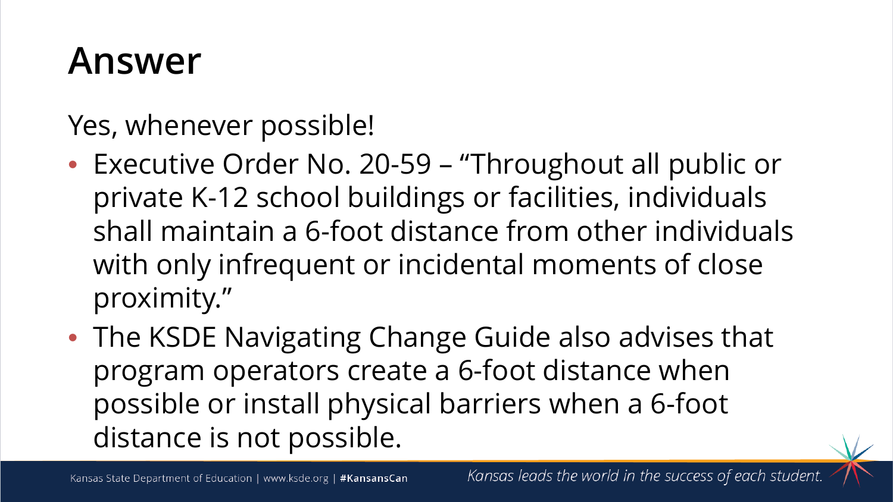# Answer

Yes, whenever possible!

- Executive Order No. 20-59 – "Throughout all public or private K-12 school buildings or facilities, individuals shall maintain a 6-foot distance from other individuals with only infrequent or incidental moments of close proximity."
- The KSDE Navigating Change Guide also advises that program operators create a 6-foot distance when possible or install physical barriers when a 6-foot distance is not possible.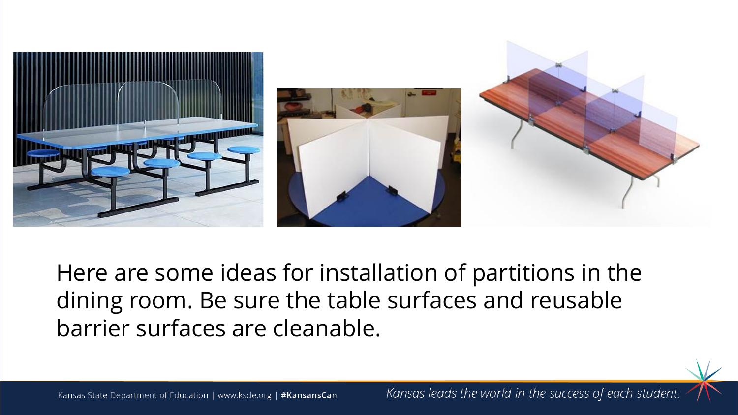Here are some ideas for installation of partitions in the dining room. Be sure the table surfaces and reusable barrier surfaces are cleanable.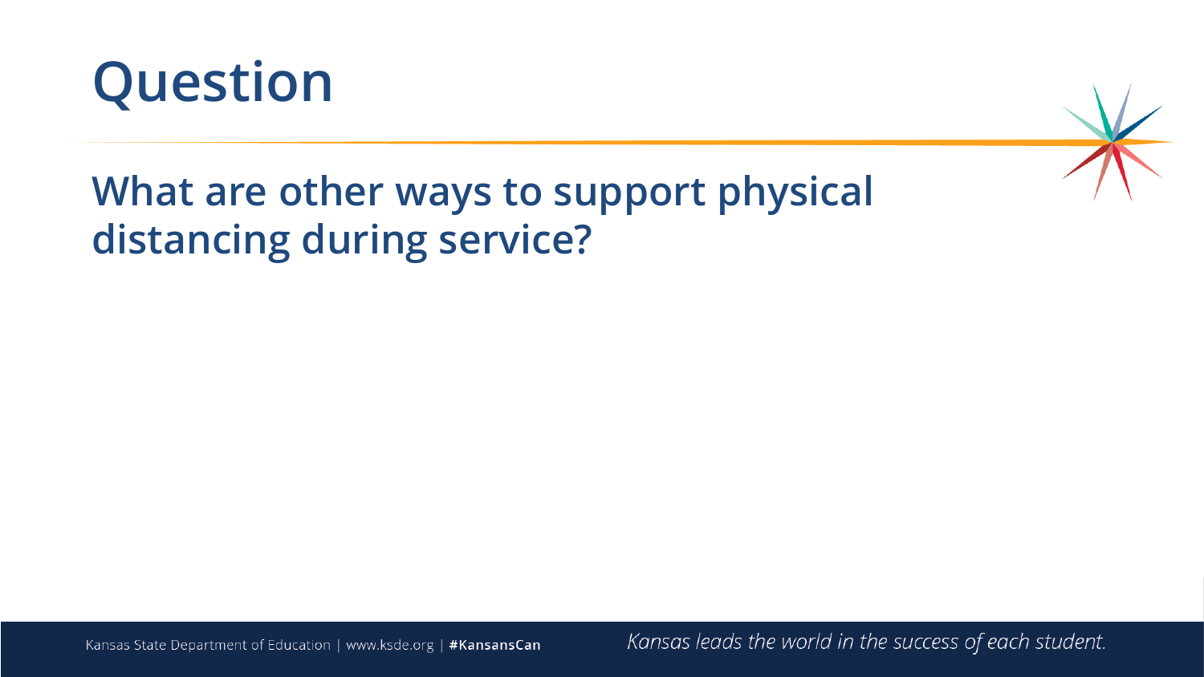# Question

## What are other ways to support physical distancing during service?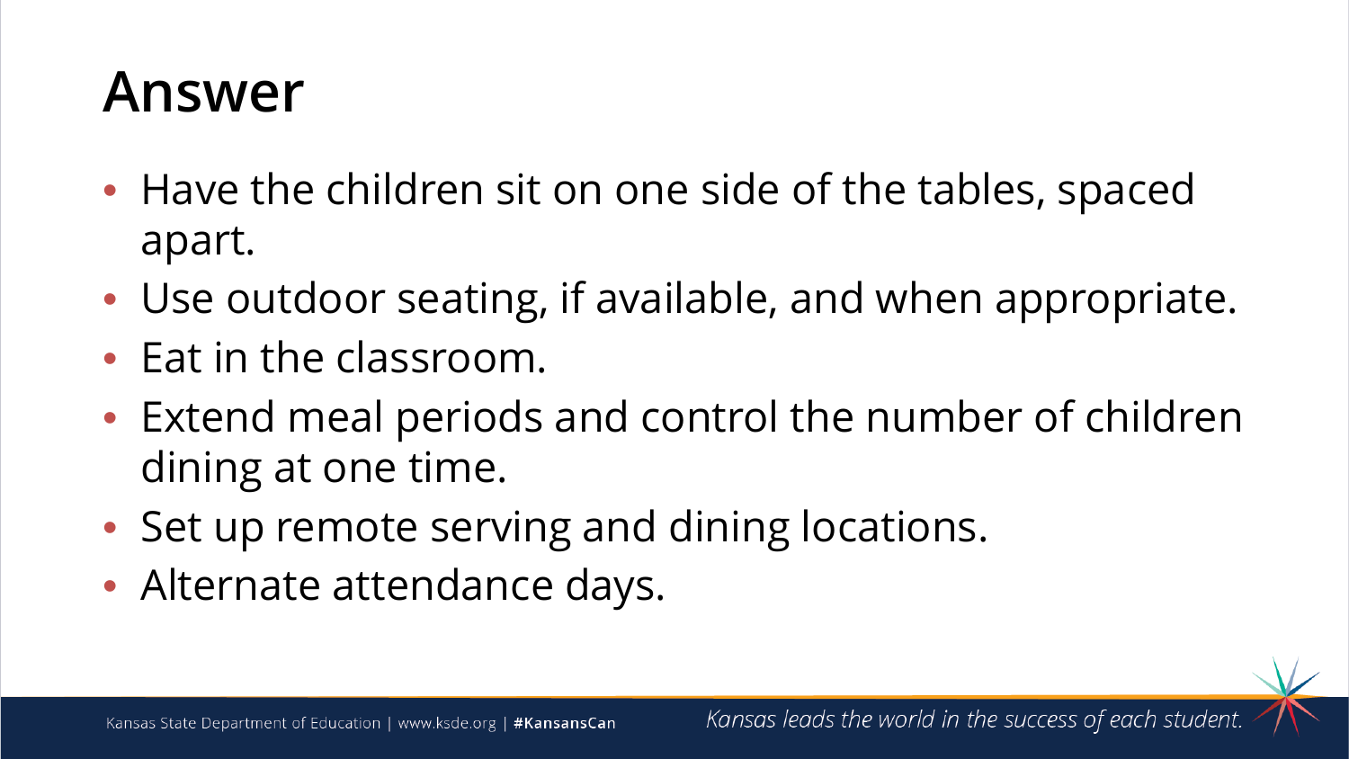# Answer

- Have the children sit on one side of the tables, spaced apart.
- Use outdoor seating, if available, and when appropriate.
- Eat in the classroom.
- Extend meal periods and control the number of children dining at one time.
- Set up remote serving and dining locations.
- Alternate attendance days.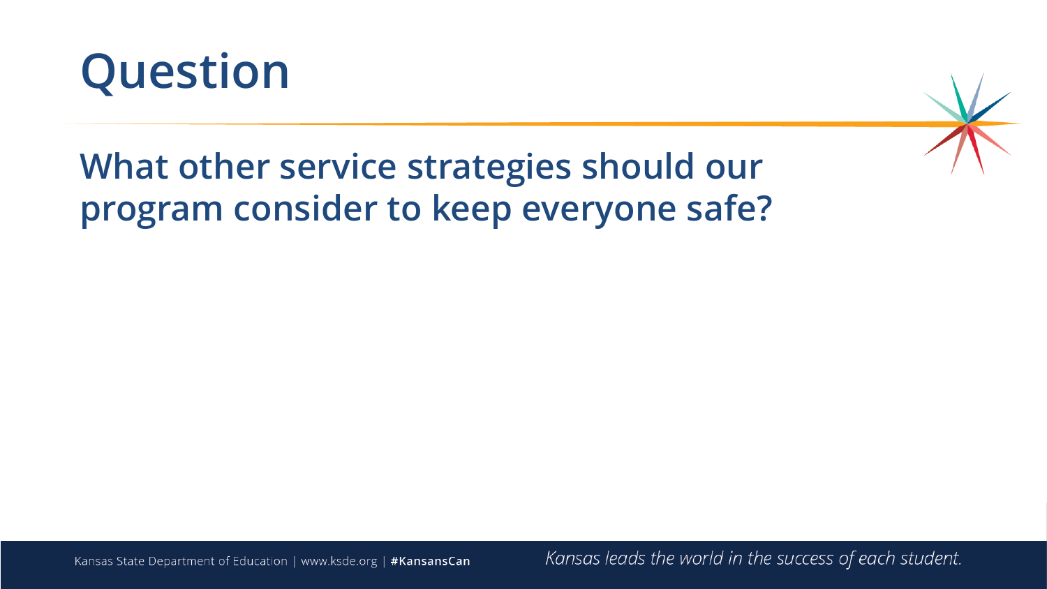# Question

## What other service strategies should our program consider to keep everyone safe?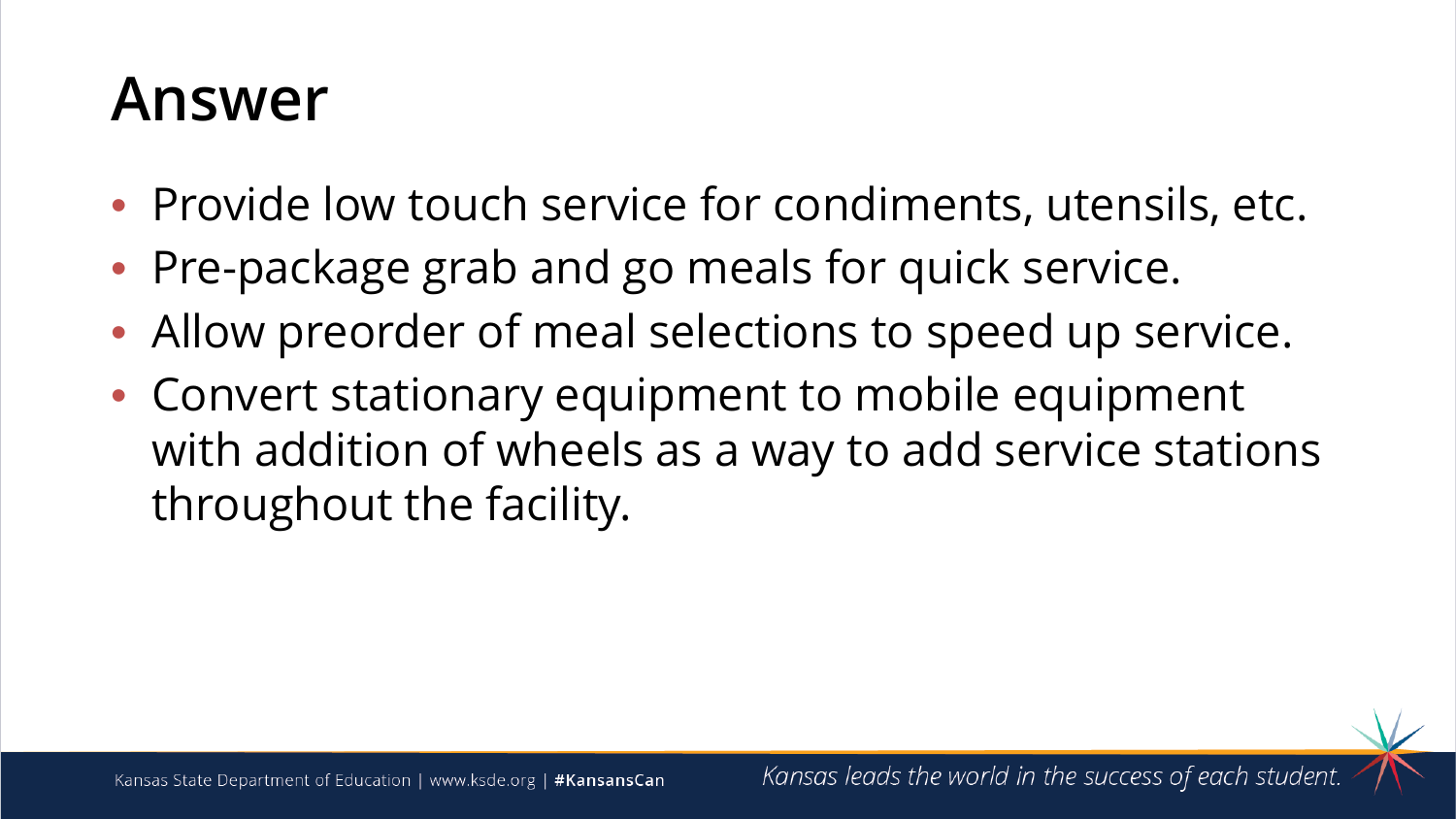# Answer

- Provide low touch service for condiments, utensils, etc.
- Pre-package grab and go meals for quick service.
- Allow preorder of meal selections to speed up service.
- Convert stationary equipment to mobile equipment with addition of wheels as a way to add service stations throughout the facility.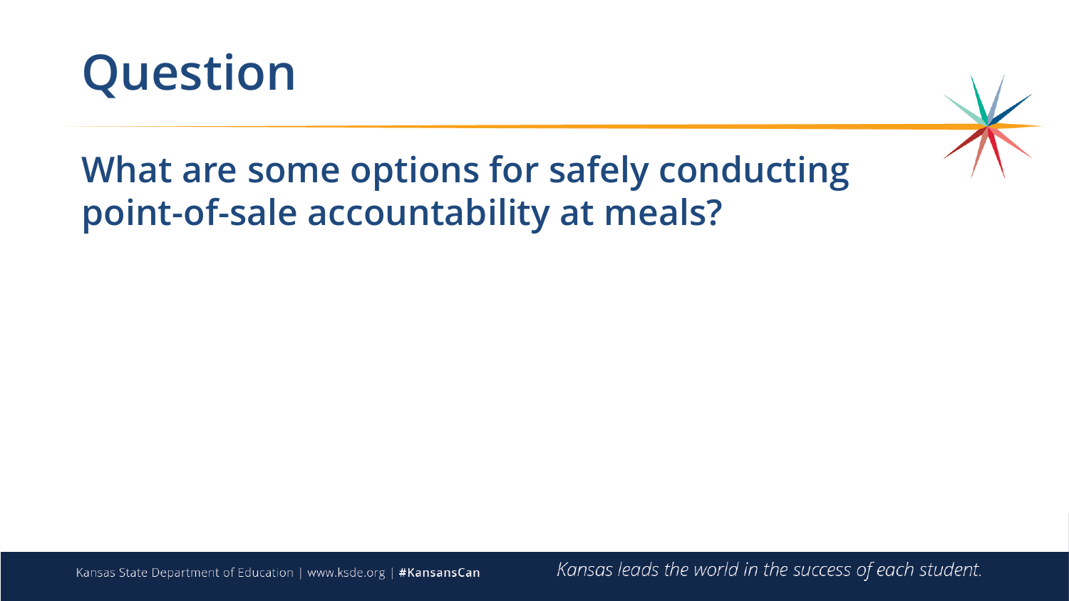# Question

## What are some options for safely conducting point-of-sale accountability at meals?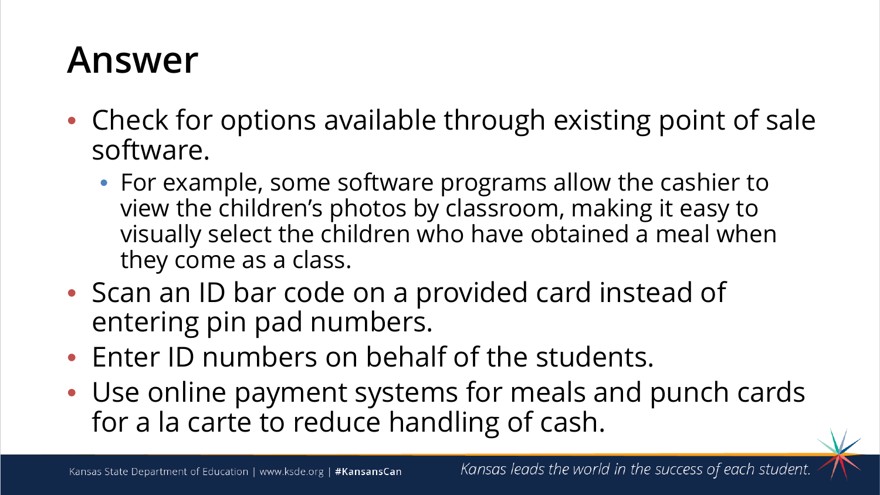# Answer

- Check for options available through existing point of sale software.
  - For example, some software programs allow the cashier to view the children's photos by classroom, making it easy to visually select the children who have obtained a meal when they come as a class.
- Scan an ID bar code on a provided card instead of entering pin pad numbers.
- Enter ID numbers on behalf of the students.
- Use online payment systems for meals and punch cards for a la carte to reduce handling of cash.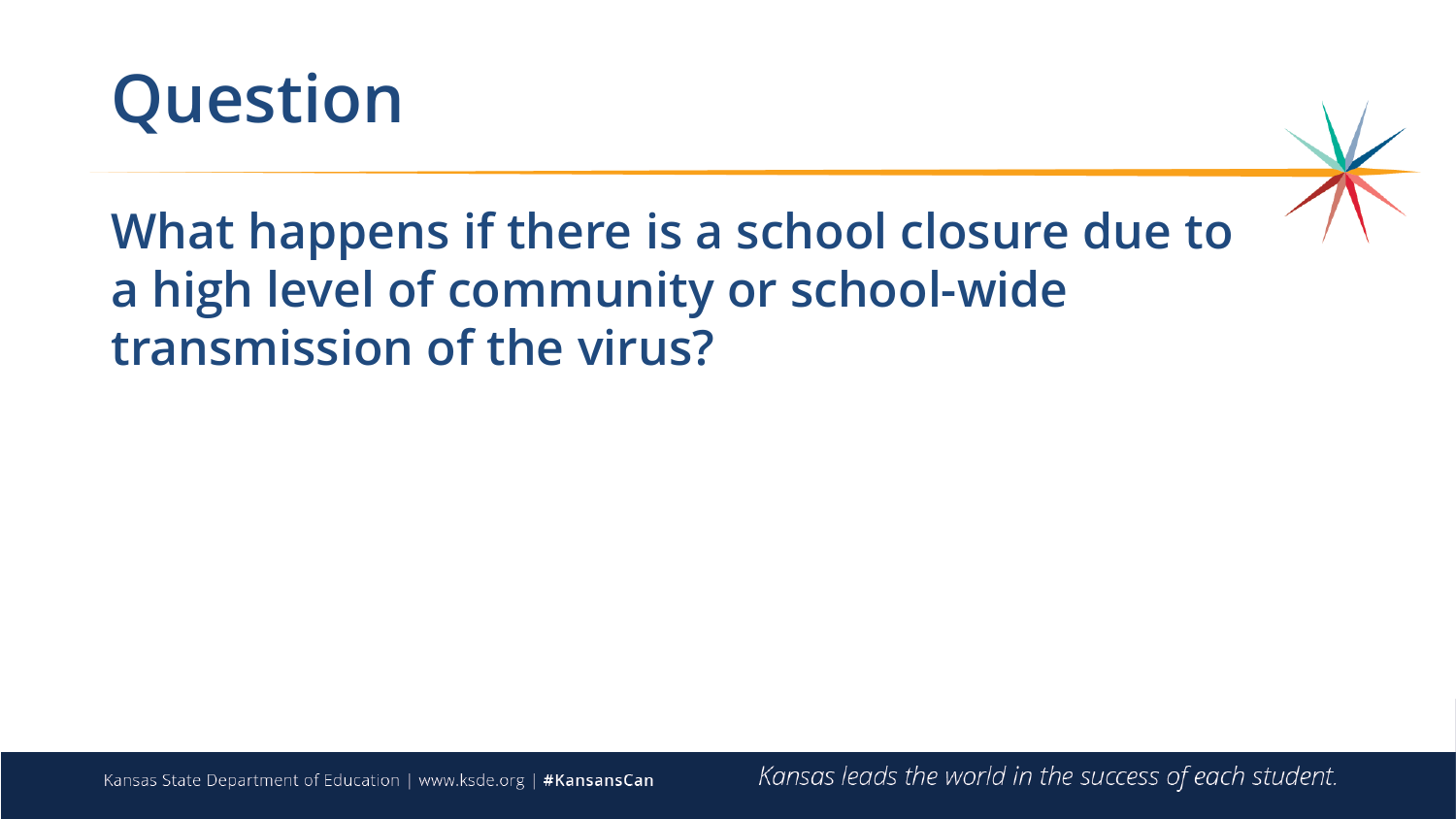# Question

**What happens if there is a school closure due to a high level of community or school-wide transmission of the virus?**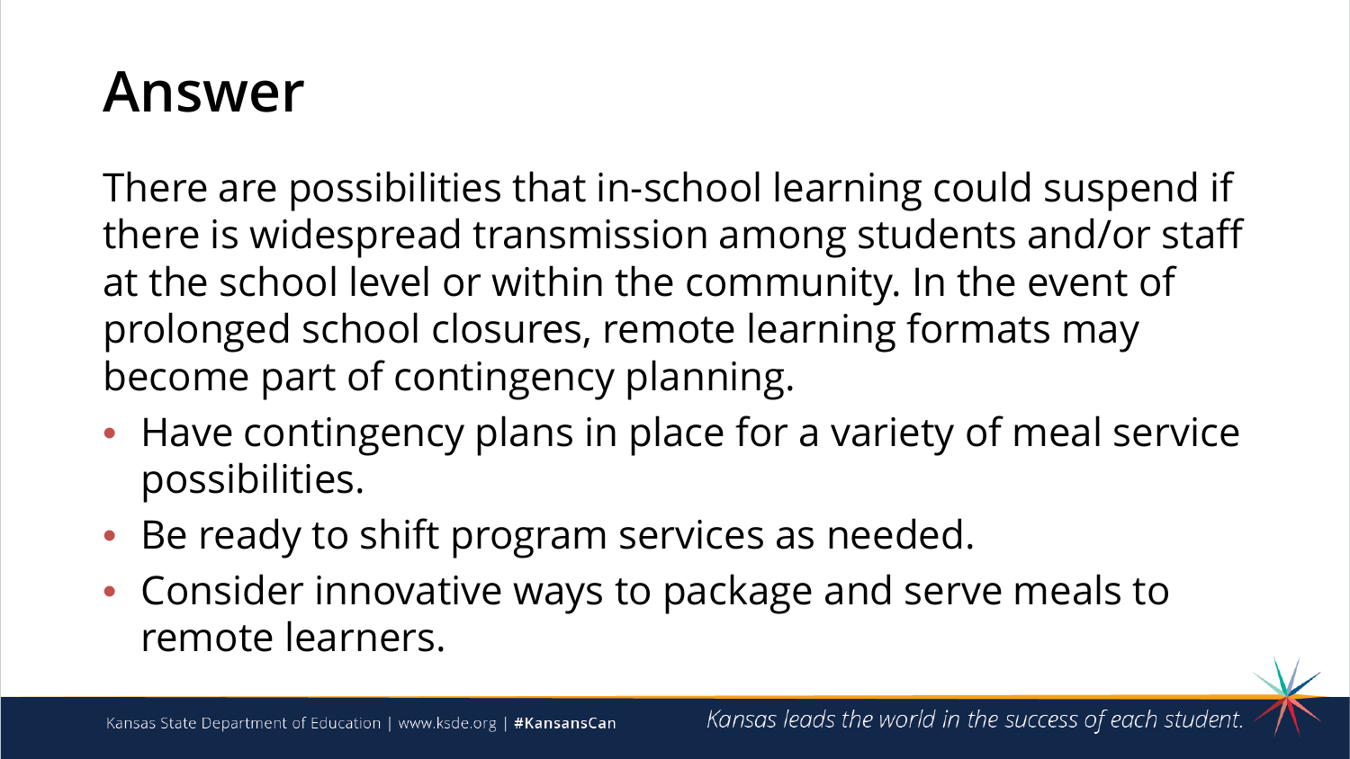# Answer

There are possibilities that in-school learning could suspend if there is widespread transmission among students and/or staff at the school level or within the community. In the event of prolonged school closures, remote learning formats may become part of contingency planning.

- Have contingency plans in place for a variety of meal service possibilities.
- Be ready to shift program services as needed.
- Consider innovative ways to package and serve meals to remote learners.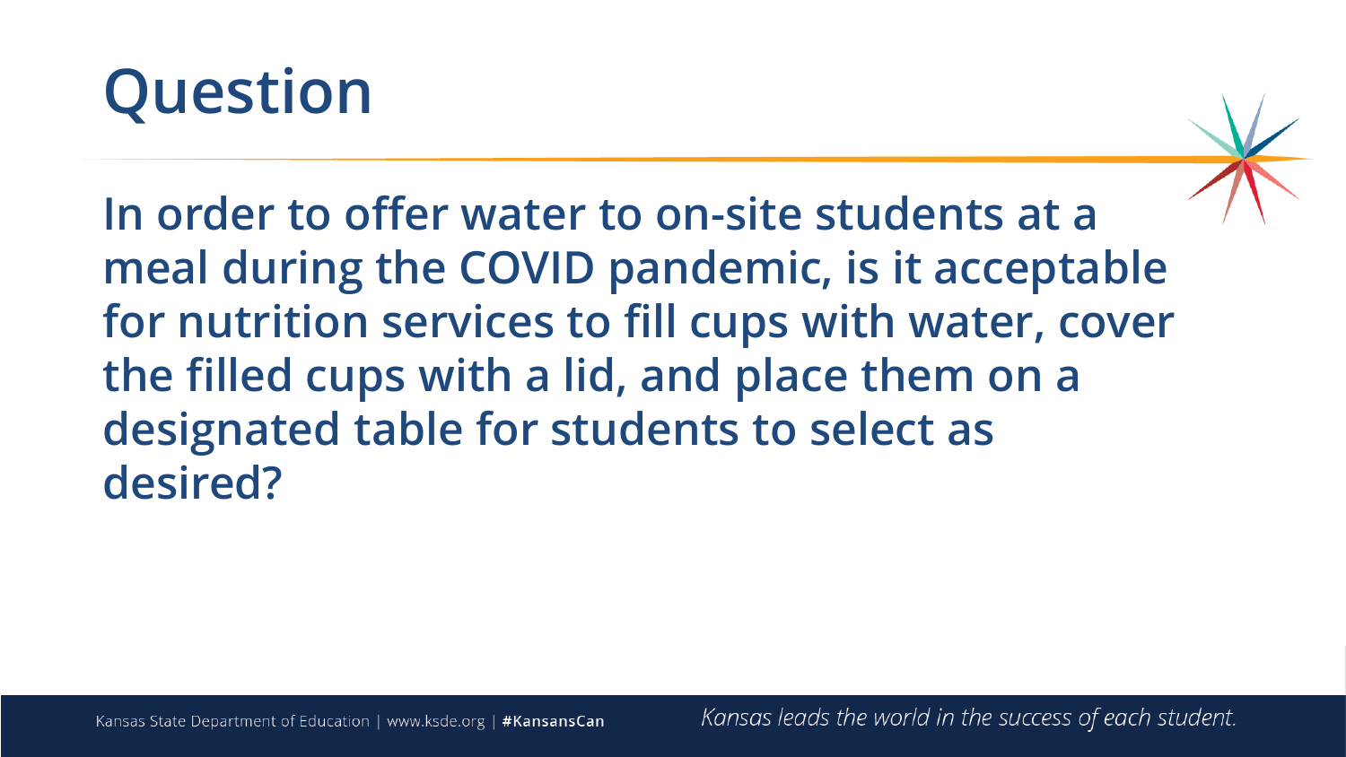# Question

**In order to offer water to on-site students at a meal during the COVID pandemic, is it acceptable for nutrition services to fill cups with water, cover the filled cups with a lid, and place them on a designated table for students to select as desired?**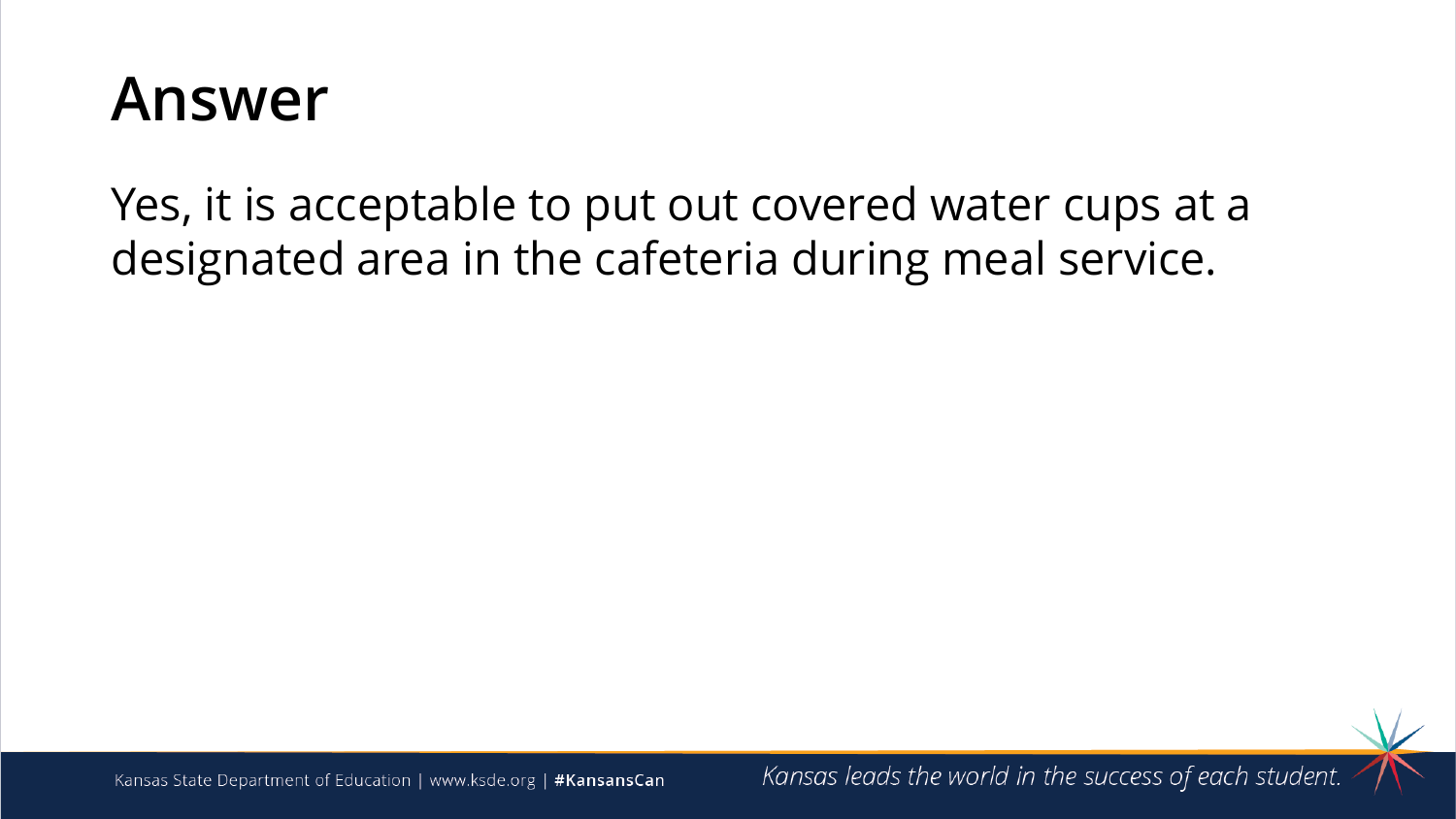# Answer

Yes, it is acceptable to put out covered water cups at a designated area in the cafeteria during meal service.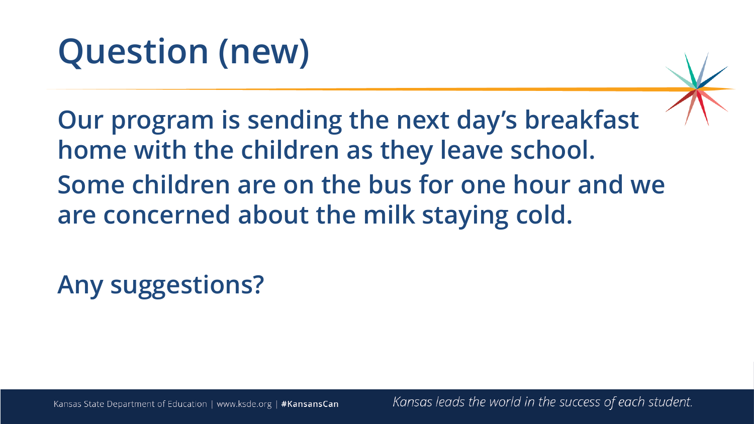# Question (new)

Our program is sending the next day's breakfast home with the children as they leave school. Some children are on the bus for one hour and we are concerned about the milk staying cold.

Any suggestions?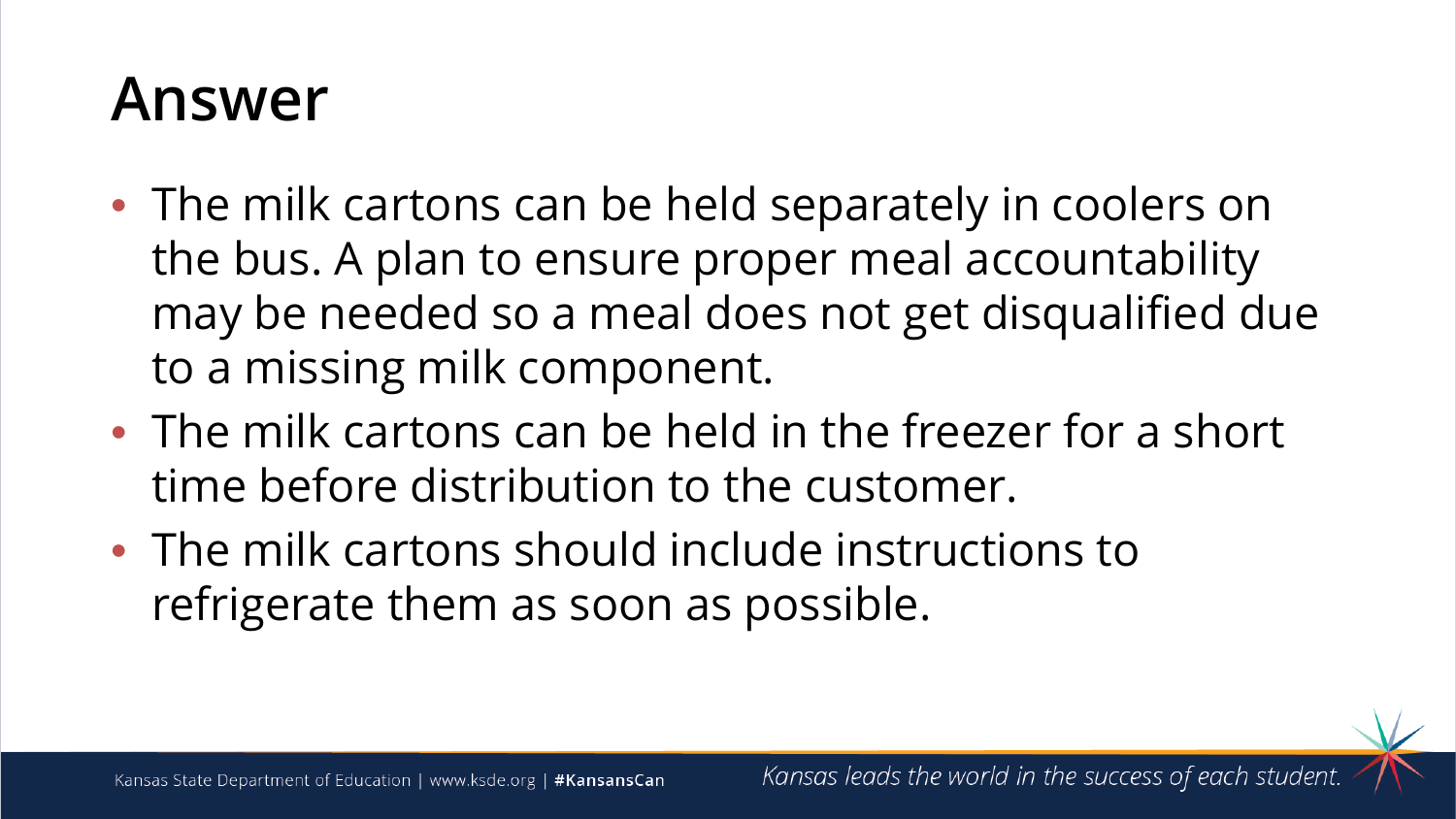# Answer

- The milk cartons can be held separately in coolers on the bus. A plan to ensure proper meal accountability may be needed so a meal does not get disqualified due to a missing milk component.
- The milk cartons can be held in the freezer for a short time before distribution to the customer.
- The milk cartons should include instructions to refrigerate them as soon as possible.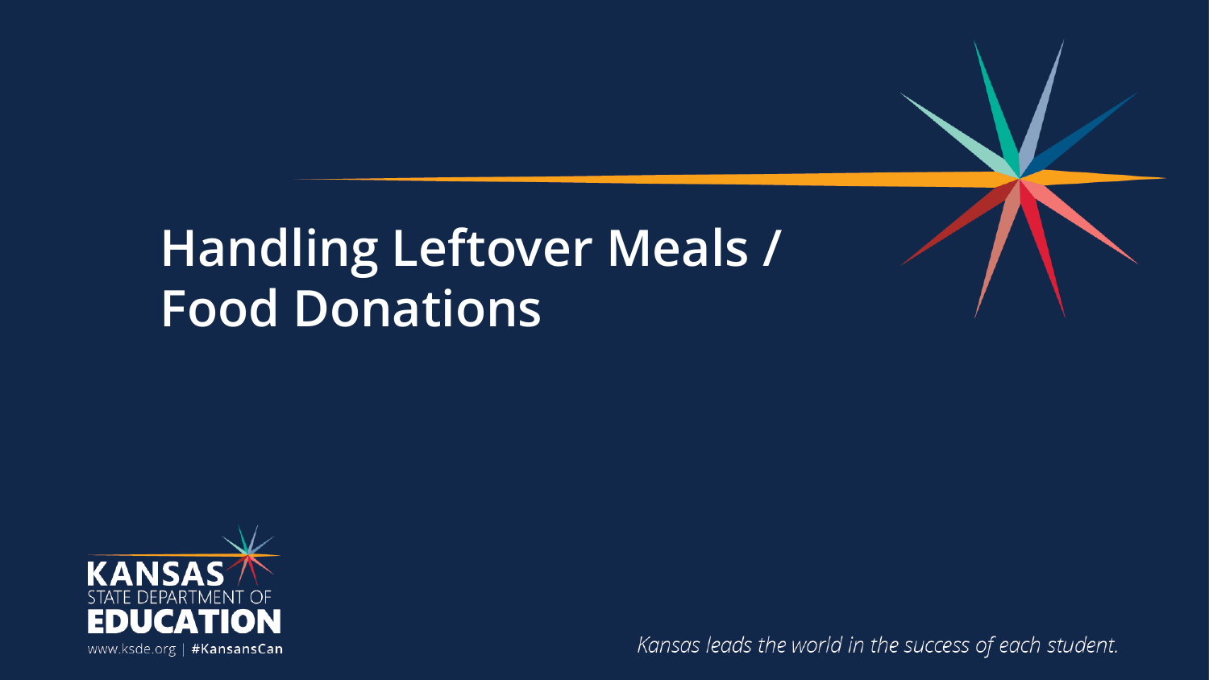# Handling Leftover Meals / Food Donations

KANSAS STATE DEPARTMENT OF EDUCATION

www.ksde.org | #KansansCan

*Kansas leads the world in the success of each student.*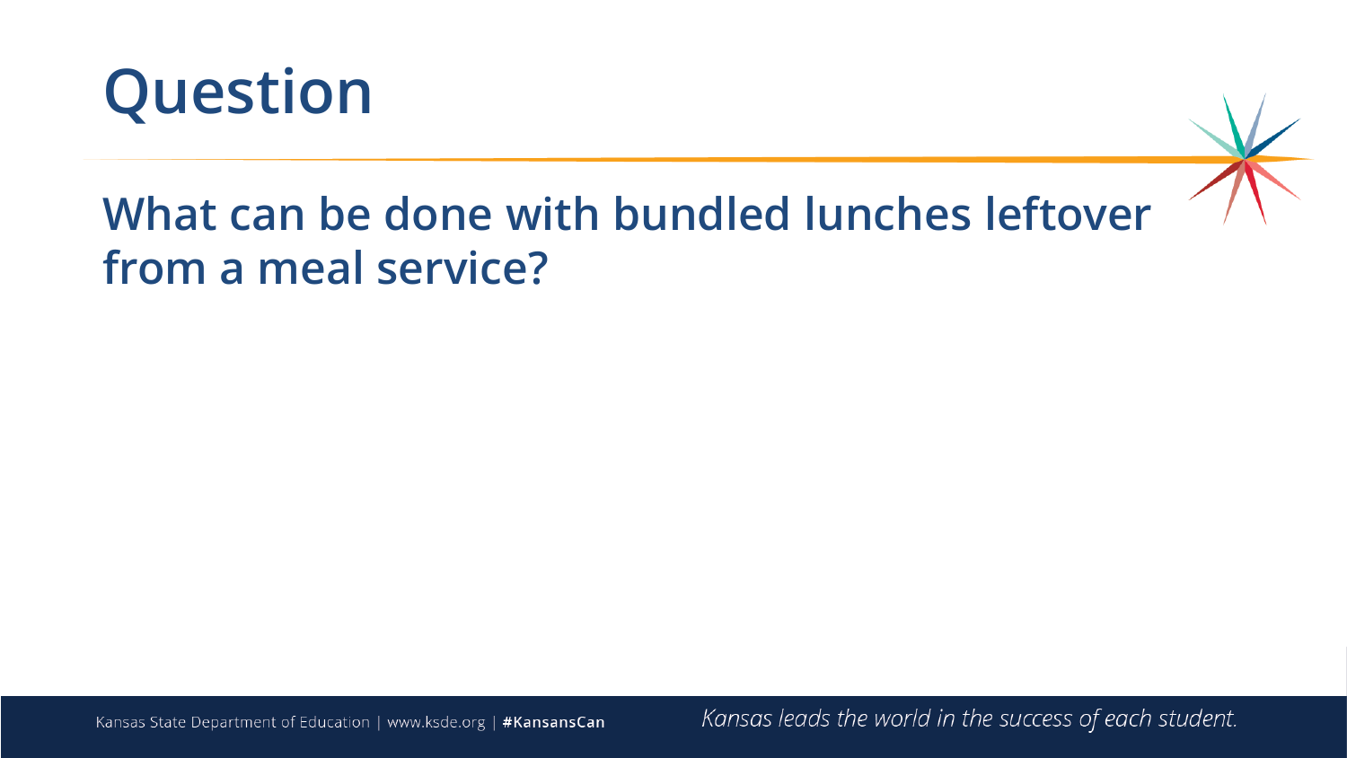# Question

## What can be done with bundled lunches leftover from a meal service?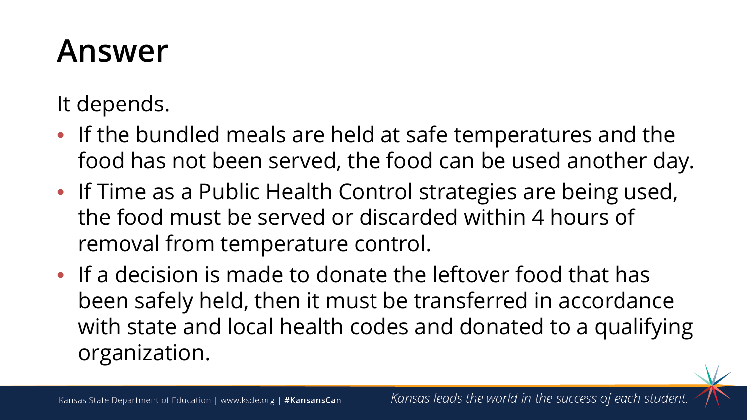# Answer

It depends.

- If the bundled meals are held at safe temperatures and the food has not been served, the food can be used another day.
- If Time as a Public Health Control strategies are being used, the food must be served or discarded within 4 hours of removal from temperature control.
- If a decision is made to donate the leftover food that has been safely held, then it must be transferred in accordance with state and local health codes and donated to a qualifying organization.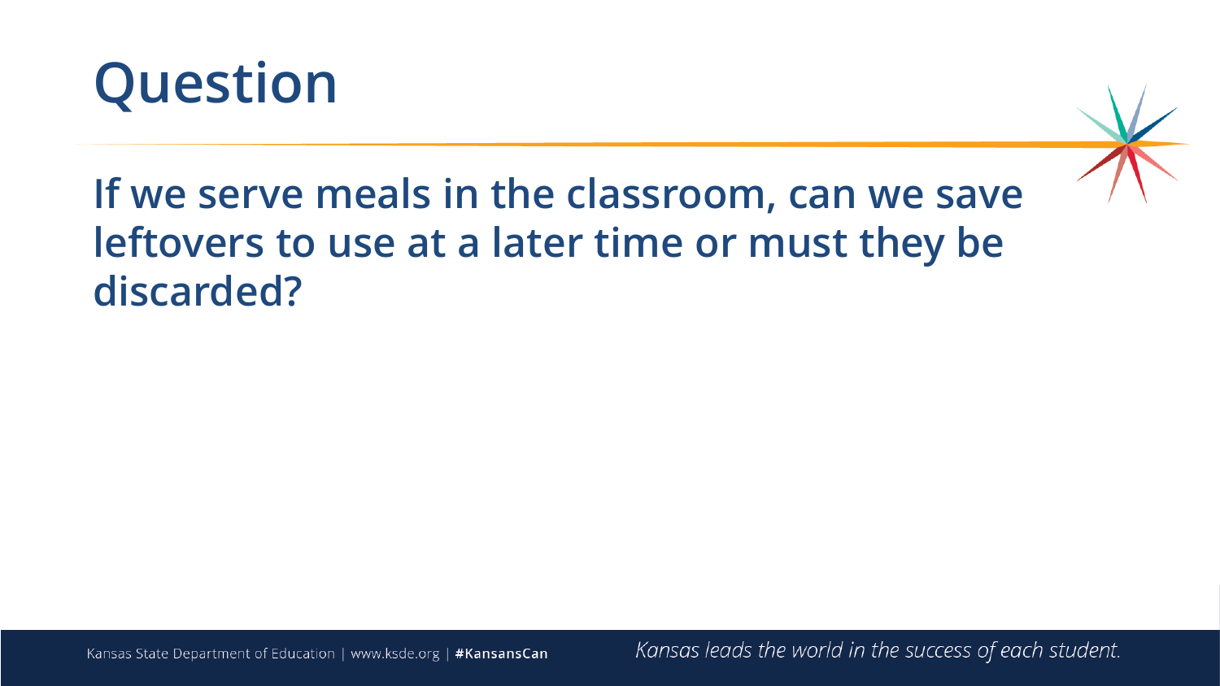# Question

**If we serve meals in the classroom, can we save leftovers to use at a later time or must they be discarded?**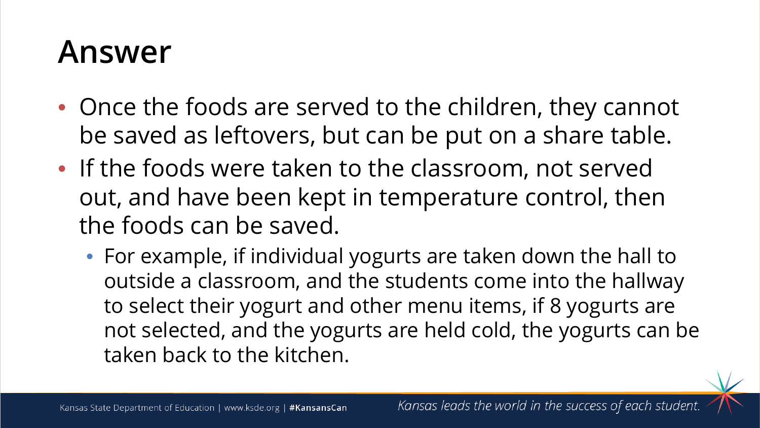# Answer

- Once the foods are served to the children, they cannot be saved as leftovers, but can be put on a share table.
- If the foods were taken to the classroom, not served out, and have been kept in temperature control, then the foods can be saved.
  - For example, if individual yogurts are taken down the hall to outside a classroom, and the students come into the hallway to select their yogurt and other menu items, if 8 yogurts are not selected, and the yogurts are held cold, the yogurts can be taken back to the kitchen.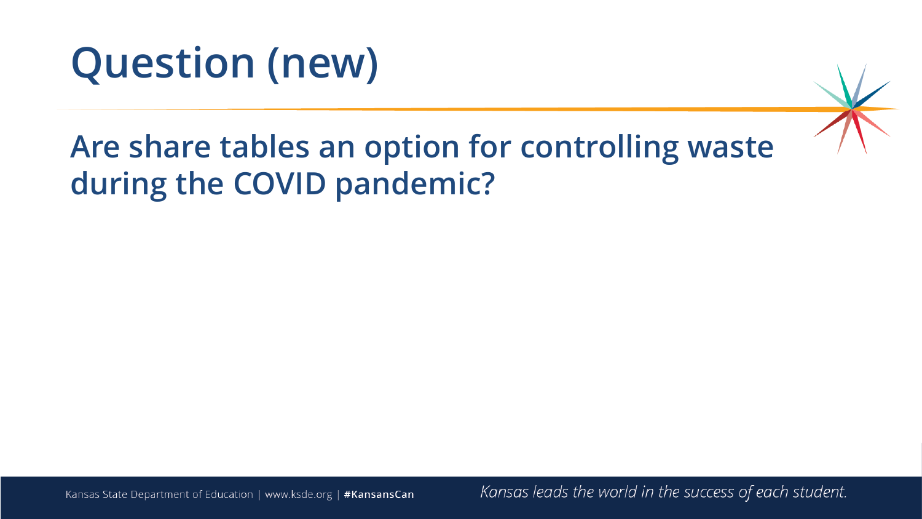# Question (new)

**Are share tables an option for controlling waste during the COVID pandemic?**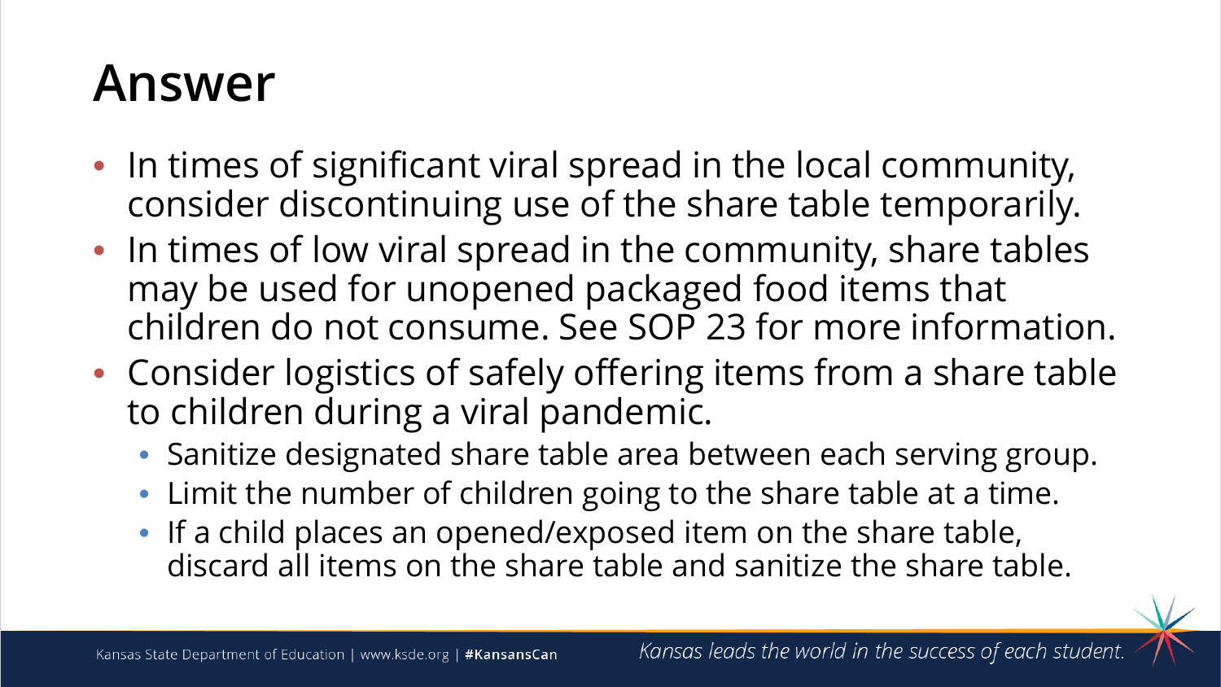# Answer

- In times of significant viral spread in the local community, consider discontinuing use of the share table temporarily.
- In times of low viral spread in the community, share tables may be used for unopened packaged food items that children do not consume. See SOP 23 for more information.
- Consider logistics of safely offering items from a share table to children during a viral pandemic.
  - Sanitize designated share table area between each serving group.
  - Limit the number of children going to the share table at a time.
  - If a child places an opened/exposed item on the share table, discard all items on the share table and sanitize the share table.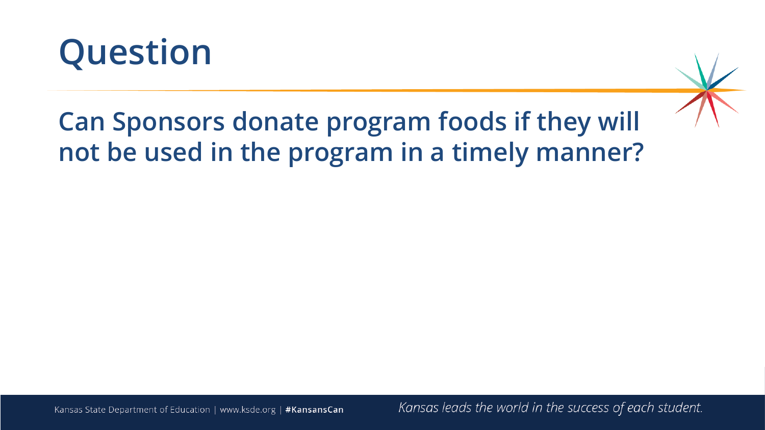# Question

## Can Sponsors donate program foods if they will not be used in the program in a timely manner?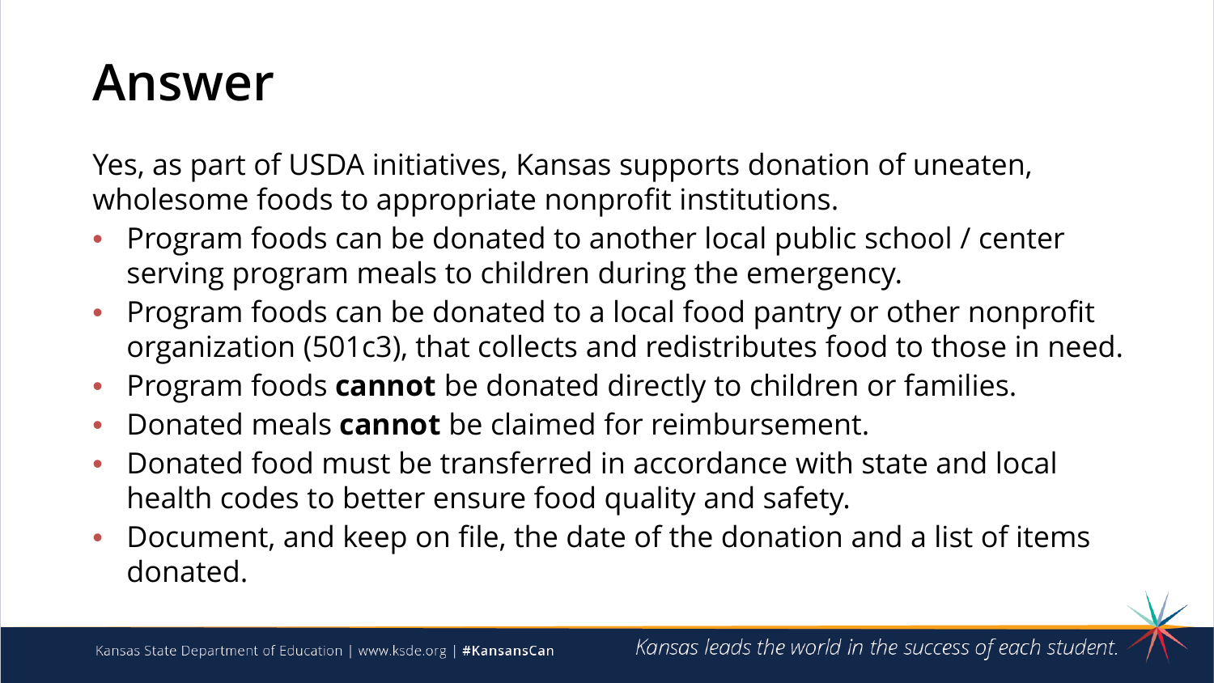# Answer

Yes, as part of USDA initiatives, Kansas supports donation of uneaten, wholesome foods to appropriate nonprofit institutions.

- Program foods can be donated to another local public school / center serving program meals to children during the emergency.
- Program foods can be donated to a local food pantry or other nonprofit organization (501c3), that collects and redistributes food to those in need.
- Program foods **cannot** be donated directly to children or families.
- Donated meals **cannot** be claimed for reimbursement.
- Donated food must be transferred in accordance with state and local health codes to better ensure food quality and safety.
- Document, and keep on file, the date of the donation and a list of items donated.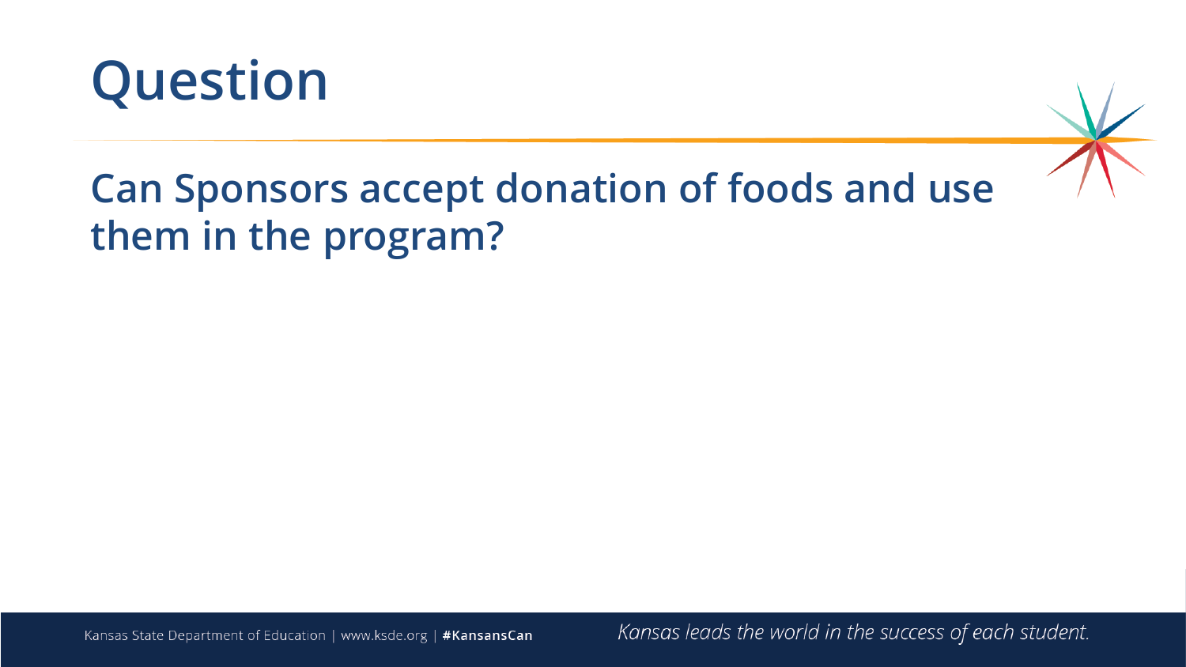# Question

## Can Sponsors accept donation of foods and use them in the program?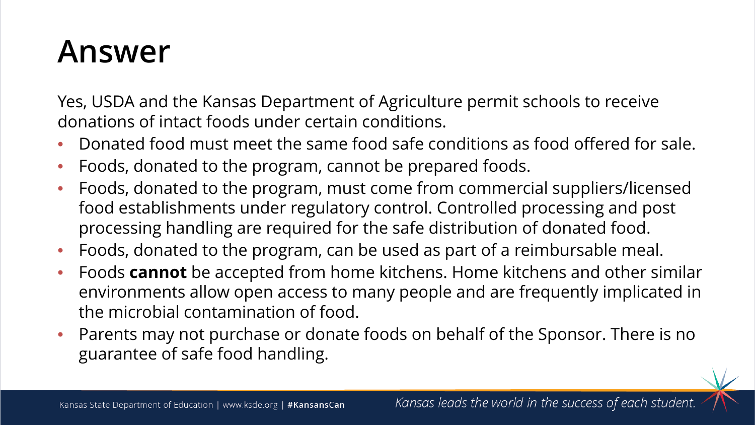# Answer

Yes, USDA and the Kansas Department of Agriculture permit schools to receive donations of intact foods under certain conditions.

- Donated food must meet the same food safe conditions as food offered for sale.
- Foods, donated to the program, cannot be prepared foods.
- Foods, donated to the program, must come from commercial suppliers/licensed food establishments under regulatory control. Controlled processing and post processing handling are required for the safe distribution of donated food.
- Foods, donated to the program, can be used as part of a reimbursable meal.
- Foods **cannot** be accepted from home kitchens. Home kitchens and other similar environments allow open access to many people and are frequently implicated in the microbial contamination of food.
- Parents may not purchase or donate foods on behalf of the Sponsor. There is no guarantee of safe food handling.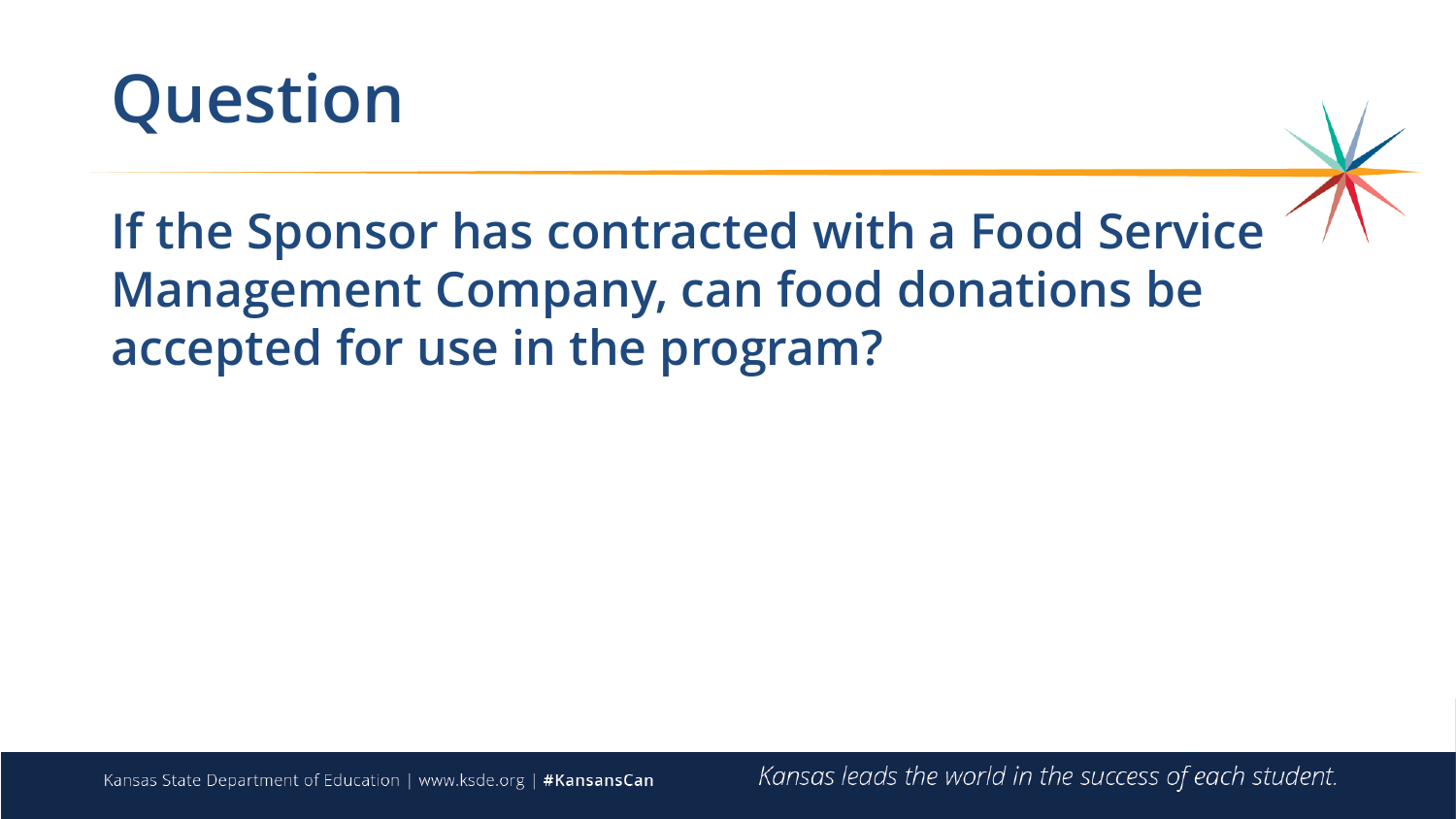# Question

**If the Sponsor has contracted with a Food Service Management Company, can food donations be accepted for use in the program?**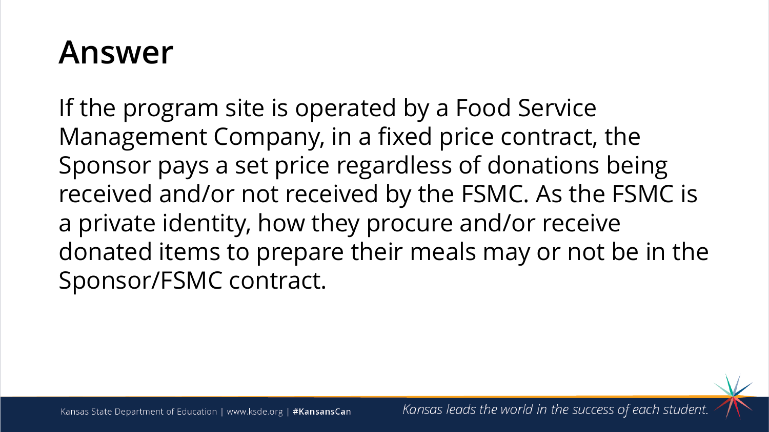# Answer

If the program site is operated by a Food Service Management Company, in a fixed price contract, the Sponsor pays a set price regardless of donations being received and/or not received by the FSMC. As the FSMC is a private identity, how they procure and/or receive donated items to prepare their meals may or not be in the Sponsor/FSMC contract.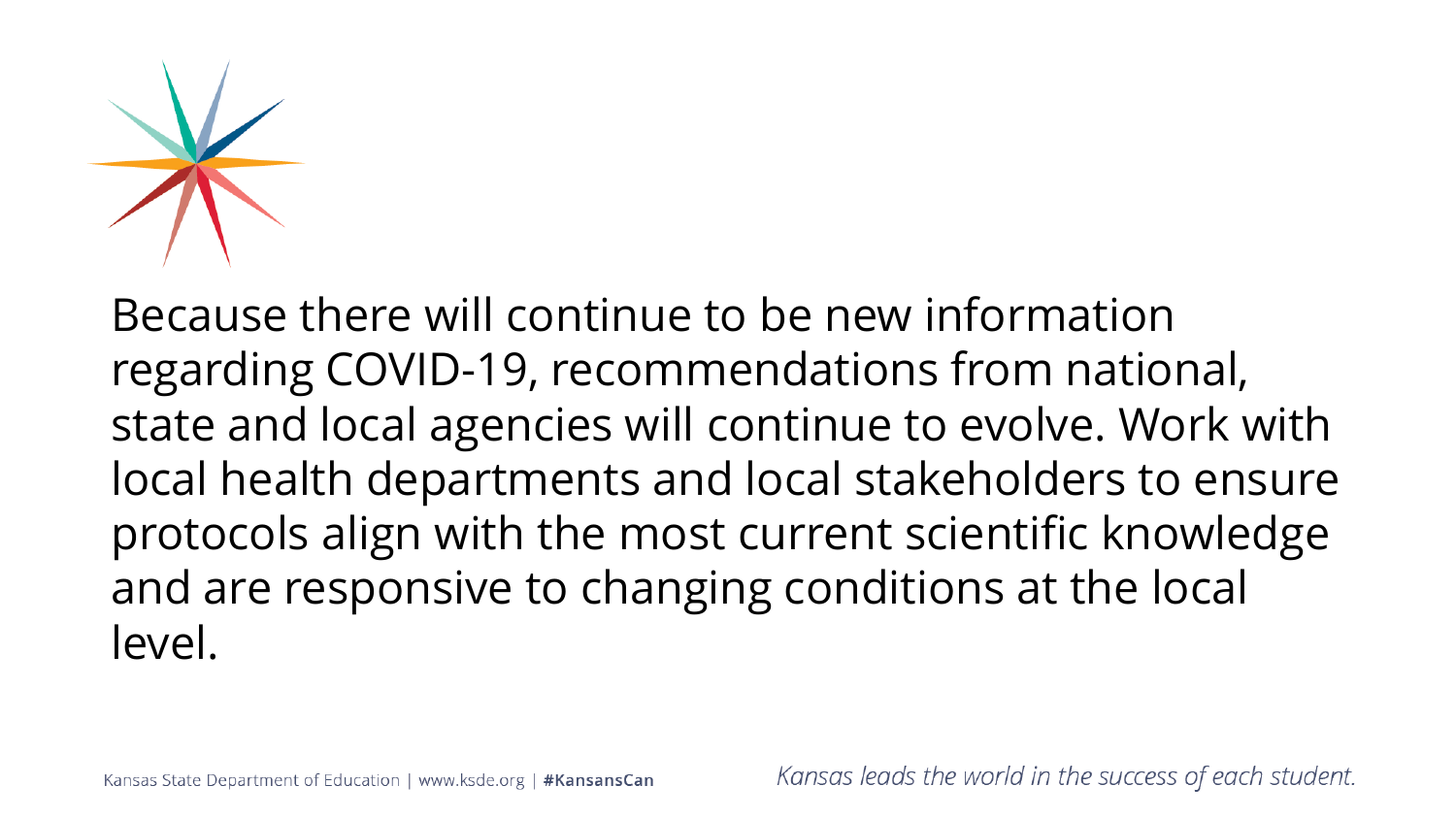Because there will continue to be new information regarding COVID-19, recommendations from national, state and local agencies will continue to evolve. Work with local health departments and local stakeholders to ensure protocols align with the most current scientific knowledge and are responsive to changing conditions at the local level.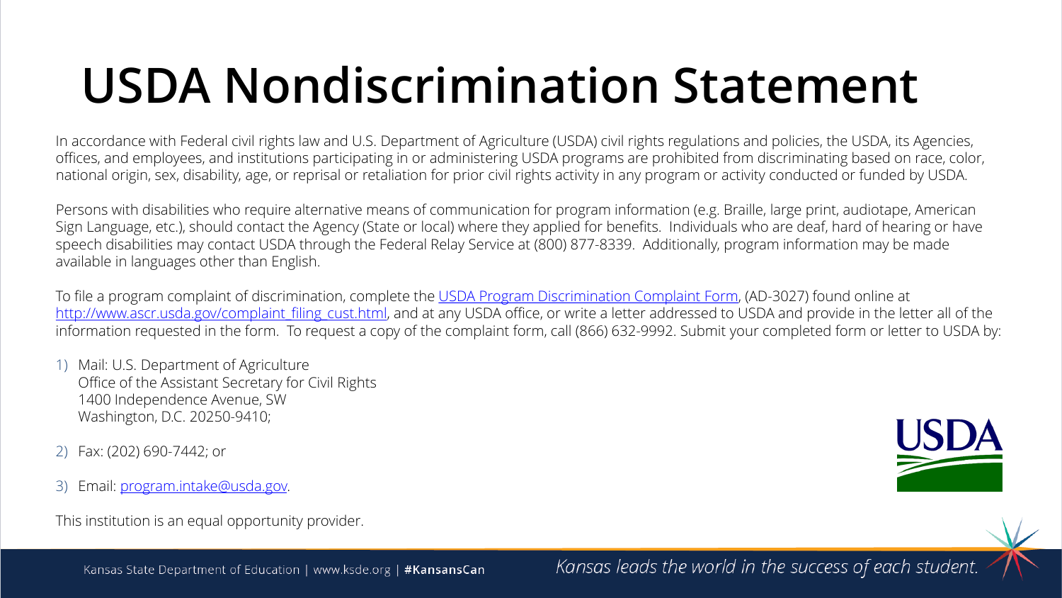# USDA Nondiscrimination Statement

In accordance with Federal civil rights law and U.S. Department of Agriculture (USDA) civil rights regulations and policies, the USDA, its Agencies, offices, and employees, and institutions participating in or administering USDA programs are prohibited from discriminating based on race, color, national origin, sex, disability, age, or reprisal or retaliation for prior civil rights activity in any program or activity conducted or funded by USDA.

Persons with disabilities who require alternative means of communication for program information (e.g. Braille, large print, audiotape, American Sign Language, etc.), should contact the Agency (State or local) where they applied for benefits. Individuals who are deaf, hard of hearing or have speech disabilities may contact USDA through the Federal Relay Service at (800) 877-8339. Additionally, program information may be made available in languages other than English.

To file a program complaint of discrimination, complete the [USDA Program Discrimination Complaint Form](http://www.ascr.usda.gov/complaint_filing_cust.html), (AD-3027) found online at [http://www.ascr.usda.gov/complaint_filing_cust.html](http://www.ascr.usda.gov/complaint_filing_cust.html), and at any USDA office, or write a letter addressed to USDA and provide in the letter all of the information requested in the form. To request a copy of the complaint form, call (866) 632-9992. Submit your completed form or letter to USDA by:

1) Mail: U.S. Department of Agriculture
   Office of the Assistant Secretary for Civil Rights
   1400 Independence Avenue, SW
   Washington, D.C. 20250-9410;

2) Fax: (202) 690-7442; or

3) Email: [program.intake@usda.gov](mailto:program.intake@usda.gov).

This institution is an equal opportunity provider.